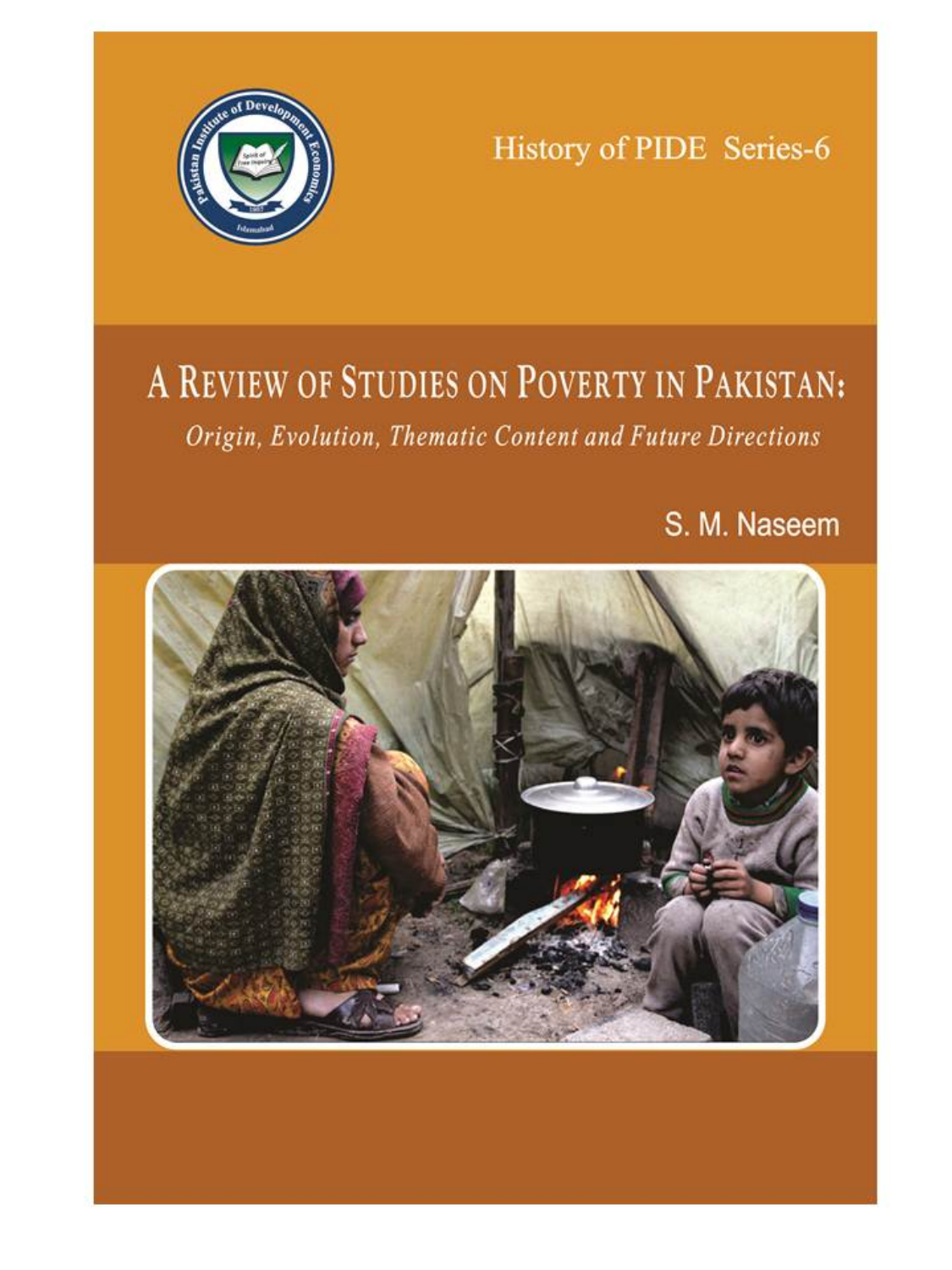History of PIDE Series-6

# A Review of Studies on Poverty in Pakistan:

*Origin, Evolution, Thematic Content and Future Directions*

S. M. Naseem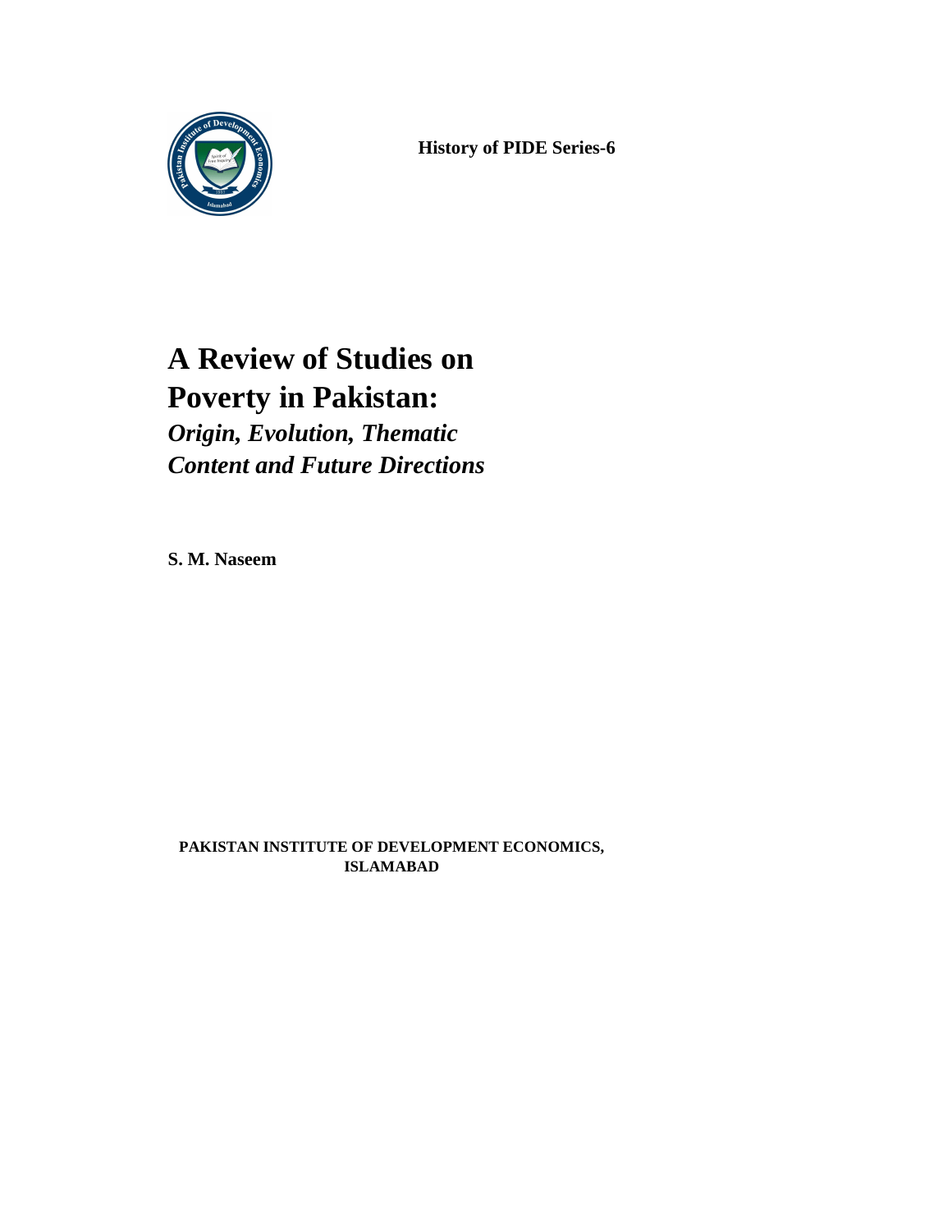**History of PIDE Series-6**

# A Review of Studies on Poverty in Pakistan:

## *Origin, Evolution, Thematic Content and Future Directions*

**S. M. Naseem**

**PAKISTAN INSTITUTE OF DEVELOPMENT ECONOMICS, ISLAMABAD**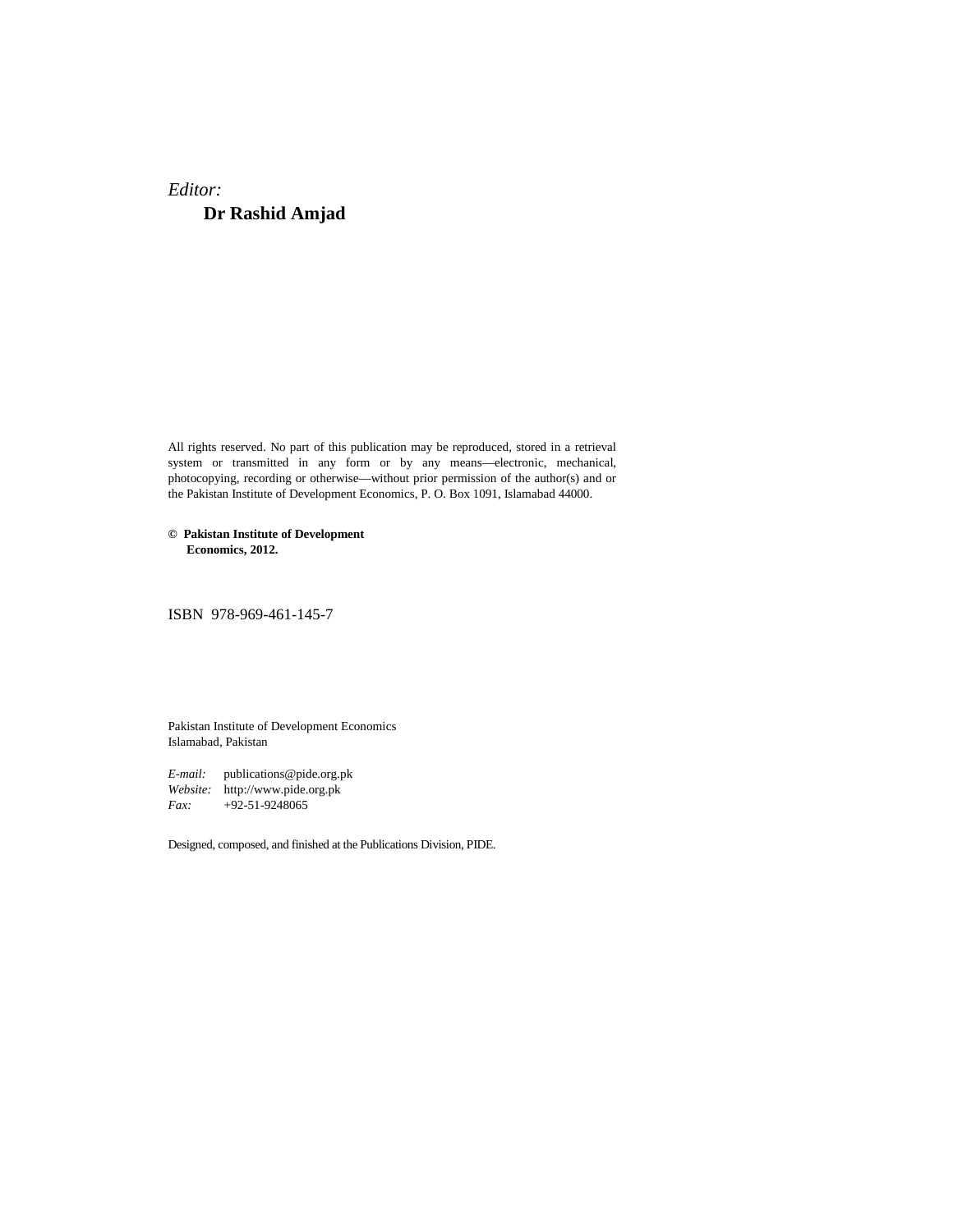*Editor:*

**Dr Rashid Amjad**

All rights reserved. No part of this publication may be reproduced, stored in a retrieval system or transmitted in any form or by any means—electronic, mechanical, photocopying, recording or otherwise—without prior permission of the author(s) and or the Pakistan Institute of Development Economics, P. O. Box 1091, Islamabad 44000.

**© Pakistan Institute of Development Economics, 2012.**

ISBN 978-969-461-145-7

Pakistan Institute of Development Economics
Islamabad, Pakistan

*E-mail:* publications@pide.org.pk
*Website:* http://www.pide.org.pk
*Fax:* +92-51-9248065

Designed, composed, and finished at the Publications Division, PIDE.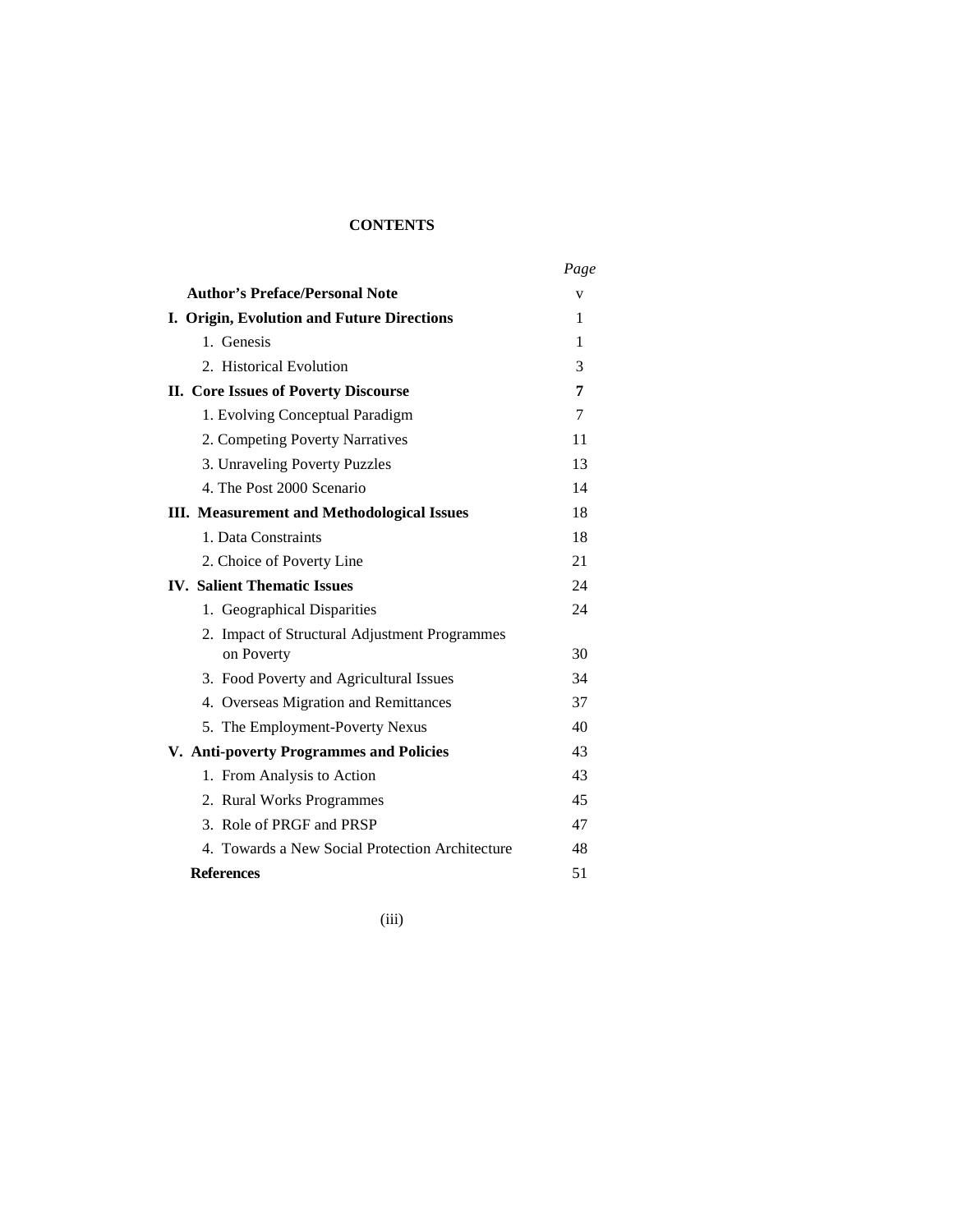# CONTENTS

| | *Page* |
|---|---|
| **Author's Preface/Personal Note** | v |
| **I. Origin, Evolution and Future Directions** | 1 |
| 1. Genesis | 1 |
| 2. Historical Evolution | 3 |
| **II. Core Issues of Poverty Discourse** | **7** |
| 1. Evolving Conceptual Paradigm | 7 |
| 2. Competing Poverty Narratives | 11 |
| 3. Unraveling Poverty Puzzles | 13 |
| 4. The Post 2000 Scenario | 14 |
| **III. Measurement and Methodological Issues** | 18 |
| 1. Data Constraints | 18 |
| 2. Choice of Poverty Line | 21 |
| **IV. Salient Thematic Issues** | 24 |
| 1. Geographical Disparities | 24 |
| 2. Impact of Structural Adjustment Programmes on Poverty | 30 |
| 3. Food Poverty and Agricultural Issues | 34 |
| 4. Overseas Migration and Remittances | 37 |
| 5. The Employment-Poverty Nexus | 40 |
| **V. Anti-poverty Programmes and Policies** | 43 |
| 1. From Analysis to Action | 43 |
| 2. Rural Works Programmes | 45 |
| 3. Role of PRGF and PRSP | 47 |
| 4. Towards a New Social Protection Architecture | 48 |
| **References** | 51 |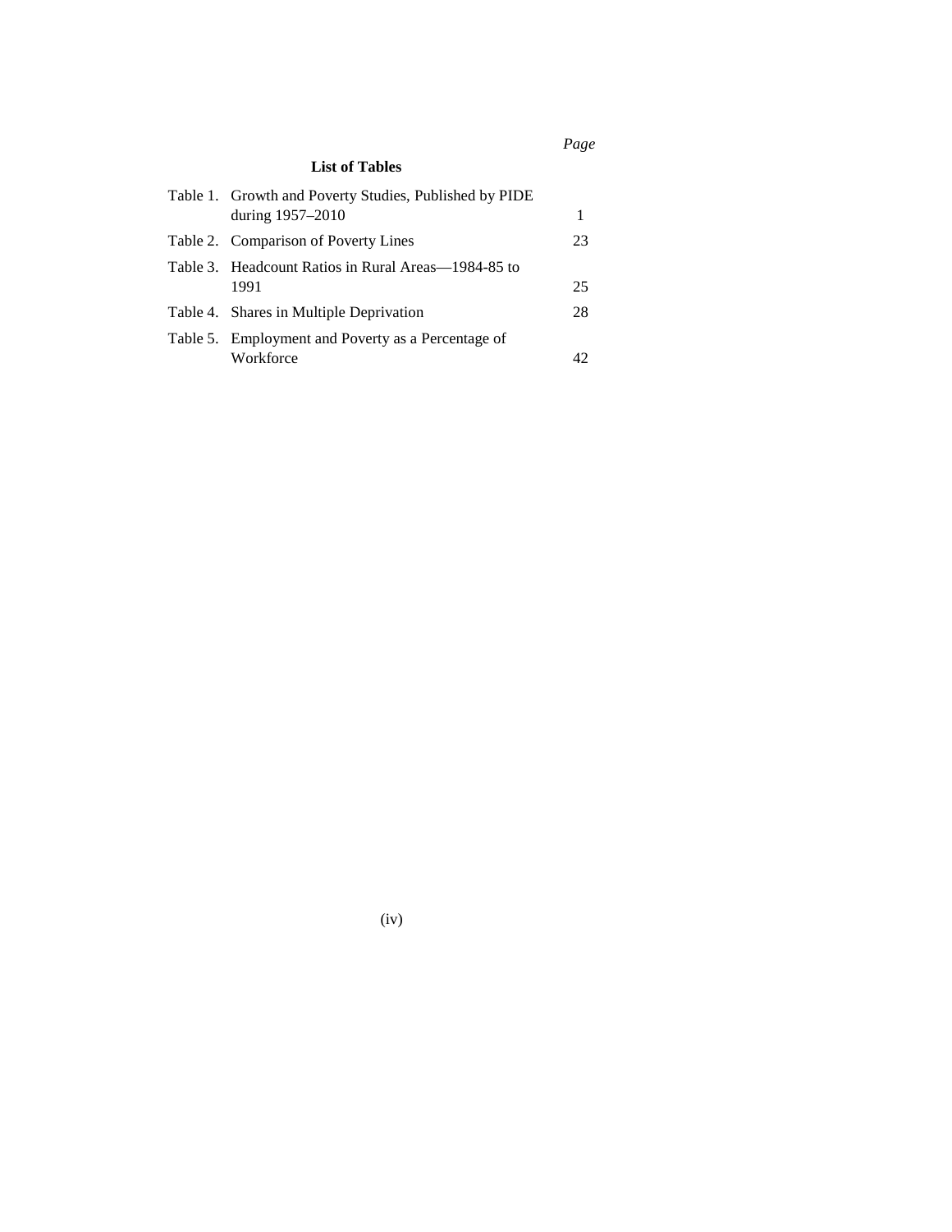## List of Tables

| | | Page |
|---|---|---|
| Table 1. | Growth and Poverty Studies, Published by PIDE during 1957–2010 | 1 |
| Table 2. | Comparison of Poverty Lines | 23 |
| Table 3. | Headcount Ratios in Rural Areas—1984-85 to 1991 | 25 |
| Table 4. | Shares in Multiple Deprivation | 28 |
| Table 5. | Employment and Poverty as a Percentage of Workforce | 42 |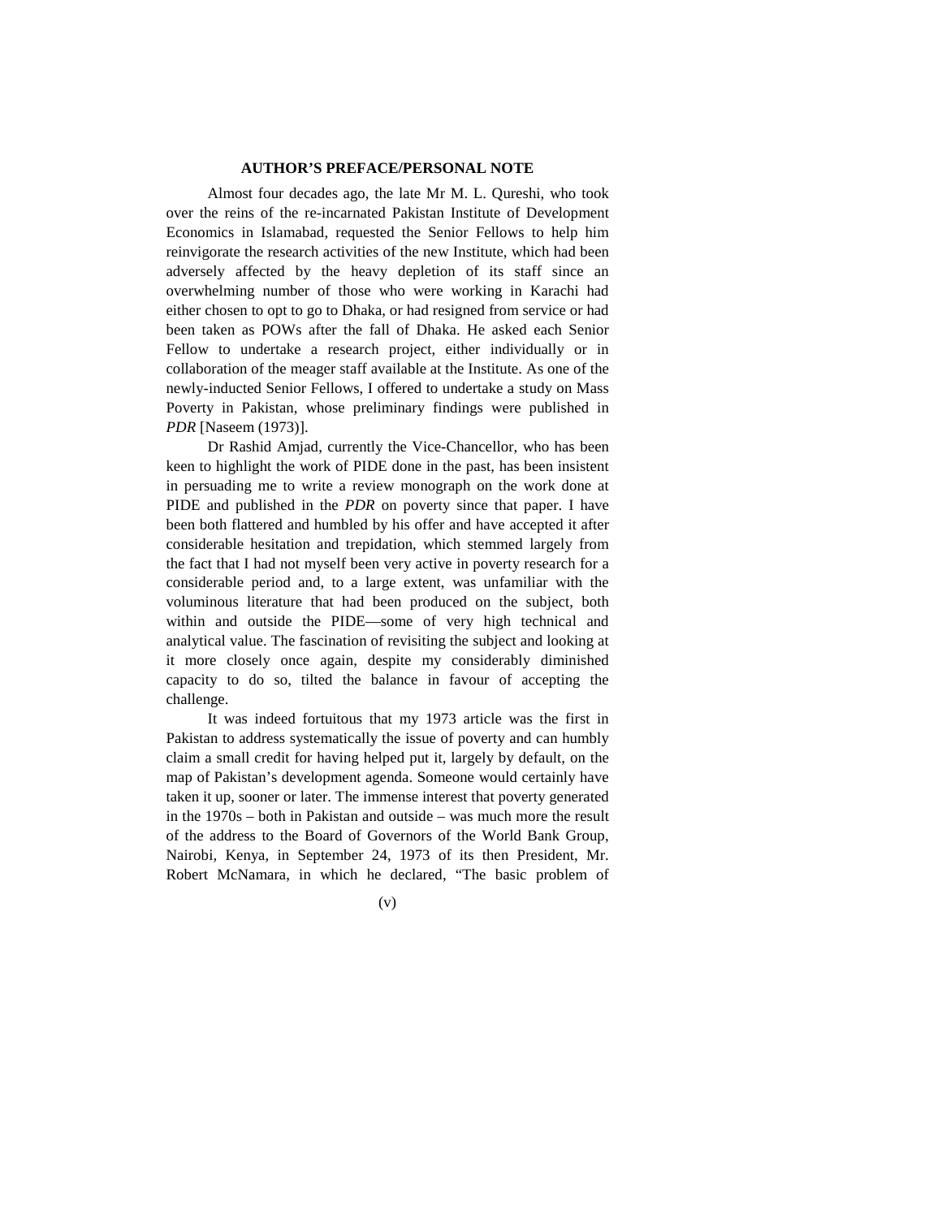## AUTHOR'S PREFACE/PERSONAL NOTE

Almost four decades ago, the late Mr M. L. Qureshi, who took over the reins of the re-incarnated Pakistan Institute of Development Economics in Islamabad, requested the Senior Fellows to help him reinvigorate the research activities of the new Institute, which had been adversely affected by the heavy depletion of its staff since an overwhelming number of those who were working in Karachi had either chosen to opt to go to Dhaka, or had resigned from service or had been taken as POWs after the fall of Dhaka. He asked each Senior Fellow to undertake a research project, either individually or in collaboration of the meager staff available at the Institute. As one of the newly-inducted Senior Fellows, I offered to undertake a study on Mass Poverty in Pakistan, whose preliminary findings were published in *PDR* [Naseem (1973)].

Dr Rashid Amjad, currently the Vice-Chancellor, who has been keen to highlight the work of PIDE done in the past, has been insistent in persuading me to write a review monograph on the work done at PIDE and published in the *PDR* on poverty since that paper. I have been both flattered and humbled by his offer and have accepted it after considerable hesitation and trepidation, which stemmed largely from the fact that I had not myself been very active in poverty research for a considerable period and, to a large extent, was unfamiliar with the voluminous literature that had been produced on the subject, both within and outside the PIDE—some of very high technical and analytical value. The fascination of revisiting the subject and looking at it more closely once again, despite my considerably diminished capacity to do so, tilted the balance in favour of accepting the challenge.

It was indeed fortuitous that my 1973 article was the first in Pakistan to address systematically the issue of poverty and can humbly claim a small credit for having helped put it, largely by default, on the map of Pakistan's development agenda. Someone would certainly have taken it up, sooner or later. The immense interest that poverty generated in the 1970s – both in Pakistan and outside – was much more the result of the address to the Board of Governors of the World Bank Group, Nairobi, Kenya, in September 24, 1973 of its then President, Mr. Robert McNamara, in which he declared, "The basic problem of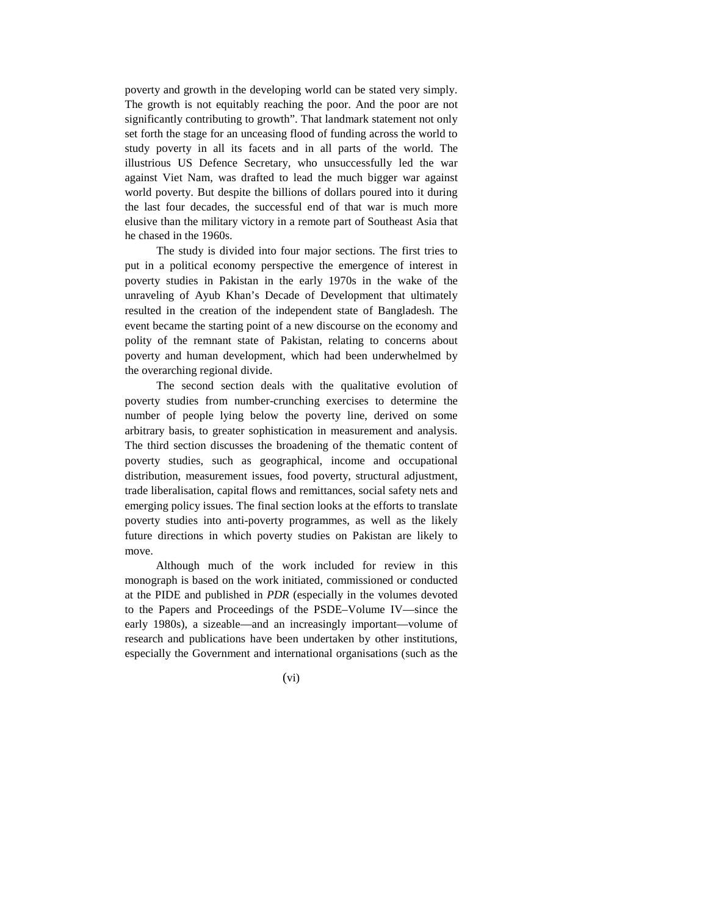poverty and growth in the developing world can be stated very simply. The growth is not equitably reaching the poor. And the poor are not significantly contributing to growth". That landmark statement not only set forth the stage for an unceasing flood of funding across the world to study poverty in all its facets and in all parts of the world. The illustrious US Defence Secretary, who unsuccessfully led the war against Viet Nam, was drafted to lead the much bigger war against world poverty. But despite the billions of dollars poured into it during the last four decades, the successful end of that war is much more elusive than the military victory in a remote part of Southeast Asia that he chased in the 1960s.

The study is divided into four major sections. The first tries to put in a political economy perspective the emergence of interest in poverty studies in Pakistan in the early 1970s in the wake of the unraveling of Ayub Khan's Decade of Development that ultimately resulted in the creation of the independent state of Bangladesh. The event became the starting point of a new discourse on the economy and polity of the remnant state of Pakistan, relating to concerns about poverty and human development, which had been underwhelmed by the overarching regional divide.

The second section deals with the qualitative evolution of poverty studies from number-crunching exercises to determine the number of people lying below the poverty line, derived on some arbitrary basis, to greater sophistication in measurement and analysis. The third section discusses the broadening of the thematic content of poverty studies, such as geographical, income and occupational distribution, measurement issues, food poverty, structural adjustment, trade liberalisation, capital flows and remittances, social safety nets and emerging policy issues. The final section looks at the efforts to translate poverty studies into anti-poverty programmes, as well as the likely future directions in which poverty studies on Pakistan are likely to move.

Although much of the work included for review in this monograph is based on the work initiated, commissioned or conducted at the PIDE and published in *PDR* (especially in the volumes devoted to the Papers and Proceedings of the PSDE–Volume IV—since the early 1980s), a sizeable—and an increasingly important—volume of research and publications have been undertaken by other institutions, especially the Government and international organisations (such as the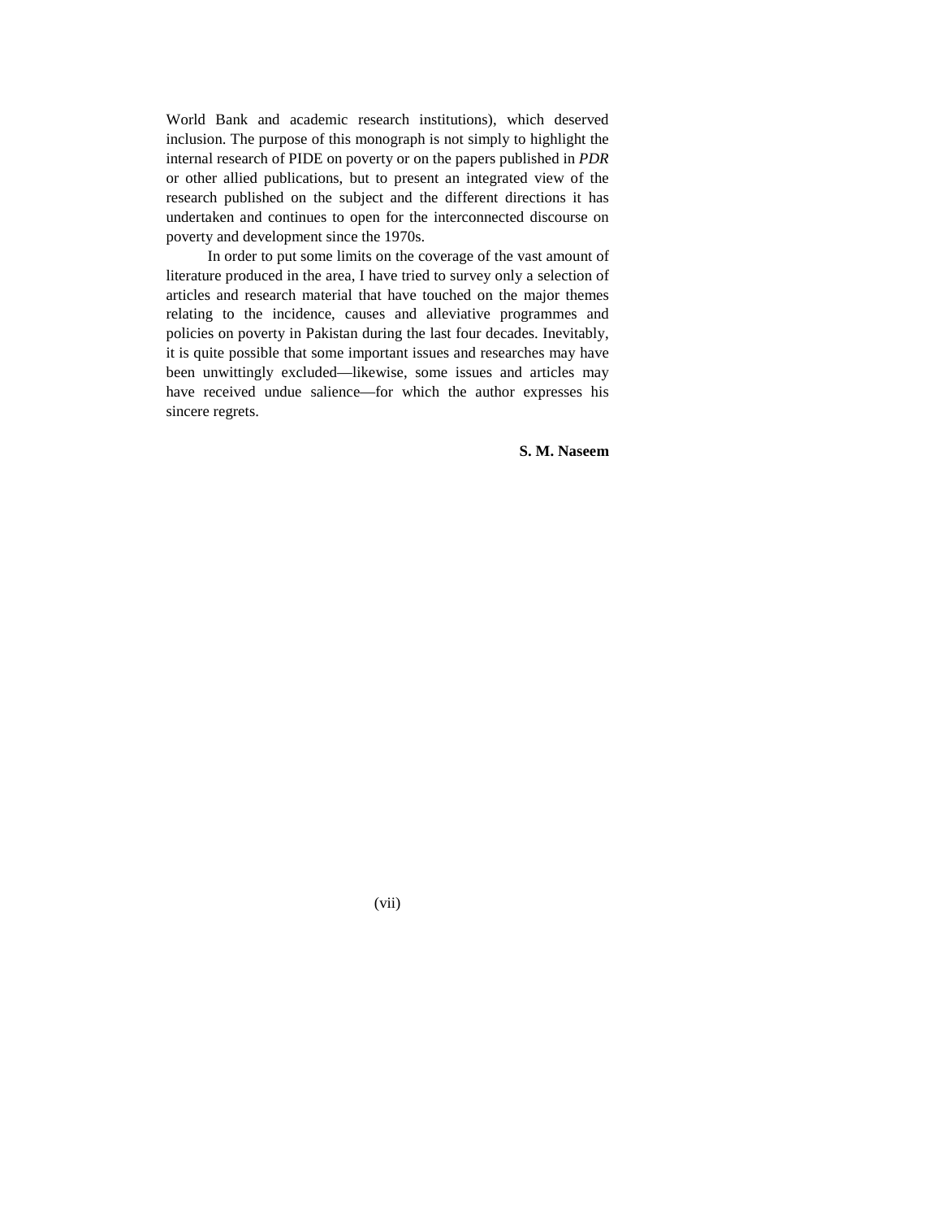World Bank and academic research institutions), which deserved inclusion. The purpose of this monograph is not simply to highlight the internal research of PIDE on poverty or on the papers published in *PDR* or other allied publications, but to present an integrated view of the research published on the subject and the different directions it has undertaken and continues to open for the interconnected discourse on poverty and development since the 1970s.

In order to put some limits on the coverage of the vast amount of literature produced in the area, I have tried to survey only a selection of articles and research material that have touched on the major themes relating to the incidence, causes and alleviative programmes and policies on poverty in Pakistan during the last four decades. Inevitably, it is quite possible that some important issues and researches may have been unwittingly excluded—likewise, some issues and articles may have received undue salience—for which the author expresses his sincere regrets.

**S. M. Naseem**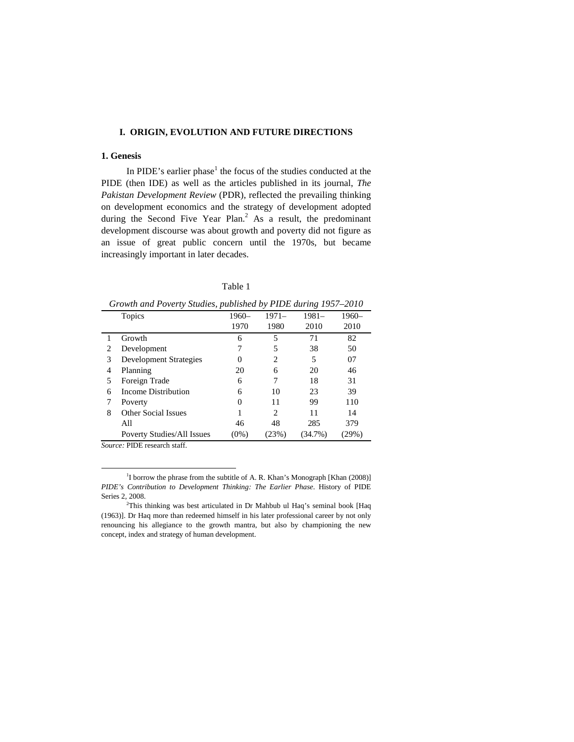## I. ORIGIN, EVOLUTION AND FUTURE DIRECTIONS

### 1. Genesis

In PIDE's earlier phase[1] the focus of the studies conducted at the PIDE (then IDE) as well as the articles published in its journal, *The Pakistan Development Review* (PDR), reflected the prevailing thinking on development economics and the strategy of development adopted during the Second Five Year Plan.[2] As a result, the predominant development discourse was about growth and poverty did not figure as an issue of great public concern until the 1970s, but became increasingly important in later decades.

Table 1

*Growth and Poverty Studies, published by PIDE during 1957–2010*

| | Topics | 1960–1970 | 1971–1980 | 1981–2010 | 1960–2010 |
|---|---|---|---|---|---|
| 1 | Growth | 6 | 5 | 71 | 82 |
| 2 | Development | 7 | 5 | 38 | 50 |
| 3 | Development Strategies | 0 | 2 | 5 | 07 |
| 4 | Planning | 20 | 6 | 20 | 46 |
| 5 | Foreign Trade | 6 | 7 | 18 | 31 |
| 6 | Income Distribution | 6 | 10 | 23 | 39 |
| 7 | Poverty | 0 | 11 | 99 | 110 |
| 8 | Other Social Issues | 1 | 2 | 11 | 14 |
| | All | 46 | 48 | 285 | 379 |
| | Poverty Studies/All Issues | (0%) | (23%) | (34.7%) | (29%) |

*Source:* PIDE research staff.

[1] I borrow the phrase from the subtitle of A. R. Khan's Monograph [Khan (2008)] *PIDE's Contribution to Development Thinking: The Earlier Phase*. History of PIDE Series 2, 2008.

[2] This thinking was best articulated in Dr Mahbub ul Haq's seminal book [Haq (1963)]. Dr Haq more than redeemed himself in his later professional career by not only renouncing his allegiance to the growth mantra, but also by championing the new concept, index and strategy of human development.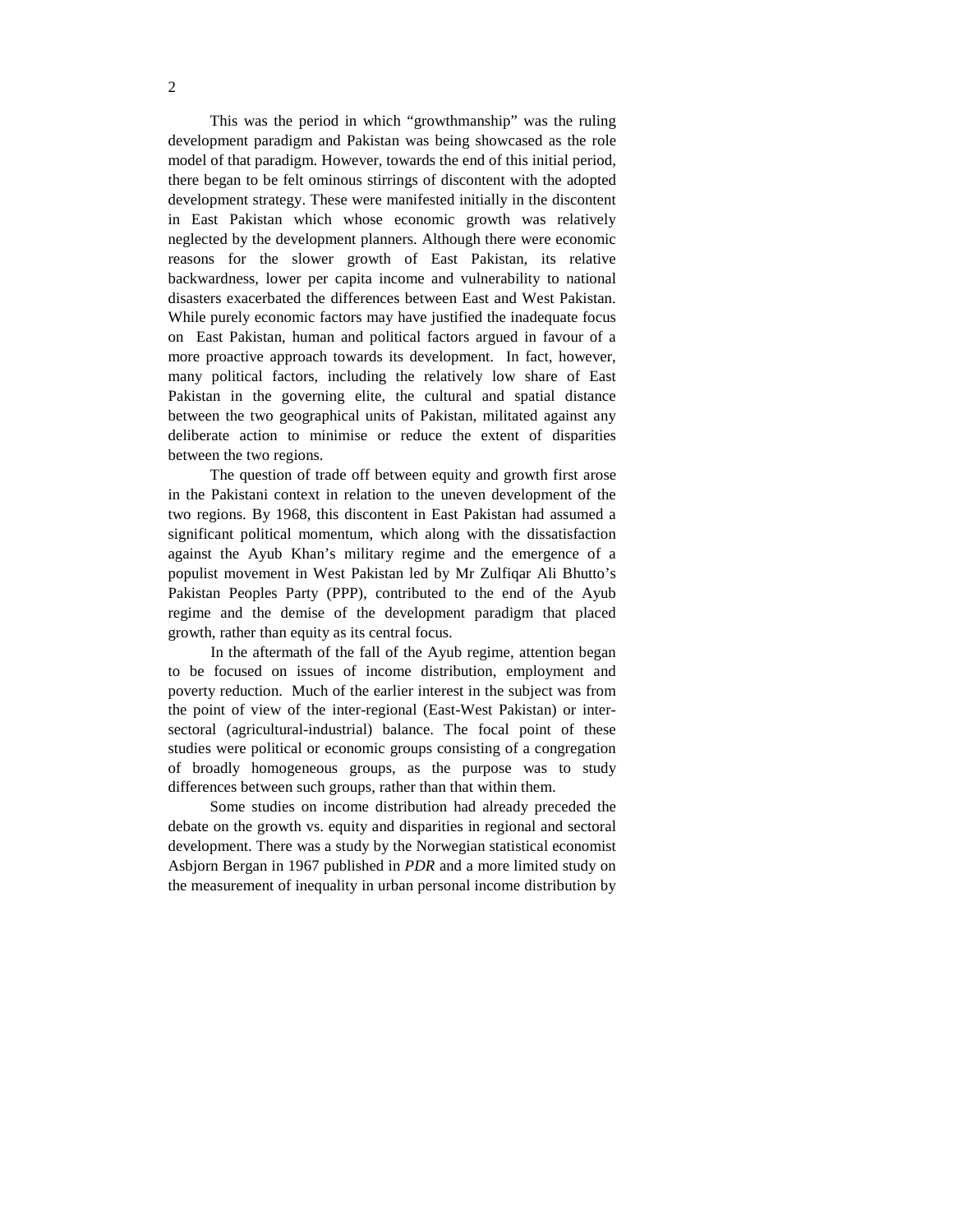This was the period in which "growthmanship" was the ruling development paradigm and Pakistan was being showcased as the role model of that paradigm. However, towards the end of this initial period, there began to be felt ominous stirrings of discontent with the adopted development strategy. These were manifested initially in the discontent in East Pakistan which whose economic growth was relatively neglected by the development planners. Although there were economic reasons for the slower growth of East Pakistan, its relative backwardness, lower per capita income and vulnerability to national disasters exacerbated the differences between East and West Pakistan. While purely economic factors may have justified the inadequate focus on East Pakistan, human and political factors argued in favour of a more proactive approach towards its development. In fact, however, many political factors, including the relatively low share of East Pakistan in the governing elite, the cultural and spatial distance between the two geographical units of Pakistan, militated against any deliberate action to minimise or reduce the extent of disparities between the two regions.

The question of trade off between equity and growth first arose in the Pakistani context in relation to the uneven development of the two regions. By 1968, this discontent in East Pakistan had assumed a significant political momentum, which along with the dissatisfaction against the Ayub Khan's military regime and the emergence of a populist movement in West Pakistan led by Mr Zulfiqar Ali Bhutto's Pakistan Peoples Party (PPP), contributed to the end of the Ayub regime and the demise of the development paradigm that placed growth, rather than equity as its central focus.

In the aftermath of the fall of the Ayub regime, attention began to be focused on issues of income distribution, employment and poverty reduction. Much of the earlier interest in the subject was from the point of view of the inter-regional (East-West Pakistan) or inter-sectoral (agricultural-industrial) balance. The focal point of these studies were political or economic groups consisting of a congregation of broadly homogeneous groups, as the purpose was to study differences between such groups, rather than that within them.

Some studies on income distribution had already preceded the debate on the growth vs. equity and disparities in regional and sectoral development. There was a study by the Norwegian statistical economist Asbjorn Bergan in 1967 published in *PDR* and a more limited study on the measurement of inequality in urban personal income distribution by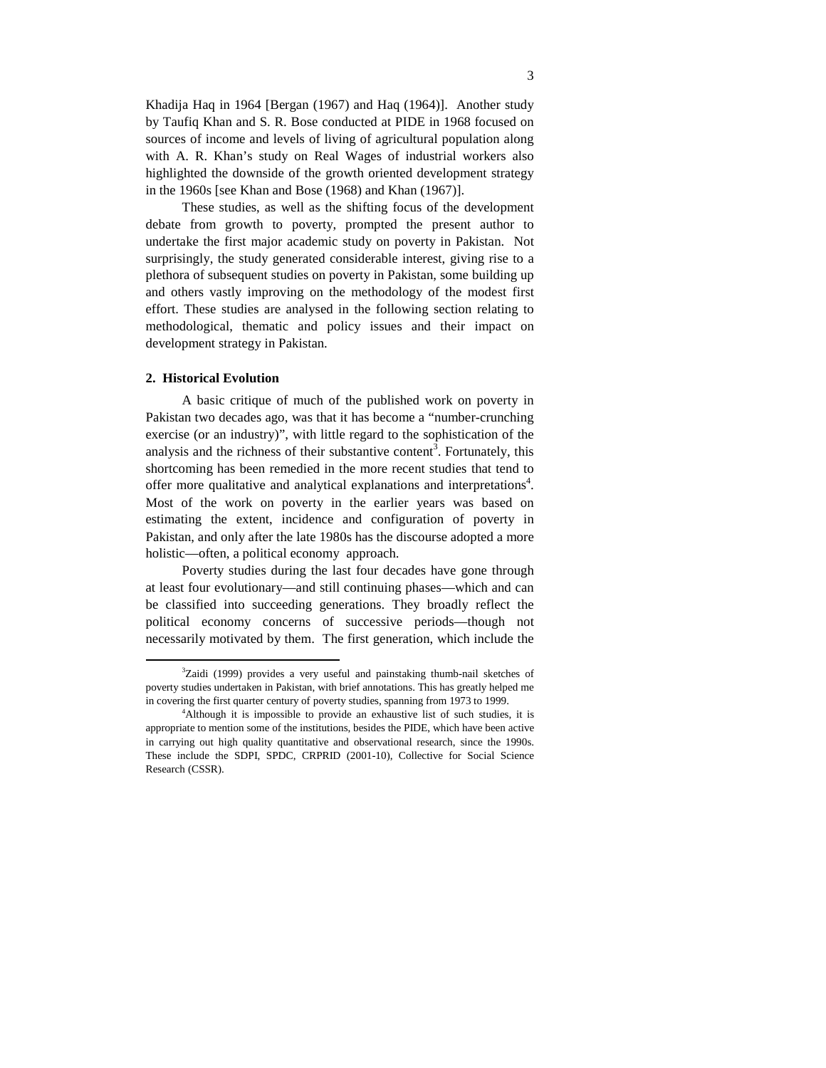Khadija Haq in 1964 [Bergan (1967) and Haq (1964)]. Another study by Taufiq Khan and S. R. Bose conducted at PIDE in 1968 focused on sources of income and levels of living of agricultural population along with A. R. Khan's study on Real Wages of industrial workers also highlighted the downside of the growth oriented development strategy in the 1960s [see Khan and Bose (1968) and Khan (1967)].

These studies, as well as the shifting focus of the development debate from growth to poverty, prompted the present author to undertake the first major academic study on poverty in Pakistan. Not surprisingly, the study generated considerable interest, giving rise to a plethora of subsequent studies on poverty in Pakistan, some building up and others vastly improving on the methodology of the modest first effort. These studies are analysed in the following section relating to methodological, thematic and policy issues and their impact on development strategy in Pakistan.

## 2. Historical Evolution

A basic critique of much of the published work on poverty in Pakistan two decades ago, was that it has become a "number-crunching exercise (or an industry)", with little regard to the sophistication of the analysis and the richness of their substantive content[3]. Fortunately, this shortcoming has been remedied in the more recent studies that tend to offer more qualitative and analytical explanations and interpretations[4]. Most of the work on poverty in the earlier years was based on estimating the extent, incidence and configuration of poverty in Pakistan, and only after the late 1980s has the discourse adopted a more holistic—often, a political economy approach.

Poverty studies during the last four decades have gone through at least four evolutionary—and still continuing phases—which and can be classified into succeeding generations. They broadly reflect the political economy concerns of successive periods—though not necessarily motivated by them. The first generation, which include the

---

[3]Zaidi (1999) provides a very useful and painstaking thumb-nail sketches of poverty studies undertaken in Pakistan, with brief annotations. This has greatly helped me in covering the first quarter century of poverty studies, spanning from 1973 to 1999.

[4]Although it is impossible to provide an exhaustive list of such studies, it is appropriate to mention some of the institutions, besides the PIDE, which have been active in carrying out high quality quantitative and observational research, since the 1990s. These include the SDPI, SPDC, CRPRID (2001-10), Collective for Social Science Research (CSSR).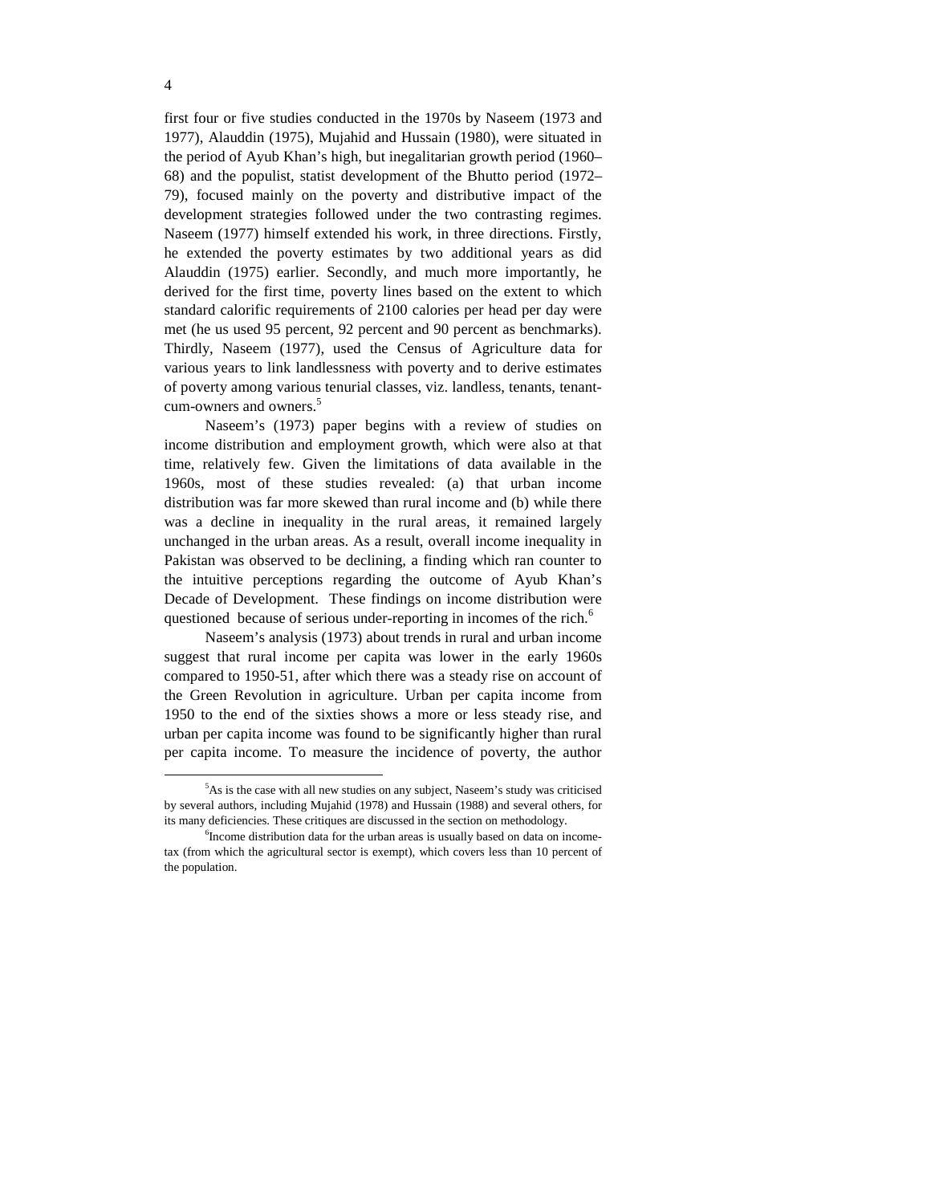first four or five studies conducted in the 1970s by Naseem (1973 and 1977), Alauddin (1975), Mujahid and Hussain (1980), were situated in the period of Ayub Khan's high, but inegalitarian growth period (1960–68) and the populist, statist development of the Bhutto period (1972–79), focused mainly on the poverty and distributive impact of the development strategies followed under the two contrasting regimes. Naseem (1977) himself extended his work, in three directions. Firstly, he extended the poverty estimates by two additional years as did Alauddin (1975) earlier. Secondly, and much more importantly, he derived for the first time, poverty lines based on the extent to which standard calorific requirements of 2100 calories per head per day were met (he us used 95 percent, 92 percent and 90 percent as benchmarks). Thirdly, Naseem (1977), used the Census of Agriculture data for various years to link landlessness with poverty and to derive estimates of poverty among various tenurial classes, viz. landless, tenants, tenant-cum-owners and owners.[5]

Naseem's (1973) paper begins with a review of studies on income distribution and employment growth, which were also at that time, relatively few. Given the limitations of data available in the 1960s, most of these studies revealed: (a) that urban income distribution was far more skewed than rural income and (b) while there was a decline in inequality in the rural areas, it remained largely unchanged in the urban areas. As a result, overall income inequality in Pakistan was observed to be declining, a finding which ran counter to the intuitive perceptions regarding the outcome of Ayub Khan's Decade of Development. These findings on income distribution were questioned because of serious under-reporting in incomes of the rich.[6]

Naseem's analysis (1973) about trends in rural and urban income suggest that rural income per capita was lower in the early 1960s compared to 1950-51, after which there was a steady rise on account of the Green Revolution in agriculture. Urban per capita income from 1950 to the end of the sixties shows a more or less steady rise, and urban per capita income was found to be significantly higher than rural per capita income. To measure the incidence of poverty, the author

---

[5]As is the case with all new studies on any subject, Naseem's study was criticised by several authors, including Mujahid (1978) and Hussain (1988) and several others, for its many deficiencies. These critiques are discussed in the section on methodology.

[6]Income distribution data for the urban areas is usually based on data on income-tax (from which the agricultural sector is exempt), which covers less than 10 percent of the population.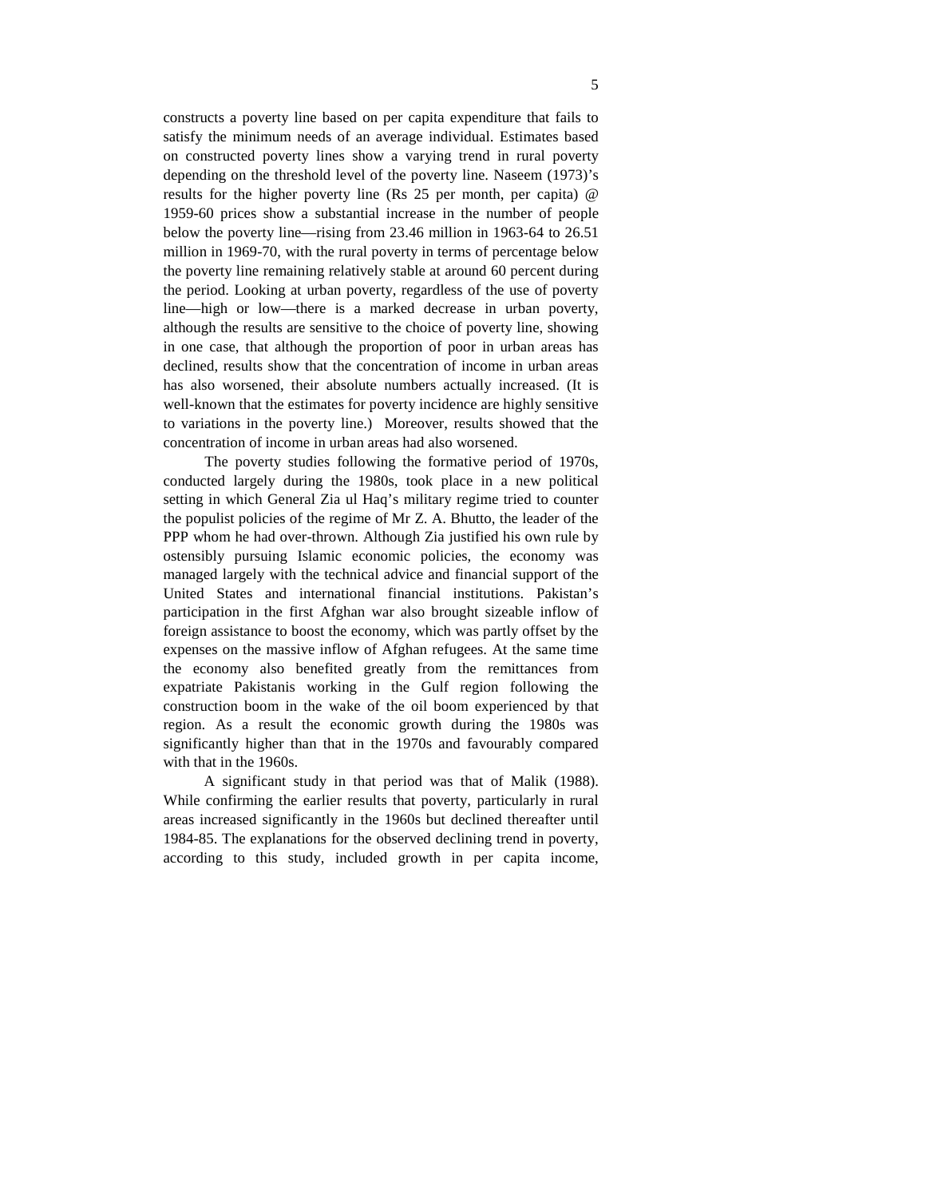constructs a poverty line based on per capita expenditure that fails to satisfy the minimum needs of an average individual. Estimates based on constructed poverty lines show a varying trend in rural poverty depending on the threshold level of the poverty line. Naseem (1973)'s results for the higher poverty line (Rs 25 per month, per capita) @ 1959-60 prices show a substantial increase in the number of people below the poverty line—rising from 23.46 million in 1963-64 to 26.51 million in 1969-70, with the rural poverty in terms of percentage below the poverty line remaining relatively stable at around 60 percent during the period. Looking at urban poverty, regardless of the use of poverty line—high or low—there is a marked decrease in urban poverty, although the results are sensitive to the choice of poverty line, showing in one case, that although the proportion of poor in urban areas has declined, results show that the concentration of income in urban areas has also worsened, their absolute numbers actually increased. (It is well-known that the estimates for poverty incidence are highly sensitive to variations in the poverty line.) Moreover, results showed that the concentration of income in urban areas had also worsened.

The poverty studies following the formative period of 1970s, conducted largely during the 1980s, took place in a new political setting in which General Zia ul Haq's military regime tried to counter the populist policies of the regime of Mr Z. A. Bhutto, the leader of the PPP whom he had over-thrown. Although Zia justified his own rule by ostensibly pursuing Islamic economic policies, the economy was managed largely with the technical advice and financial support of the United States and international financial institutions. Pakistan's participation in the first Afghan war also brought sizeable inflow of foreign assistance to boost the economy, which was partly offset by the expenses on the massive inflow of Afghan refugees. At the same time the economy also benefited greatly from the remittances from expatriate Pakistanis working in the Gulf region following the construction boom in the wake of the oil boom experienced by that region. As a result the economic growth during the 1980s was significantly higher than that in the 1970s and favourably compared with that in the 1960s.

A significant study in that period was that of Malik (1988). While confirming the earlier results that poverty, particularly in rural areas increased significantly in the 1960s but declined thereafter until 1984-85. The explanations for the observed declining trend in poverty, according to this study, included growth in per capita income,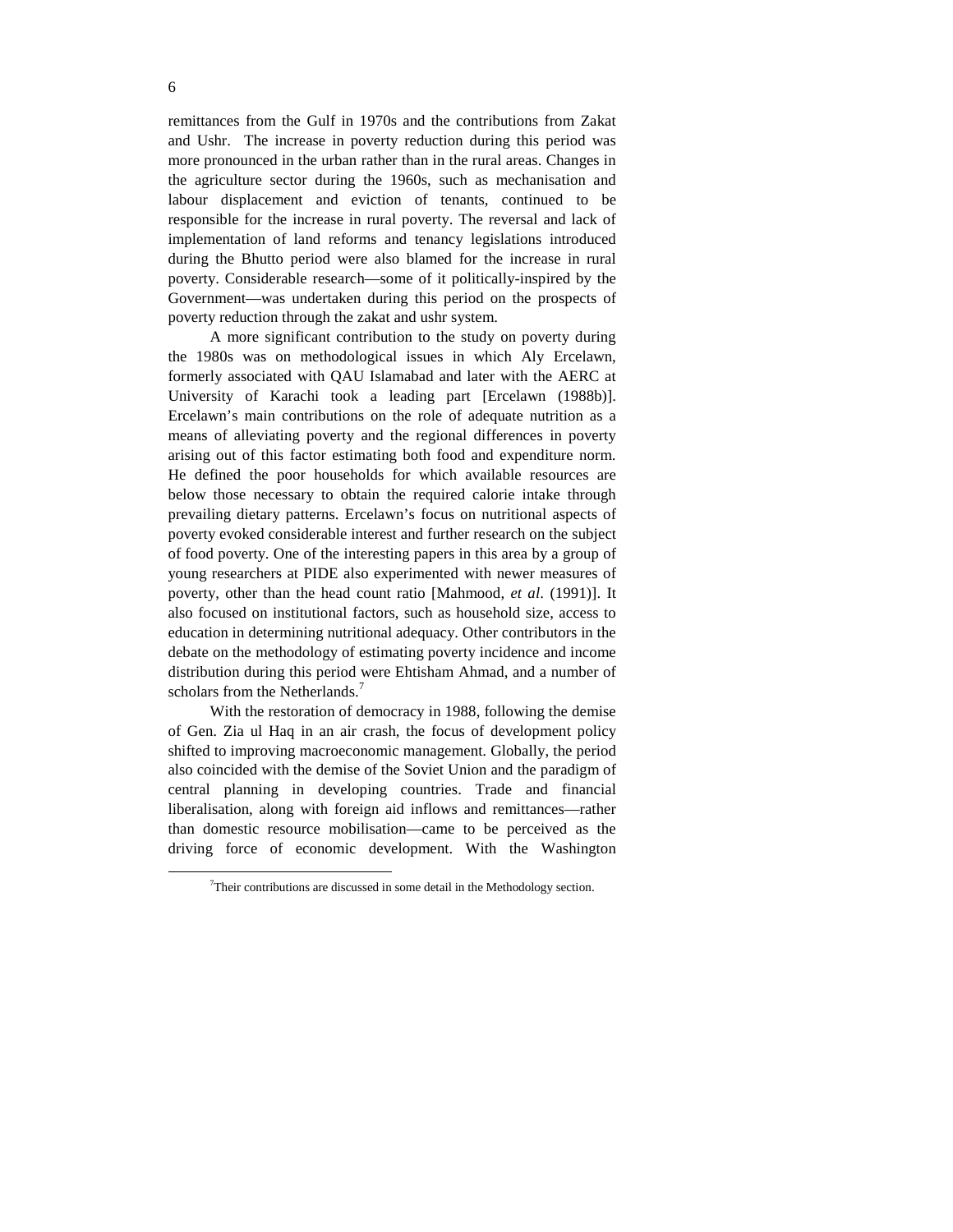remittances from the Gulf in 1970s and the contributions from Zakat and Ushr. The increase in poverty reduction during this period was more pronounced in the urban rather than in the rural areas. Changes in the agriculture sector during the 1960s, such as mechanisation and labour displacement and eviction of tenants, continued to be responsible for the increase in rural poverty. The reversal and lack of implementation of land reforms and tenancy legislations introduced during the Bhutto period were also blamed for the increase in rural poverty. Considerable research—some of it politically-inspired by the Government—was undertaken during this period on the prospects of poverty reduction through the zakat and ushr system.

A more significant contribution to the study on poverty during the 1980s was on methodological issues in which Aly Ercelawn, formerly associated with QAU Islamabad and later with the AERC at University of Karachi took a leading part [Ercelawn (1988b)]. Ercelawn's main contributions on the role of adequate nutrition as a means of alleviating poverty and the regional differences in poverty arising out of this factor estimating both food and expenditure norm. He defined the poor households for which available resources are below those necessary to obtain the required calorie intake through prevailing dietary patterns. Ercelawn's focus on nutritional aspects of poverty evoked considerable interest and further research on the subject of food poverty. One of the interesting papers in this area by a group of young researchers at PIDE also experimented with newer measures of poverty, other than the head count ratio [Mahmood, *et al*. (1991)]. It also focused on institutional factors, such as household size, access to education in determining nutritional adequacy. Other contributors in the debate on the methodology of estimating poverty incidence and income distribution during this period were Ehtisham Ahmad, and a number of scholars from the Netherlands.[7]

With the restoration of democracy in 1988, following the demise of Gen. Zia ul Haq in an air crash, the focus of development policy shifted to improving macroeconomic management. Globally, the period also coincided with the demise of the Soviet Union and the paradigm of central planning in developing countries. Trade and financial liberalisation, along with foreign aid inflows and remittances—rather than domestic resource mobilisation—came to be perceived as the driving force of economic development. With the Washington

[7] Their contributions are discussed in some detail in the Methodology section.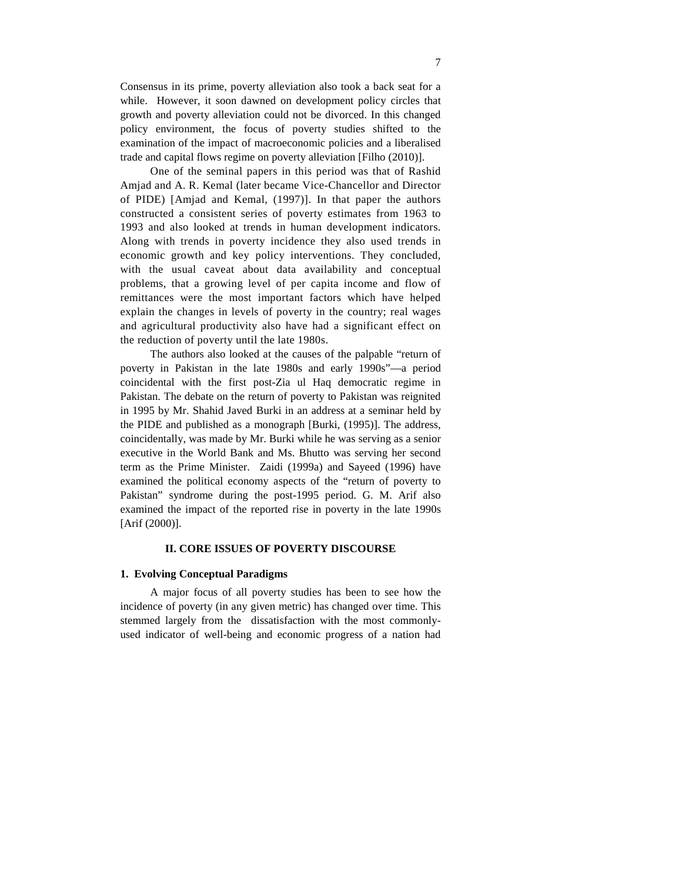Consensus in its prime, poverty alleviation also took a back seat for a while. However, it soon dawned on development policy circles that growth and poverty alleviation could not be divorced. In this changed policy environment, the focus of poverty studies shifted to the examination of the impact of macroeconomic policies and a liberalised trade and capital flows regime on poverty alleviation [Filho (2010)].

One of the seminal papers in this period was that of Rashid Amjad and A. R. Kemal (later became Vice-Chancellor and Director of PIDE) [Amjad and Kemal, (1997)]. In that paper the authors constructed a consistent series of poverty estimates from 1963 to 1993 and also looked at trends in human development indicators. Along with trends in poverty incidence they also used trends in economic growth and key policy interventions. They concluded, with the usual caveat about data availability and conceptual problems, that a growing level of per capita income and flow of remittances were the most important factors which have helped explain the changes in levels of poverty in the country; real wages and agricultural productivity also have had a significant effect on the reduction of poverty until the late 1980s.

The authors also looked at the causes of the palpable "return of poverty in Pakistan in the late 1980s and early 1990s"—a period coincidental with the first post-Zia ul Haq democratic regime in Pakistan. The debate on the return of poverty to Pakistan was reignited in 1995 by Mr. Shahid Javed Burki in an address at a seminar held by the PIDE and published as a monograph [Burki, (1995)]. The address, coincidentally, was made by Mr. Burki while he was serving as a senior executive in the World Bank and Ms. Bhutto was serving her second term as the Prime Minister. Zaidi (1999a) and Sayeed (1996) have examined the political economy aspects of the "return of poverty to Pakistan" syndrome during the post-1995 period. G. M. Arif also examined the impact of the reported rise in poverty in the late 1990s [Arif (2000)].

## II. CORE ISSUES OF POVERTY DISCOURSE

### 1. Evolving Conceptual Paradigms

A major focus of all poverty studies has been to see how the incidence of poverty (in any given metric) has changed over time. This stemmed largely from the dissatisfaction with the most commonly-used indicator of well-being and economic progress of a nation had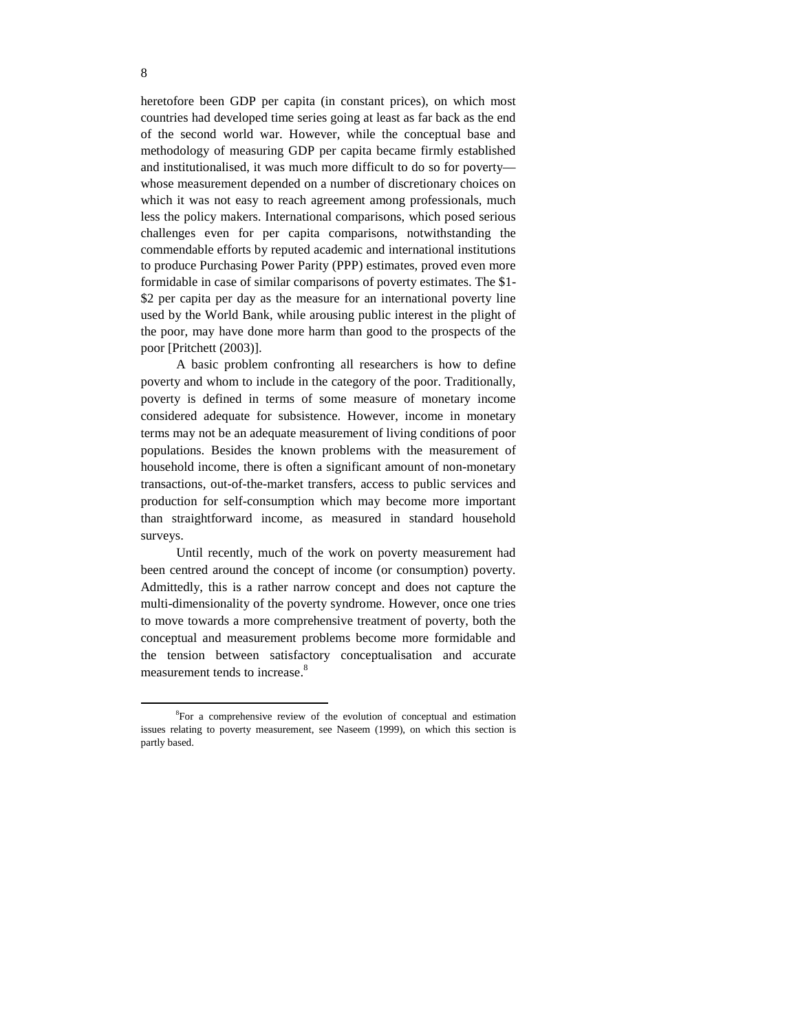heretofore been GDP per capita (in constant prices), on which most countries had developed time series going at least as far back as the end of the second world war. However, while the conceptual base and methodology of measuring GDP per capita became firmly established and institutionalised, it was much more difficult to do so for poverty—whose measurement depended on a number of discretionary choices on which it was not easy to reach agreement among professionals, much less the policy makers. International comparisons, which posed serious challenges even for per capita comparisons, notwithstanding the commendable efforts by reputed academic and international institutions to produce Purchasing Power Parity (PPP) estimates, proved even more formidable in case of similar comparisons of poverty estimates. The $1-$2 per capita per day as the measure for an international poverty line used by the World Bank, while arousing public interest in the plight of the poor, may have done more harm than good to the prospects of the poor [Pritchett (2003)].

A basic problem confronting all researchers is how to define poverty and whom to include in the category of the poor. Traditionally, poverty is defined in terms of some measure of monetary income considered adequate for subsistence. However, income in monetary terms may not be an adequate measurement of living conditions of poor populations. Besides the known problems with the measurement of household income, there is often a significant amount of non-monetary transactions, out-of-the-market transfers, access to public services and production for self-consumption which may become more important than straightforward income, as measured in standard household surveys.

Until recently, much of the work on poverty measurement had been centred around the concept of income (or consumption) poverty. Admittedly, this is a rather narrow concept and does not capture the multi-dimensionality of the poverty syndrome. However, once one tries to move towards a more comprehensive treatment of poverty, both the conceptual and measurement problems become more formidable and the tension between satisfactory conceptualisation and accurate measurement tends to increase.[8]

[8]For a comprehensive review of the evolution of conceptual and estimation issues relating to poverty measurement, see Naseem (1999), on which this section is partly based.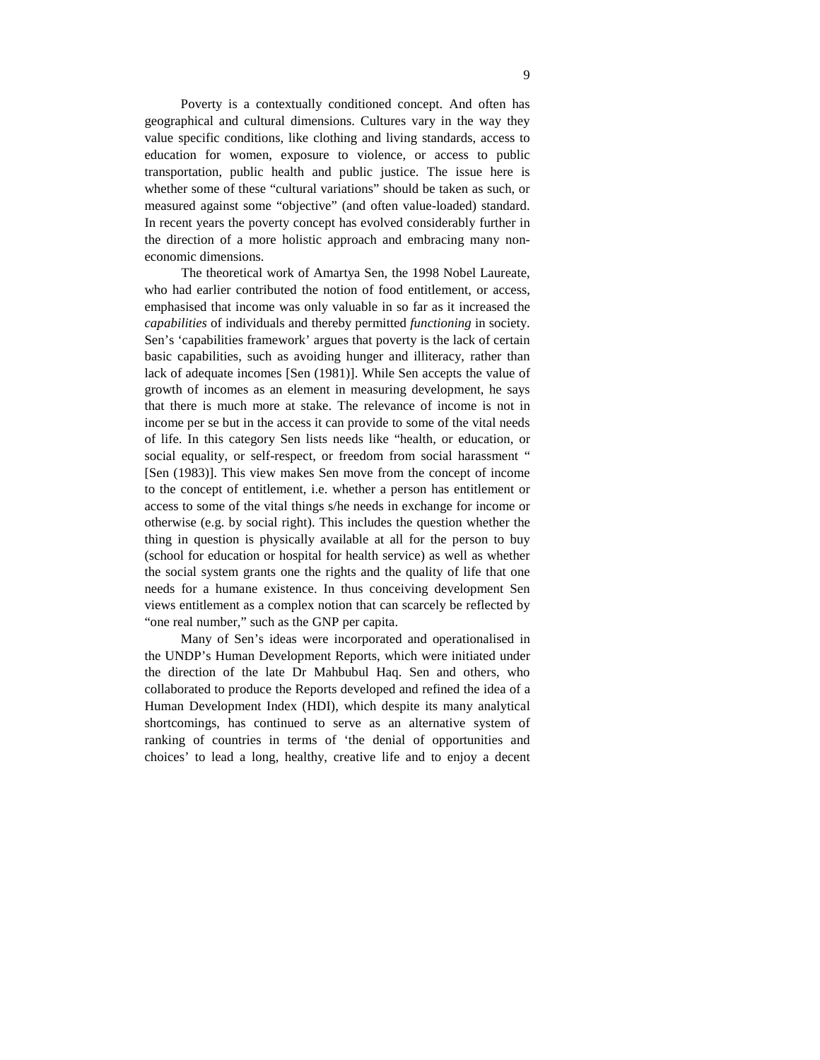Poverty is a contextually conditioned concept. And often has geographical and cultural dimensions. Cultures vary in the way they value specific conditions, like clothing and living standards, access to education for women, exposure to violence, or access to public transportation, public health and public justice. The issue here is whether some of these "cultural variations" should be taken as such, or measured against some "objective" (and often value-loaded) standard. In recent years the poverty concept has evolved considerably further in the direction of a more holistic approach and embracing many non-economic dimensions.

The theoretical work of Amartya Sen, the 1998 Nobel Laureate, who had earlier contributed the notion of food entitlement, or access, emphasised that income was only valuable in so far as it increased the *capabilities* of individuals and thereby permitted *functioning* in society. Sen's 'capabilities framework' argues that poverty is the lack of certain basic capabilities, such as avoiding hunger and illiteracy, rather than lack of adequate incomes [Sen (1981)]. While Sen accepts the value of growth of incomes as an element in measuring development, he says that there is much more at stake. The relevance of income is not in income per se but in the access it can provide to some of the vital needs of life. In this category Sen lists needs like "health, or education, or social equality, or self-respect, or freedom from social harassment " [Sen (1983)]. This view makes Sen move from the concept of income to the concept of entitlement, i.e. whether a person has entitlement or access to some of the vital things s/he needs in exchange for income or otherwise (e.g. by social right). This includes the question whether the thing in question is physically available at all for the person to buy (school for education or hospital for health service) as well as whether the social system grants one the rights and the quality of life that one needs for a humane existence. In thus conceiving development Sen views entitlement as a complex notion that can scarcely be reflected by "one real number," such as the GNP per capita.

Many of Sen's ideas were incorporated and operationalised in the UNDP's Human Development Reports, which were initiated under the direction of the late Dr Mahbubul Haq. Sen and others, who collaborated to produce the Reports developed and refined the idea of a Human Development Index (HDI), which despite its many analytical shortcomings, has continued to serve as an alternative system of ranking of countries in terms of 'the denial of opportunities and choices' to lead a long, healthy, creative life and to enjoy a decent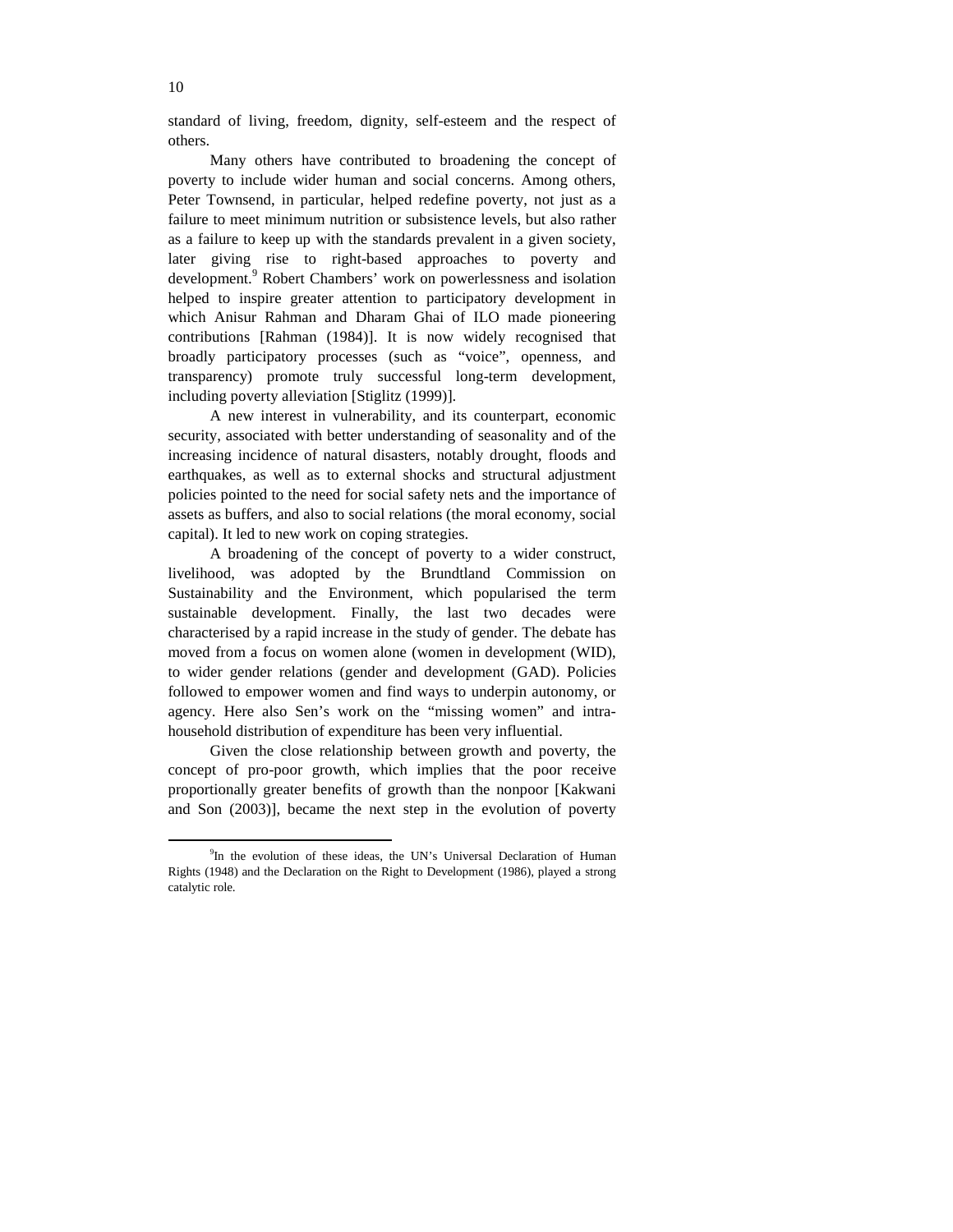standard of living, freedom, dignity, self-esteem and the respect of others.

Many others have contributed to broadening the concept of poverty to include wider human and social concerns. Among others, Peter Townsend, in particular, helped redefine poverty, not just as a failure to meet minimum nutrition or subsistence levels, but also rather as a failure to keep up with the standards prevalent in a given society, later giving rise to right-based approaches to poverty and development.[9] Robert Chambers' work on powerlessness and isolation helped to inspire greater attention to participatory development in which Anisur Rahman and Dharam Ghai of ILO made pioneering contributions [Rahman (1984)]. It is now widely recognised that broadly participatory processes (such as "voice", openness, and transparency) promote truly successful long-term development, including poverty alleviation [Stiglitz (1999)].

A new interest in vulnerability, and its counterpart, economic security, associated with better understanding of seasonality and of the increasing incidence of natural disasters, notably drought, floods and earthquakes, as well as to external shocks and structural adjustment policies pointed to the need for social safety nets and the importance of assets as buffers, and also to social relations (the moral economy, social capital). It led to new work on coping strategies.

A broadening of the concept of poverty to a wider construct, livelihood, was adopted by the Brundtland Commission on Sustainability and the Environment, which popularised the term sustainable development. Finally, the last two decades were characterised by a rapid increase in the study of gender. The debate has moved from a focus on women alone (women in development (WID), to wider gender relations (gender and development (GAD). Policies followed to empower women and find ways to underpin autonomy, or agency. Here also Sen's work on the "missing women" and intra-household distribution of expenditure has been very influential.

Given the close relationship between growth and poverty, the concept of pro-poor growth, which implies that the poor receive proportionally greater benefits of growth than the nonpoor [Kakwani and Son (2003)], became the next step in the evolution of poverty

[9] In the evolution of these ideas, the UN's Universal Declaration of Human Rights (1948) and the Declaration on the Right to Development (1986), played a strong catalytic role.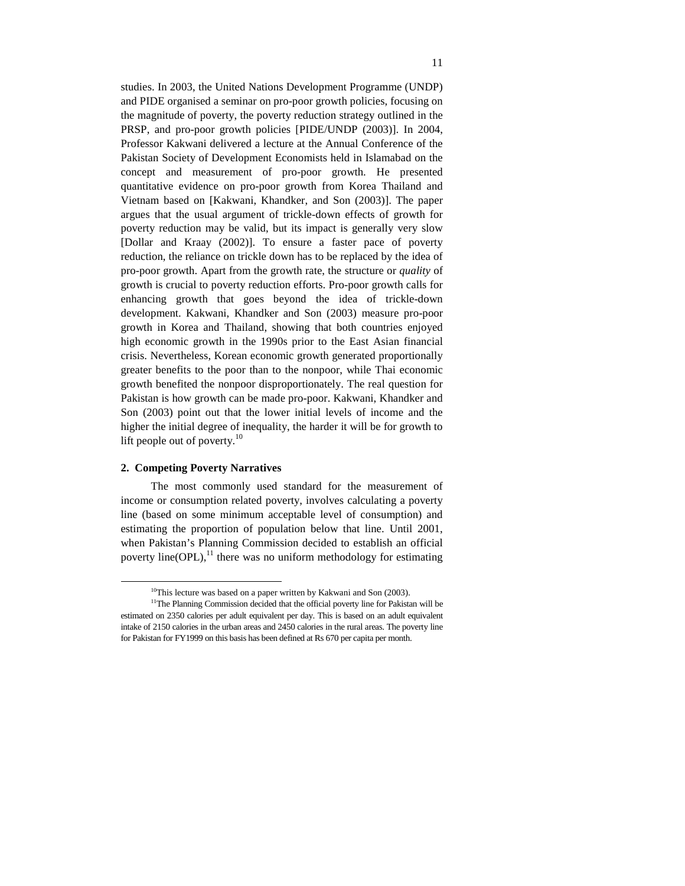studies. In 2003, the United Nations Development Programme (UNDP) and PIDE organised a seminar on pro-poor growth policies, focusing on the magnitude of poverty, the poverty reduction strategy outlined in the PRSP, and pro-poor growth policies [PIDE/UNDP (2003)]. In 2004, Professor Kakwani delivered a lecture at the Annual Conference of the Pakistan Society of Development Economists held in Islamabad on the concept and measurement of pro-poor growth. He presented quantitative evidence on pro-poor growth from Korea Thailand and Vietnam based on [Kakwani, Khandker, and Son (2003)]. The paper argues that the usual argument of trickle-down effects of growth for poverty reduction may be valid, but its impact is generally very slow [Dollar and Kraay (2002)]. To ensure a faster pace of poverty reduction, the reliance on trickle down has to be replaced by the idea of pro-poor growth. Apart from the growth rate, the structure or *quality* of growth is crucial to poverty reduction efforts. Pro-poor growth calls for enhancing growth that goes beyond the idea of trickle-down development. Kakwani, Khandker and Son (2003) measure pro-poor growth in Korea and Thailand, showing that both countries enjoyed high economic growth in the 1990s prior to the East Asian financial crisis. Nevertheless, Korean economic growth generated proportionally greater benefits to the poor than to the nonpoor, while Thai economic growth benefited the nonpoor disproportionately. The real question for Pakistan is how growth can be made pro-poor. Kakwani, Khandker and Son (2003) point out that the lower initial levels of income and the higher the initial degree of inequality, the harder it will be for growth to lift people out of poverty.[10]

## 2. Competing Poverty Narratives

The most commonly used standard for the measurement of income or consumption related poverty, involves calculating a poverty line (based on some minimum acceptable level of consumption) and estimating the proportion of population below that line. Until 2001, when Pakistan's Planning Commission decided to establish an official poverty line(OPL),[11] there was no uniform methodology for estimating

---

[10]This lecture was based on a paper written by Kakwani and Son (2003).

[11]The Planning Commission decided that the official poverty line for Pakistan will be estimated on 2350 calories per adult equivalent per day. This is based on an adult equivalent intake of 2150 calories in the urban areas and 2450 calories in the rural areas. The poverty line for Pakistan for FY1999 on this basis has been defined at Rs 670 per capita per month.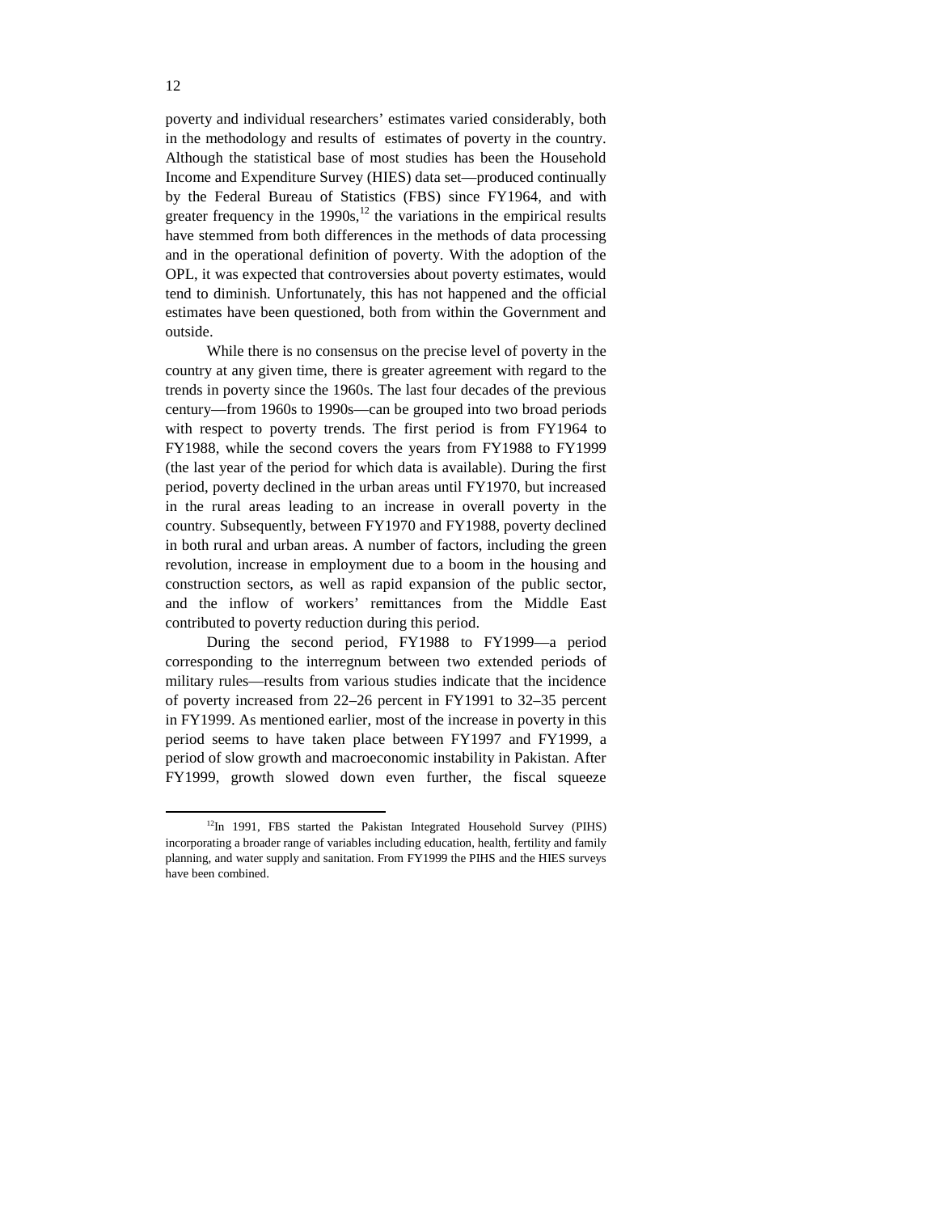poverty and individual researchers' estimates varied considerably, both in the methodology and results of estimates of poverty in the country. Although the statistical base of most studies has been the Household Income and Expenditure Survey (HIES) data set—produced continually by the Federal Bureau of Statistics (FBS) since FY1964, and with greater frequency in the 1990s,[12] the variations in the empirical results have stemmed from both differences in the methods of data processing and in the operational definition of poverty. With the adoption of the OPL, it was expected that controversies about poverty estimates, would tend to diminish. Unfortunately, this has not happened and the official estimates have been questioned, both from within the Government and outside.

While there is no consensus on the precise level of poverty in the country at any given time, there is greater agreement with regard to the trends in poverty since the 1960s. The last four decades of the previous century—from 1960s to 1990s—can be grouped into two broad periods with respect to poverty trends. The first period is from FY1964 to FY1988, while the second covers the years from FY1988 to FY1999 (the last year of the period for which data is available). During the first period, poverty declined in the urban areas until FY1970, but increased in the rural areas leading to an increase in overall poverty in the country. Subsequently, between FY1970 and FY1988, poverty declined in both rural and urban areas. A number of factors, including the green revolution, increase in employment due to a boom in the housing and construction sectors, as well as rapid expansion of the public sector, and the inflow of workers' remittances from the Middle East contributed to poverty reduction during this period.

During the second period, FY1988 to FY1999—a period corresponding to the interregnum between two extended periods of military rules—results from various studies indicate that the incidence of poverty increased from 22–26 percent in FY1991 to 32–35 percent in FY1999. As mentioned earlier, most of the increase in poverty in this period seems to have taken place between FY1997 and FY1999, a period of slow growth and macroeconomic instability in Pakistan. After FY1999, growth slowed down even further, the fiscal squeeze

---

[12] In 1991, FBS started the Pakistan Integrated Household Survey (PIHS) incorporating a broader range of variables including education, health, fertility and family planning, and water supply and sanitation. From FY1999 the PIHS and the HIES surveys have been combined.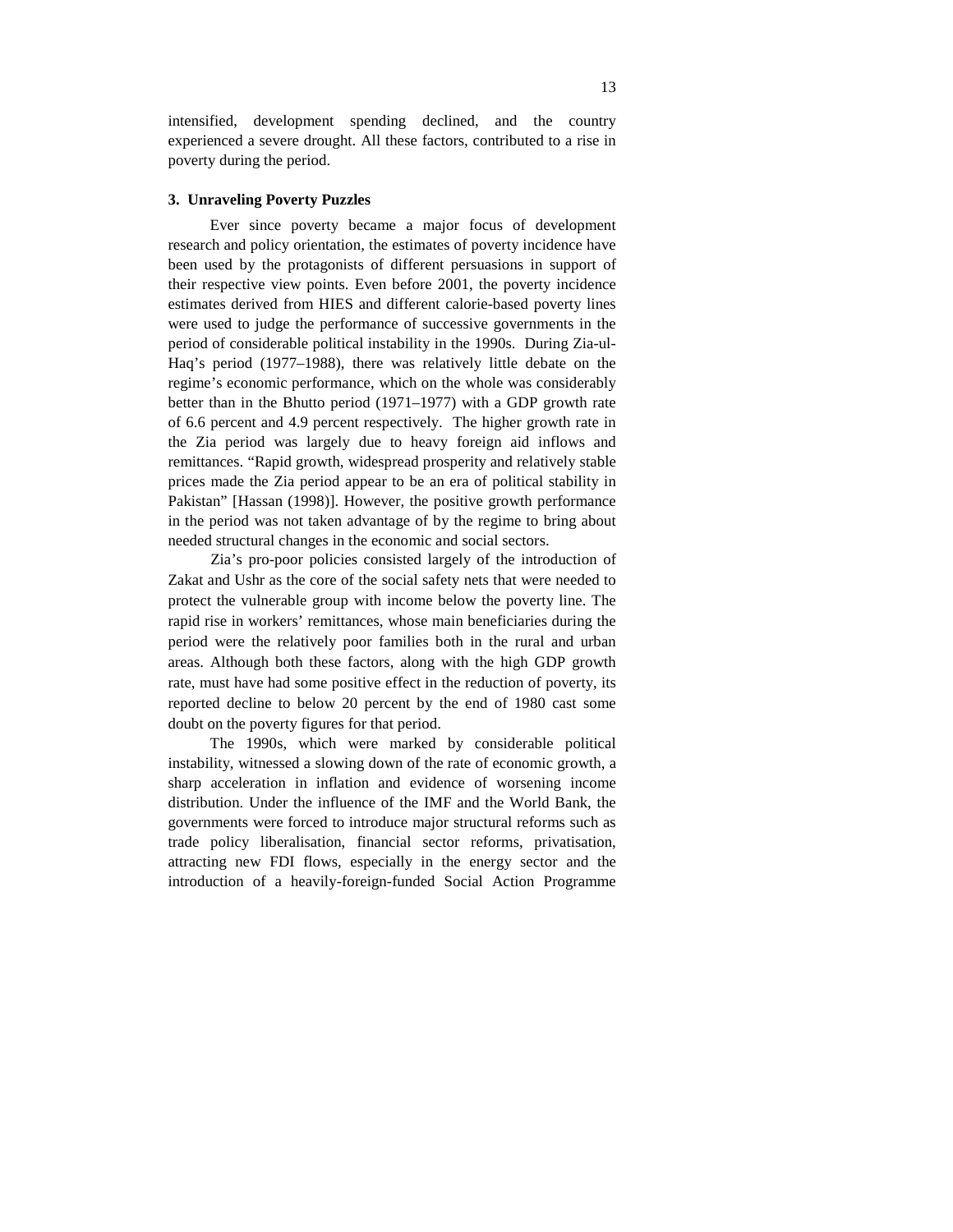intensified, development spending declined, and the country experienced a severe drought. All these factors, contributed to a rise in poverty during the period.

### 3. Unraveling Poverty Puzzles

Ever since poverty became a major focus of development research and policy orientation, the estimates of poverty incidence have been used by the protagonists of different persuasions in support of their respective view points. Even before 2001, the poverty incidence estimates derived from HIES and different calorie-based poverty lines were used to judge the performance of successive governments in the period of considerable political instability in the 1990s. During Zia-ul-Haq's period (1977–1988), there was relatively little debate on the regime's economic performance, which on the whole was considerably better than in the Bhutto period (1971–1977) with a GDP growth rate of 6.6 percent and 4.9 percent respectively. The higher growth rate in the Zia period was largely due to heavy foreign aid inflows and remittances. "Rapid growth, widespread prosperity and relatively stable prices made the Zia period appear to be an era of political stability in Pakistan" [Hassan (1998)]. However, the positive growth performance in the period was not taken advantage of by the regime to bring about needed structural changes in the economic and social sectors.

Zia's pro-poor policies consisted largely of the introduction of Zakat and Ushr as the core of the social safety nets that were needed to protect the vulnerable group with income below the poverty line. The rapid rise in workers' remittances, whose main beneficiaries during the period were the relatively poor families both in the rural and urban areas. Although both these factors, along with the high GDP growth rate, must have had some positive effect in the reduction of poverty, its reported decline to below 20 percent by the end of 1980 cast some doubt on the poverty figures for that period.

The 1990s, which were marked by considerable political instability, witnessed a slowing down of the rate of economic growth, a sharp acceleration in inflation and evidence of worsening income distribution. Under the influence of the IMF and the World Bank, the governments were forced to introduce major structural reforms such as trade policy liberalisation, financial sector reforms, privatisation, attracting new FDI flows, especially in the energy sector and the introduction of a heavily-foreign-funded Social Action Programme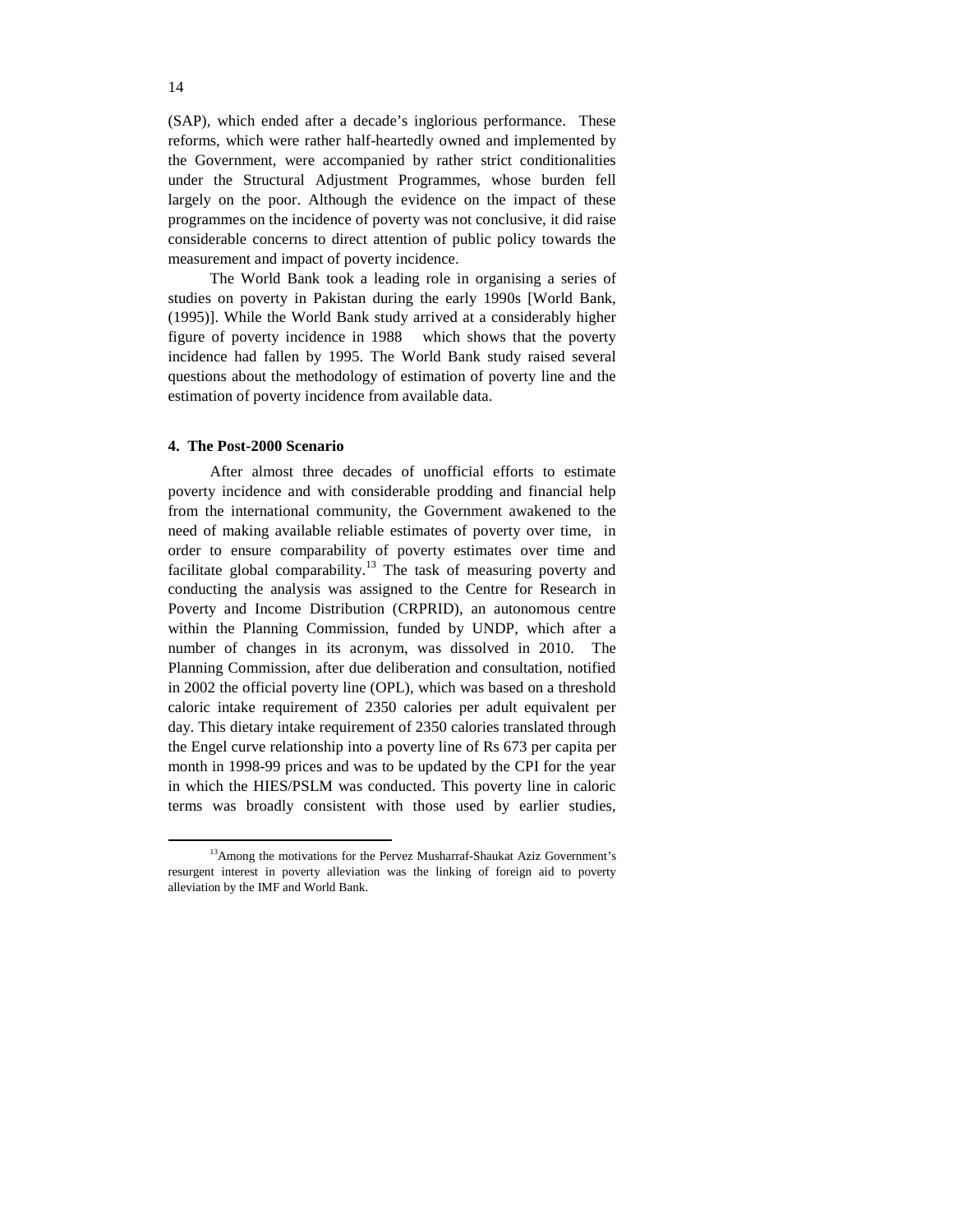(SAP), which ended after a decade's inglorious performance. These reforms, which were rather half-heartedly owned and implemented by the Government, were accompanied by rather strict conditionalities under the Structural Adjustment Programmes, whose burden fell largely on the poor. Although the evidence on the impact of these programmes on the incidence of poverty was not conclusive, it did raise considerable concerns to direct attention of public policy towards the measurement and impact of poverty incidence.

The World Bank took a leading role in organising a series of studies on poverty in Pakistan during the early 1990s [World Bank, (1995)]. While the World Bank study arrived at a considerably higher figure of poverty incidence in 1988 which shows that the poverty incidence had fallen by 1995. The World Bank study raised several questions about the methodology of estimation of poverty line and the estimation of poverty incidence from available data.

### 4. The Post-2000 Scenario

After almost three decades of unofficial efforts to estimate poverty incidence and with considerable prodding and financial help from the international community, the Government awakened to the need of making available reliable estimates of poverty over time, in order to ensure comparability of poverty estimates over time and facilitate global comparability.[13] The task of measuring poverty and conducting the analysis was assigned to the Centre for Research in Poverty and Income Distribution (CRPRID), an autonomous centre within the Planning Commission, funded by UNDP, which after a number of changes in its acronym, was dissolved in 2010. The Planning Commission, after due deliberation and consultation, notified in 2002 the official poverty line (OPL), which was based on a threshold caloric intake requirement of 2350 calories per adult equivalent per day. This dietary intake requirement of 2350 calories translated through the Engel curve relationship into a poverty line of Rs 673 per capita per month in 1998-99 prices and was to be updated by the CPI for the year in which the HIES/PSLM was conducted. This poverty line in caloric terms was broadly consistent with those used by earlier studies,

---

[13]Among the motivations for the Pervez Musharraf-Shaukat Aziz Government's resurgent interest in poverty alleviation was the linking of foreign aid to poverty alleviation by the IMF and World Bank.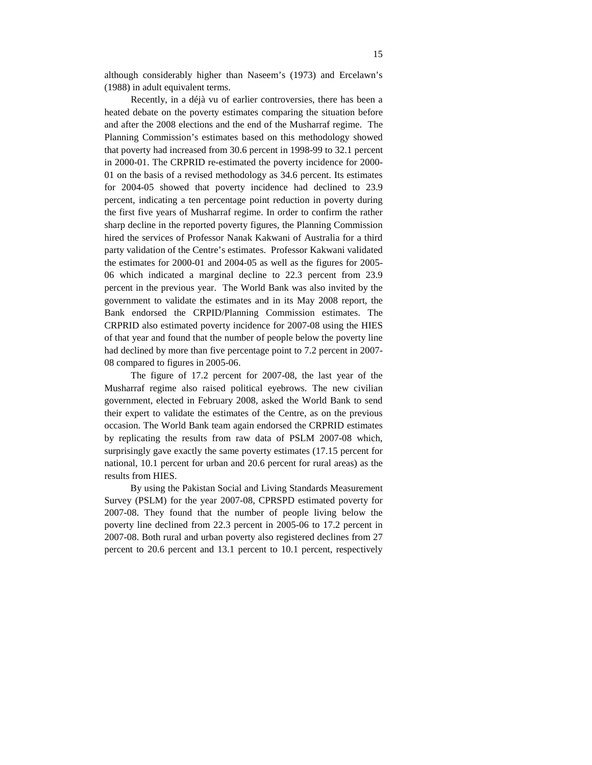although considerably higher than Naseem's (1973) and Ercelawn's (1988) in adult equivalent terms.

Recently, in a déjà vu of earlier controversies, there has been a heated debate on the poverty estimates comparing the situation before and after the 2008 elections and the end of the Musharraf regime. The Planning Commission's estimates based on this methodology showed that poverty had increased from 30.6 percent in 1998-99 to 32.1 percent in 2000-01. The CRPRID re-estimated the poverty incidence for 2000-01 on the basis of a revised methodology as 34.6 percent. Its estimates for 2004-05 showed that poverty incidence had declined to 23.9 percent, indicating a ten percentage point reduction in poverty during the first five years of Musharraf regime. In order to confirm the rather sharp decline in the reported poverty figures, the Planning Commission hired the services of Professor Nanak Kakwani of Australia for a third party validation of the Centre's estimates. Professor Kakwani validated the estimates for 2000-01 and 2004-05 as well as the figures for 2005-06 which indicated a marginal decline to 22.3 percent from 23.9 percent in the previous year. The World Bank was also invited by the government to validate the estimates and in its May 2008 report, the Bank endorsed the CRPID/Planning Commission estimates. The CRPRID also estimated poverty incidence for 2007-08 using the HIES of that year and found that the number of people below the poverty line had declined by more than five percentage point to 7.2 percent in 2007-08 compared to figures in 2005-06.

The figure of 17.2 percent for 2007-08, the last year of the Musharraf regime also raised political eyebrows. The new civilian government, elected in February 2008, asked the World Bank to send their expert to validate the estimates of the Centre, as on the previous occasion. The World Bank team again endorsed the CRPRID estimates by replicating the results from raw data of PSLM 2007-08 which, surprisingly gave exactly the same poverty estimates (17.15 percent for national, 10.1 percent for urban and 20.6 percent for rural areas) as the results from HIES.

By using the Pakistan Social and Living Standards Measurement Survey (PSLM) for the year 2007-08, CPRSPD estimated poverty for 2007-08. They found that the number of people living below the poverty line declined from 22.3 percent in 2005-06 to 17.2 percent in 2007-08. Both rural and urban poverty also registered declines from 27 percent to 20.6 percent and 13.1 percent to 10.1 percent, respectively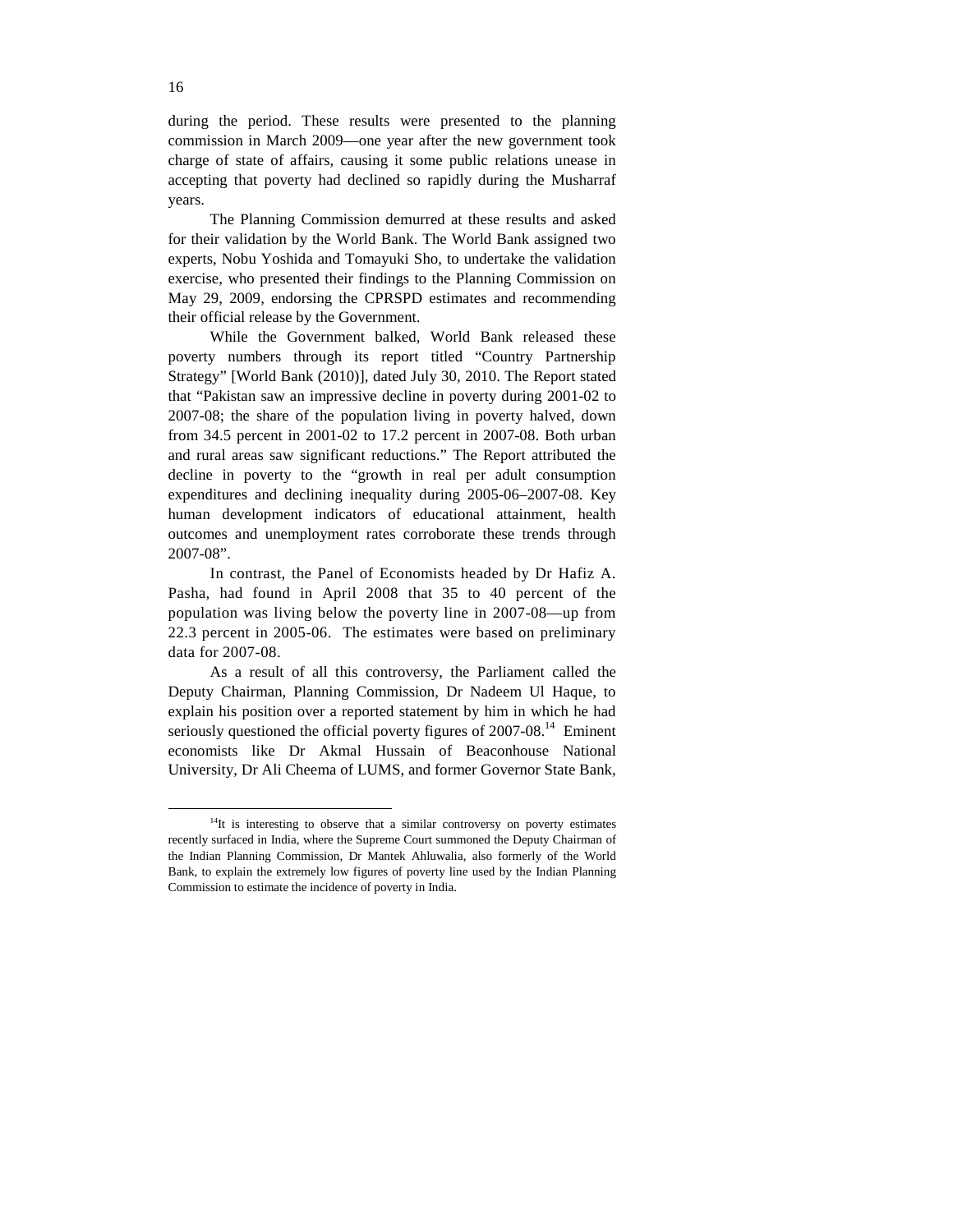during the period. These results were presented to the planning commission in March 2009—one year after the new government took charge of state of affairs, causing it some public relations unease in accepting that poverty had declined so rapidly during the Musharraf years.

The Planning Commission demurred at these results and asked for their validation by the World Bank. The World Bank assigned two experts, Nobu Yoshida and Tomayuki Sho, to undertake the validation exercise, who presented their findings to the Planning Commission on May 29, 2009, endorsing the CPRSPD estimates and recommending their official release by the Government.

While the Government balked, World Bank released these poverty numbers through its report titled "Country Partnership Strategy" [World Bank (2010)], dated July 30, 2010. The Report stated that "Pakistan saw an impressive decline in poverty during 2001-02 to 2007-08; the share of the population living in poverty halved, down from 34.5 percent in 2001-02 to 17.2 percent in 2007-08. Both urban and rural areas saw significant reductions." The Report attributed the decline in poverty to the "growth in real per adult consumption expenditures and declining inequality during 2005-06–2007-08. Key human development indicators of educational attainment, health outcomes and unemployment rates corroborate these trends through 2007-08".

In contrast, the Panel of Economists headed by Dr Hafiz A. Pasha, had found in April 2008 that 35 to 40 percent of the population was living below the poverty line in 2007-08—up from 22.3 percent in 2005-06. The estimates were based on preliminary data for 2007-08.

As a result of all this controversy, the Parliament called the Deputy Chairman, Planning Commission, Dr Nadeem Ul Haque, to explain his position over a reported statement by him in which he had seriously questioned the official poverty figures of 2007-08.[14] Eminent economists like Dr Akmal Hussain of Beaconhouse National University, Dr Ali Cheema of LUMS, and former Governor State Bank,

[14] It is interesting to observe that a similar controversy on poverty estimates recently surfaced in India, where the Supreme Court summoned the Deputy Chairman of the Indian Planning Commission, Dr Mantek Ahluwalia, also formerly of the World Bank, to explain the extremely low figures of poverty line used by the Indian Planning Commission to estimate the incidence of poverty in India.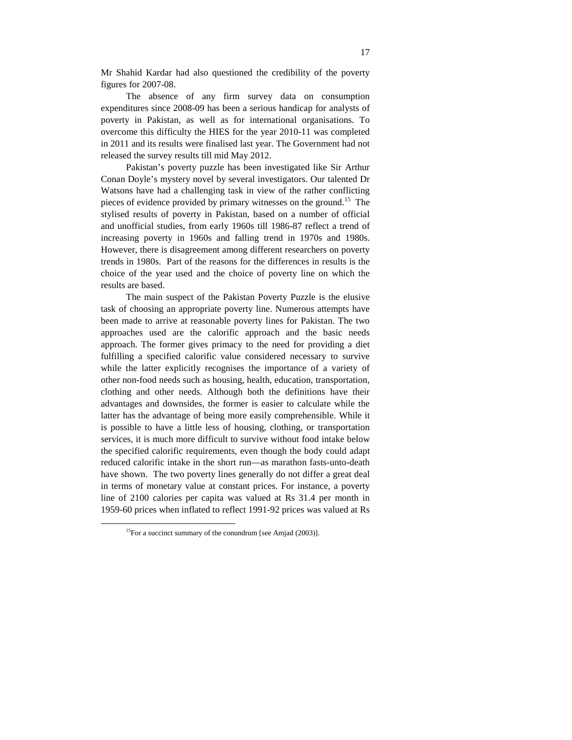Mr Shahid Kardar had also questioned the credibility of the poverty figures for 2007-08.

The absence of any firm survey data on consumption expenditures since 2008-09 has been a serious handicap for analysts of poverty in Pakistan, as well as for international organisations. To overcome this difficulty the HIES for the year 2010-11 was completed in 2011 and its results were finalised last year. The Government had not released the survey results till mid May 2012.

Pakistan's poverty puzzle has been investigated like Sir Arthur Conan Doyle's mystery novel by several investigators. Our talented Dr Watsons have had a challenging task in view of the rather conflicting pieces of evidence provided by primary witnesses on the ground.[15] The stylised results of poverty in Pakistan, based on a number of official and unofficial studies, from early 1960s till 1986-87 reflect a trend of increasing poverty in 1960s and falling trend in 1970s and 1980s. However, there is disagreement among different researchers on poverty trends in 1980s. Part of the reasons for the differences in results is the choice of the year used and the choice of poverty line on which the results are based.

The main suspect of the Pakistan Poverty Puzzle is the elusive task of choosing an appropriate poverty line. Numerous attempts have been made to arrive at reasonable poverty lines for Pakistan. The two approaches used are the calorific approach and the basic needs approach. The former gives primacy to the need for providing a diet fulfilling a specified calorific value considered necessary to survive while the latter explicitly recognises the importance of a variety of other non-food needs such as housing, health, education, transportation, clothing and other needs. Although both the definitions have their advantages and downsides, the former is easier to calculate while the latter has the advantage of being more easily comprehensible. While it is possible to have a little less of housing, clothing, or transportation services, it is much more difficult to survive without food intake below the specified calorific requirements, even though the body could adapt reduced calorific intake in the short run—as marathon fasts-unto-death have shown. The two poverty lines generally do not differ a great deal in terms of monetary value at constant prices. For instance, a poverty line of 2100 calories per capita was valued at Rs 31.4 per month in 1959-60 prices when inflated to reflect 1991-92 prices was valued at Rs

[15] For a succinct summary of the conundrum [see Amjad (2003)].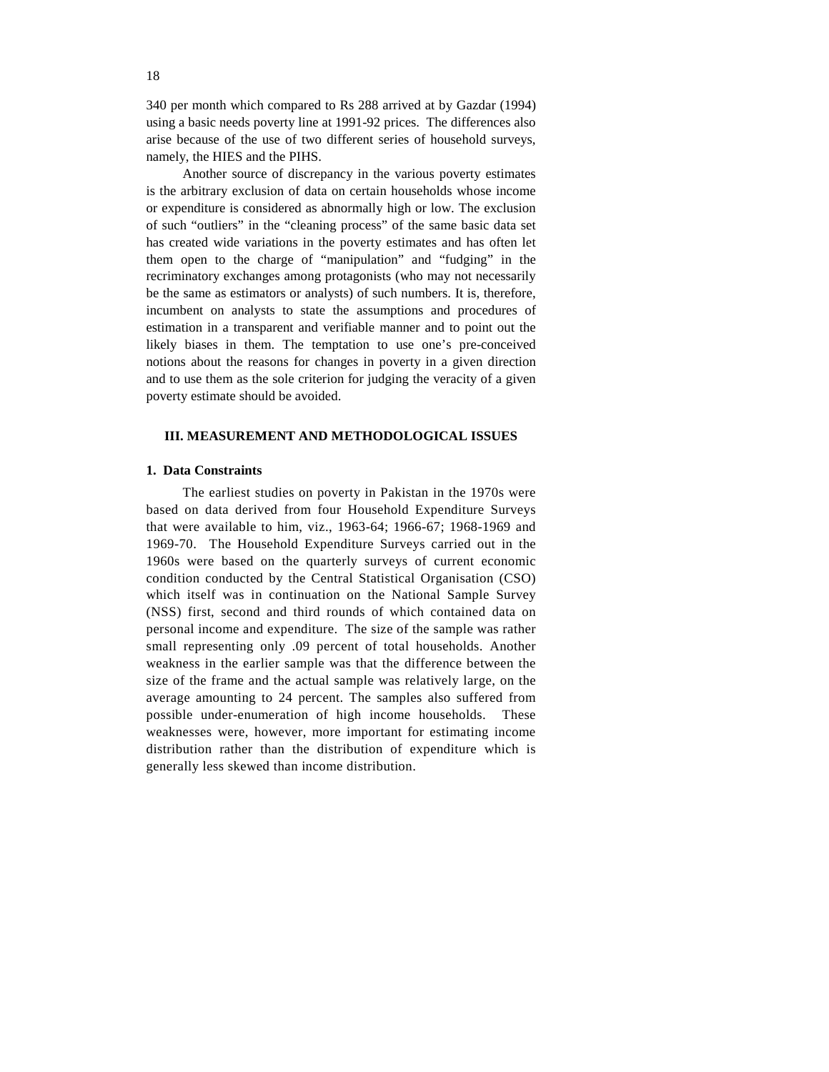340 per month which compared to Rs 288 arrived at by Gazdar (1994) using a basic needs poverty line at 1991-92 prices. The differences also arise because of the use of two different series of household surveys, namely, the HIES and the PIHS.

Another source of discrepancy in the various poverty estimates is the arbitrary exclusion of data on certain households whose income or expenditure is considered as abnormally high or low. The exclusion of such "outliers" in the "cleaning process" of the same basic data set has created wide variations in the poverty estimates and has often let them open to the charge of "manipulation" and "fudging" in the recriminatory exchanges among protagonists (who may not necessarily be the same as estimators or analysts) of such numbers. It is, therefore, incumbent on analysts to state the assumptions and procedures of estimation in a transparent and verifiable manner and to point out the likely biases in them. The temptation to use one's pre-conceived notions about the reasons for changes in poverty in a given direction and to use them as the sole criterion for judging the veracity of a given poverty estimate should be avoided.

## III. MEASUREMENT AND METHODOLOGICAL ISSUES

### 1. Data Constraints

The earliest studies on poverty in Pakistan in the 1970s were based on data derived from four Household Expenditure Surveys that were available to him, viz., 1963-64; 1966-67; 1968-1969 and 1969-70. The Household Expenditure Surveys carried out in the 1960s were based on the quarterly surveys of current economic condition conducted by the Central Statistical Organisation (CSO) which itself was in continuation on the National Sample Survey (NSS) first, second and third rounds of which contained data on personal income and expenditure. The size of the sample was rather small representing only .09 percent of total households. Another weakness in the earlier sample was that the difference between the size of the frame and the actual sample was relatively large, on the average amounting to 24 percent. The samples also suffered from possible under-enumeration of high income households. These weaknesses were, however, more important for estimating income distribution rather than the distribution of expenditure which is generally less skewed than income distribution.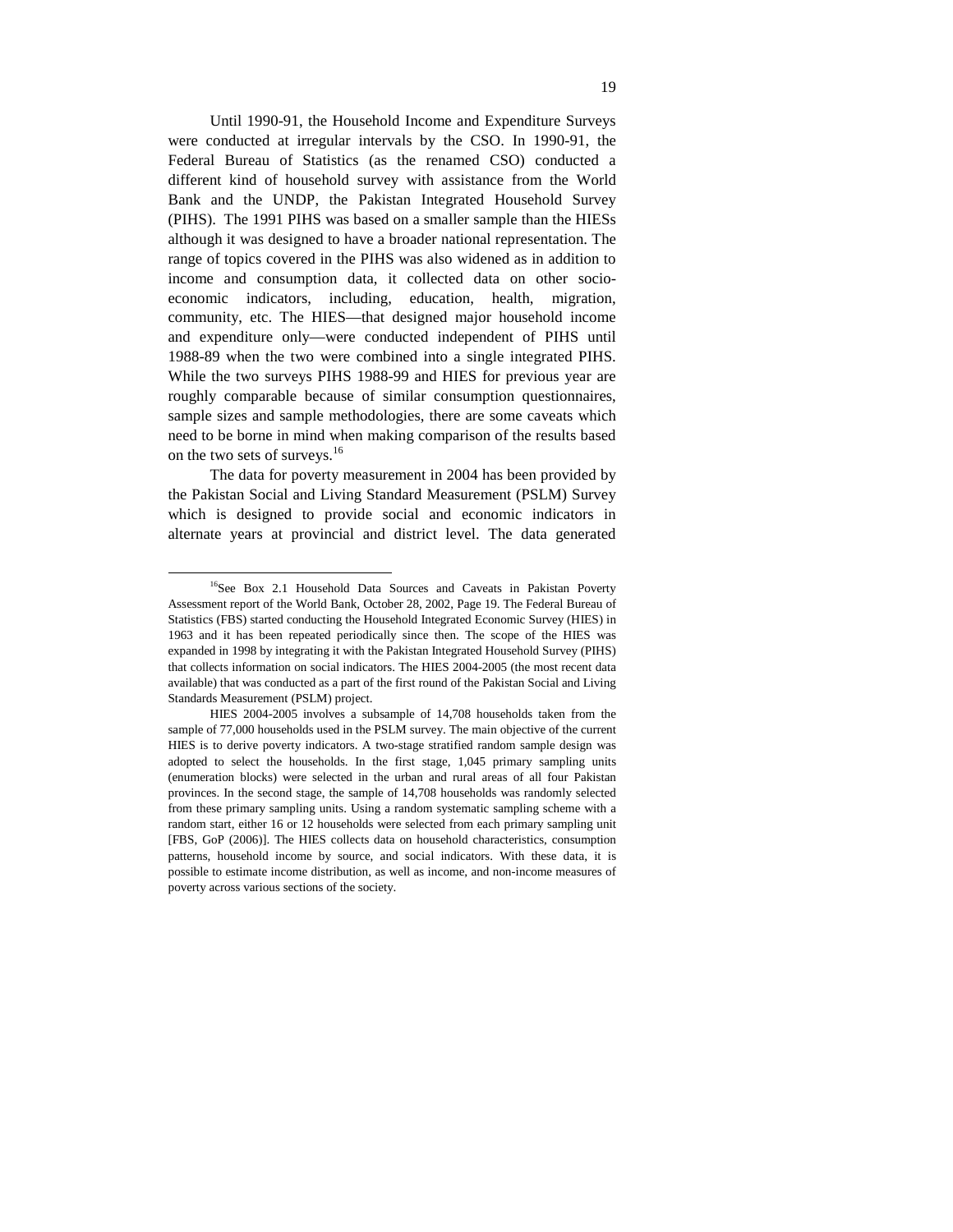Until 1990-91, the Household Income and Expenditure Surveys were conducted at irregular intervals by the CSO. In 1990-91, the Federal Bureau of Statistics (as the renamed CSO) conducted a different kind of household survey with assistance from the World Bank and the UNDP, the Pakistan Integrated Household Survey (PIHS). The 1991 PIHS was based on a smaller sample than the HIESs although it was designed to have a broader national representation. The range of topics covered in the PIHS was also widened as in addition to income and consumption data, it collected data on other socio-economic indicators, including, education, health, migration, community, etc. The HIES—that designed major household income and expenditure only—were conducted independent of PIHS until 1988-89 when the two were combined into a single integrated PIHS. While the two surveys PIHS 1988-99 and HIES for previous year are roughly comparable because of similar consumption questionnaires, sample sizes and sample methodologies, there are some caveats which need to be borne in mind when making comparison of the results based on the two sets of surveys.[16]

The data for poverty measurement in 2004 has been provided by the Pakistan Social and Living Standard Measurement (PSLM) Survey which is designed to provide social and economic indicators in alternate years at provincial and district level. The data generated

---

[16]See Box 2.1 Household Data Sources and Caveats in Pakistan Poverty Assessment report of the World Bank, October 28, 2002, Page 19. The Federal Bureau of Statistics (FBS) started conducting the Household Integrated Economic Survey (HIES) in 1963 and it has been repeated periodically since then. The scope of the HIES was expanded in 1998 by integrating it with the Pakistan Integrated Household Survey (PIHS) that collects information on social indicators. The HIES 2004-2005 (the most recent data available) that was conducted as a part of the first round of the Pakistan Social and Living Standards Measurement (PSLM) project.

HIES 2004-2005 involves a subsample of 14,708 households taken from the sample of 77,000 households used in the PSLM survey. The main objective of the current HIES is to derive poverty indicators. A two-stage stratified random sample design was adopted to select the households. In the first stage, 1,045 primary sampling units (enumeration blocks) were selected in the urban and rural areas of all four Pakistan provinces. In the second stage, the sample of 14,708 households was randomly selected from these primary sampling units. Using a random systematic sampling scheme with a random start, either 16 or 12 households were selected from each primary sampling unit [FBS, GoP (2006)]. The HIES collects data on household characteristics, consumption patterns, household income by source, and social indicators. With these data, it is possible to estimate income distribution, as well as income, and non-income measures of poverty across various sections of the society.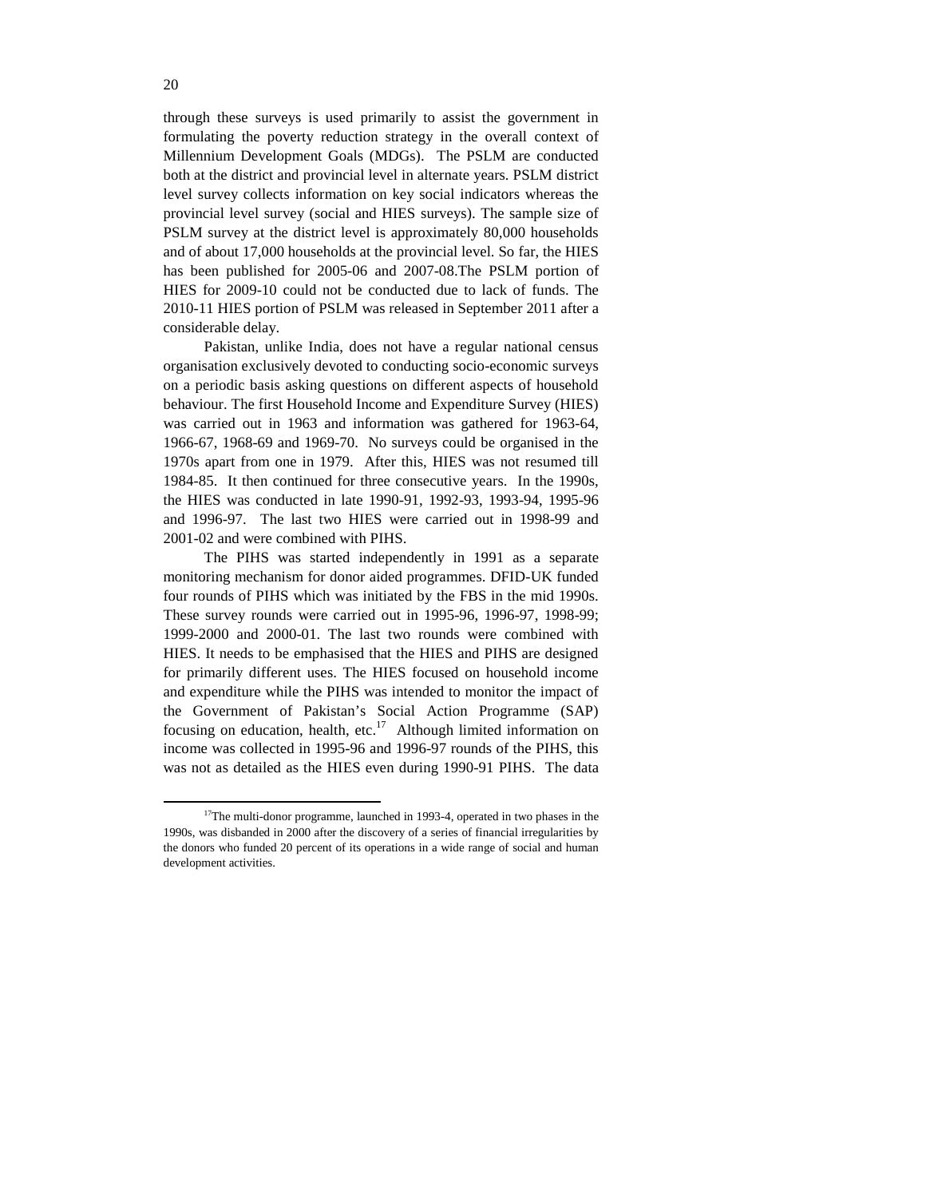through these surveys is used primarily to assist the government in formulating the poverty reduction strategy in the overall context of Millennium Development Goals (MDGs). The PSLM are conducted both at the district and provincial level in alternate years. PSLM district level survey collects information on key social indicators whereas the provincial level survey (social and HIES surveys). The sample size of PSLM survey at the district level is approximately 80,000 households and of about 17,000 households at the provincial level. So far, the HIES has been published for 2005-06 and 2007-08.The PSLM portion of HIES for 2009-10 could not be conducted due to lack of funds. The 2010-11 HIES portion of PSLM was released in September 2011 after a considerable delay.

Pakistan, unlike India, does not have a regular national census organisation exclusively devoted to conducting socio-economic surveys on a periodic basis asking questions on different aspects of household behaviour. The first Household Income and Expenditure Survey (HIES) was carried out in 1963 and information was gathered for 1963-64, 1966-67, 1968-69 and 1969-70. No surveys could be organised in the 1970s apart from one in 1979. After this, HIES was not resumed till 1984-85. It then continued for three consecutive years. In the 1990s, the HIES was conducted in late 1990-91, 1992-93, 1993-94, 1995-96 and 1996-97. The last two HIES were carried out in 1998-99 and 2001-02 and were combined with PIHS.

The PIHS was started independently in 1991 as a separate monitoring mechanism for donor aided programmes. DFID-UK funded four rounds of PIHS which was initiated by the FBS in the mid 1990s. These survey rounds were carried out in 1995-96, 1996-97, 1998-99; 1999-2000 and 2000-01. The last two rounds were combined with HIES. It needs to be emphasised that the HIES and PIHS are designed for primarily different uses. The HIES focused on household income and expenditure while the PIHS was intended to monitor the impact of the Government of Pakistan's Social Action Programme (SAP) focusing on education, health, etc.[17] Although limited information on income was collected in 1995-96 and 1996-97 rounds of the PIHS, this was not as detailed as the HIES even during 1990-91 PIHS. The data

[17]The multi-donor programme, launched in 1993-4, operated in two phases in the 1990s, was disbanded in 2000 after the discovery of a series of financial irregularities by the donors who funded 20 percent of its operations in a wide range of social and human development activities.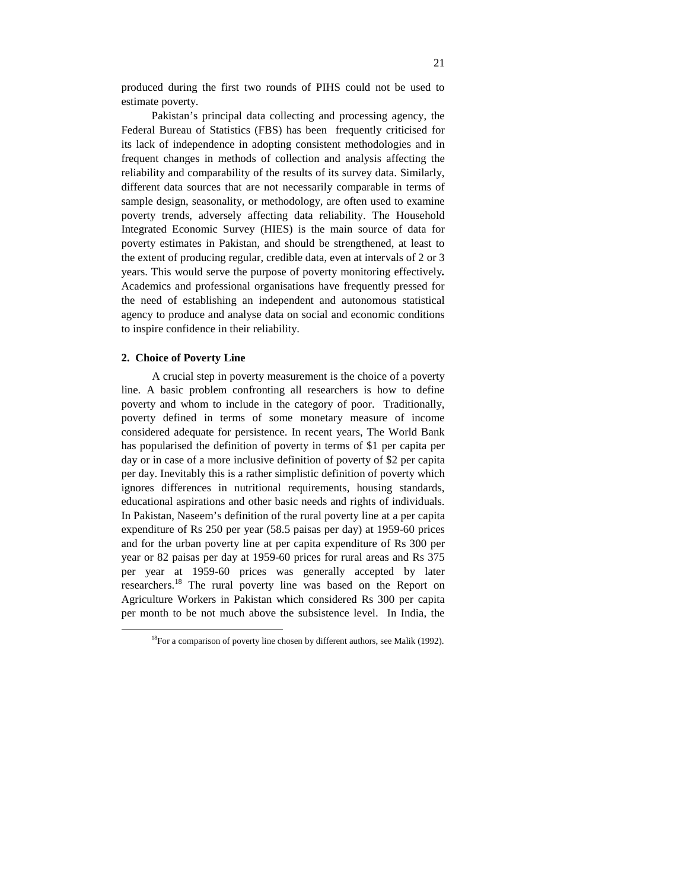produced during the first two rounds of PIHS could not be used to estimate poverty.

Pakistan's principal data collecting and processing agency, the Federal Bureau of Statistics (FBS) has been frequently criticised for its lack of independence in adopting consistent methodologies and in frequent changes in methods of collection and analysis affecting the reliability and comparability of the results of its survey data. Similarly, different data sources that are not necessarily comparable in terms of sample design, seasonality, or methodology, are often used to examine poverty trends, adversely affecting data reliability. The Household Integrated Economic Survey (HIES) is the main source of data for poverty estimates in Pakistan, and should be strengthened, at least to the extent of producing regular, credible data, even at intervals of 2 or 3 years. This would serve the purpose of poverty monitoring effectively**.** Academics and professional organisations have frequently pressed for the need of establishing an independent and autonomous statistical agency to produce and analyse data on social and economic conditions to inspire confidence in their reliability.

### 2. Choice of Poverty Line

A crucial step in poverty measurement is the choice of a poverty line. A basic problem confronting all researchers is how to define poverty and whom to include in the category of poor. Traditionally, poverty defined in terms of some monetary measure of income considered adequate for persistence. In recent years, The World Bank has popularised the definition of poverty in terms of $1 per capita per day or in case of a more inclusive definition of poverty of $2 per capita per day. Inevitably this is a rather simplistic definition of poverty which ignores differences in nutritional requirements, housing standards, educational aspirations and other basic needs and rights of individuals. In Pakistan, Naseem's definition of the rural poverty line at a per capita expenditure of Rs 250 per year (58.5 paisas per day) at 1959-60 prices and for the urban poverty line at per capita expenditure of Rs 300 per year or 82 paisas per day at 1959-60 prices for rural areas and Rs 375 per year at 1959-60 prices was generally accepted by later researchers.[18] The rural poverty line was based on the Report on Agriculture Workers in Pakistan which considered Rs 300 per capita per month to be not much above the subsistence level. In India, the

[18]For a comparison of poverty line chosen by different authors, see Malik (1992).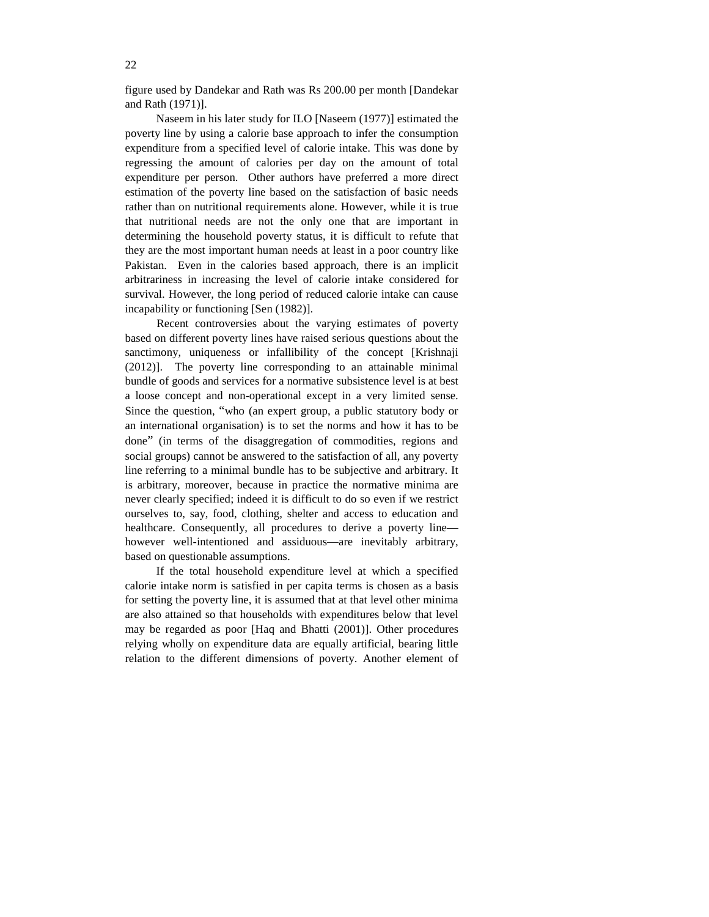figure used by Dandekar and Rath was Rs 200.00 per month [Dandekar and Rath (1971)].

Naseem in his later study for ILO [Naseem (1977)] estimated the poverty line by using a calorie base approach to infer the consumption expenditure from a specified level of calorie intake. This was done by regressing the amount of calories per day on the amount of total expenditure per person. Other authors have preferred a more direct estimation of the poverty line based on the satisfaction of basic needs rather than on nutritional requirements alone. However, while it is true that nutritional needs are not the only one that are important in determining the household poverty status, it is difficult to refute that they are the most important human needs at least in a poor country like Pakistan. Even in the calories based approach, there is an implicit arbitrariness in increasing the level of calorie intake considered for survival. However, the long period of reduced calorie intake can cause incapability or functioning [Sen (1982)].

Recent controversies about the varying estimates of poverty based on different poverty lines have raised serious questions about the sanctimony, uniqueness or infallibility of the concept [Krishnaji (2012)]. The poverty line corresponding to an attainable minimal bundle of goods and services for a normative subsistence level is at best a loose concept and non-operational except in a very limited sense. Since the question, "who (an expert group, a public statutory body or an international organisation) is to set the norms and how it has to be done" (in terms of the disaggregation of commodities, regions and social groups) cannot be answered to the satisfaction of all, any poverty line referring to a minimal bundle has to be subjective and arbitrary. It is arbitrary, moreover, because in practice the normative minima are never clearly specified; indeed it is difficult to do so even if we restrict ourselves to, say, food, clothing, shelter and access to education and healthcare. Consequently, all procedures to derive a poverty line—however well-intentioned and assiduous—are inevitably arbitrary, based on questionable assumptions.

If the total household expenditure level at which a specified calorie intake norm is satisfied in per capita terms is chosen as a basis for setting the poverty line, it is assumed that at that level other minima are also attained so that households with expenditures below that level may be regarded as poor [Haq and Bhatti (2001)]. Other procedures relying wholly on expenditure data are equally artificial, bearing little relation to the different dimensions of poverty. Another element of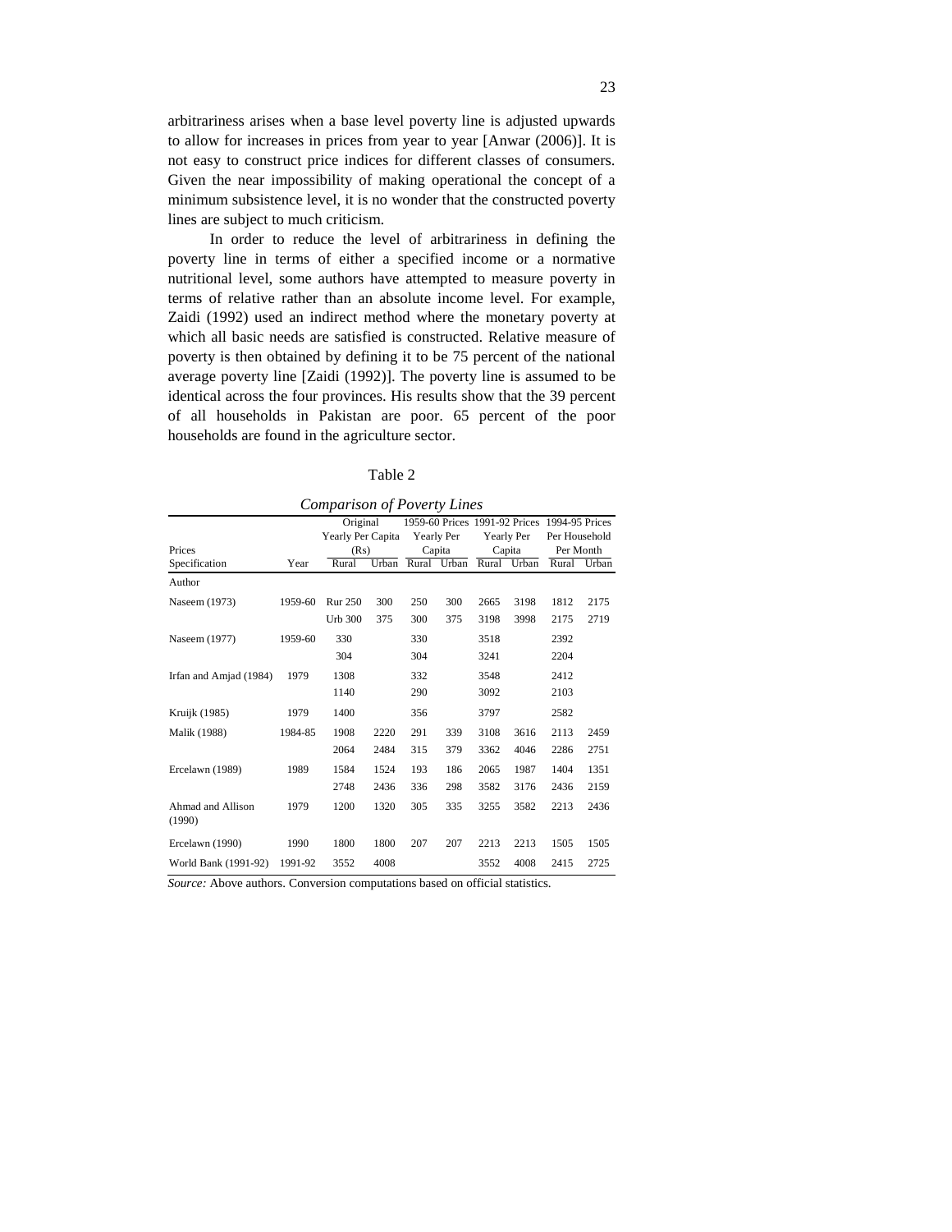arbitrariness arises when a base level poverty line is adjusted upwards to allow for increases in prices from year to year [Anwar (2006)]. It is not easy to construct price indices for different classes of consumers. Given the near impossibility of making operational the concept of a minimum subsistence level, it is no wonder that the constructed poverty lines are subject to much criticism.

In order to reduce the level of arbitrariness in defining the poverty line in terms of either a specified income or a normative nutritional level, some authors have attempted to measure poverty in terms of relative rather than an absolute income level. For example, Zaidi (1992) used an indirect method where the monetary poverty at which all basic needs are satisfied is constructed. Relative measure of poverty is then obtained by defining it to be 75 percent of the national average poverty line [Zaidi (1992)]. The poverty line is assumed to be identical across the four provinces. His results show that the 39 percent of all households in Pakistan are poor. 65 percent of the poor households are found in the agriculture sector.

Table 2

*Comparison of Poverty Lines*

| Prices | | Original Yearly Per Capita (Rs) | | 1959-60 Prices Yearly Per Capita | | 1991-92 Prices Yearly Per Capita | | 1994-95 Prices Per Household Per Month | |
|---|---|---|---|---|---|---|---|---|---|
| Specification | Year | Rural | Urban | Rural | Urban | Rural | Urban | Rural | Urban |
| Author | | | | | | | | | |
| Naseem (1973) | 1959-60 | Rur 250 | 300 | 250 | 300 | 2665 | 3198 | 1812 | 2175 |
| | | Urb 300 | 375 | 300 | 375 | 3198 | 3998 | 2175 | 2719 |
| Naseem (1977) | 1959-60 | 330 | | 330 | | 3518 | | 2392 | |
| | | 304 | | 304 | | 3241 | | 2204 | |
| Irfan and Amjad (1984) | 1979 | 1308 | | 332 | | 3548 | | 2412 | |
| | | 1140 | | 290 | | 3092 | | 2103 | |
| Kruijk (1985) | 1979 | 1400 | | 356 | | 3797 | | 2582 | |
| Malik (1988) | 1984-85 | 1908 | 2220 | 291 | 339 | 3108 | 3616 | 2113 | 2459 |
| | | 2064 | 2484 | 315 | 379 | 3362 | 4046 | 2286 | 2751 |
| Ercelawn (1989) | 1989 | 1584 | 1524 | 193 | 186 | 2065 | 1987 | 1404 | 1351 |
| | | 2748 | 2436 | 336 | 298 | 3582 | 3176 | 2436 | 2159 |
| Ahmad and Allison (1990) | 1979 | 1200 | 1320 | 305 | 335 | 3255 | 3582 | 2213 | 2436 |
| Ercelawn (1990) | 1990 | 1800 | 1800 | 207 | 207 | 2213 | 2213 | 1505 | 1505 |
| World Bank (1991-92) | 1991-92 | 3552 | 4008 | | | 3552 | 4008 | 2415 | 2725 |

*Source:* Above authors. Conversion computations based on official statistics.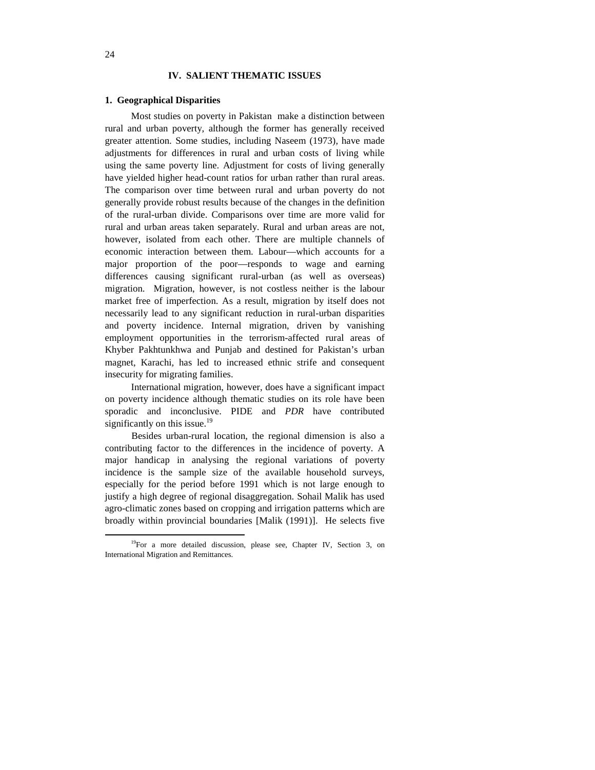## IV. SALIENT THEMATIC ISSUES

### 1. Geographical Disparities

Most studies on poverty in Pakistan make a distinction between rural and urban poverty, although the former has generally received greater attention. Some studies, including Naseem (1973), have made adjustments for differences in rural and urban costs of living while using the same poverty line. Adjustment for costs of living generally have yielded higher head-count ratios for urban rather than rural areas. The comparison over time between rural and urban poverty do not generally provide robust results because of the changes in the definition of the rural-urban divide. Comparisons over time are more valid for rural and urban areas taken separately. Rural and urban areas are not, however, isolated from each other. There are multiple channels of economic interaction between them. Labour—which accounts for a major proportion of the poor—responds to wage and earning differences causing significant rural-urban (as well as overseas) migration. Migration, however, is not costless neither is the labour market free of imperfection. As a result, migration by itself does not necessarily lead to any significant reduction in rural-urban disparities and poverty incidence. Internal migration, driven by vanishing employment opportunities in the terrorism-affected rural areas of Khyber Pakhtunkhwa and Punjab and destined for Pakistan's urban magnet, Karachi, has led to increased ethnic strife and consequent insecurity for migrating families.

International migration, however, does have a significant impact on poverty incidence although thematic studies on its role have been sporadic and inconclusive. PIDE and *PDR* have contributed significantly on this issue.[19]

Besides urban-rural location, the regional dimension is also a contributing factor to the differences in the incidence of poverty. A major handicap in analysing the regional variations of poverty incidence is the sample size of the available household surveys, especially for the period before 1991 which is not large enough to justify a high degree of regional disaggregation. Sohail Malik has used agro-climatic zones based on cropping and irrigation patterns which are broadly within provincial boundaries [Malik (1991)]. He selects five

---

[19] For a more detailed discussion, please see, Chapter IV, Section 3, on International Migration and Remittances.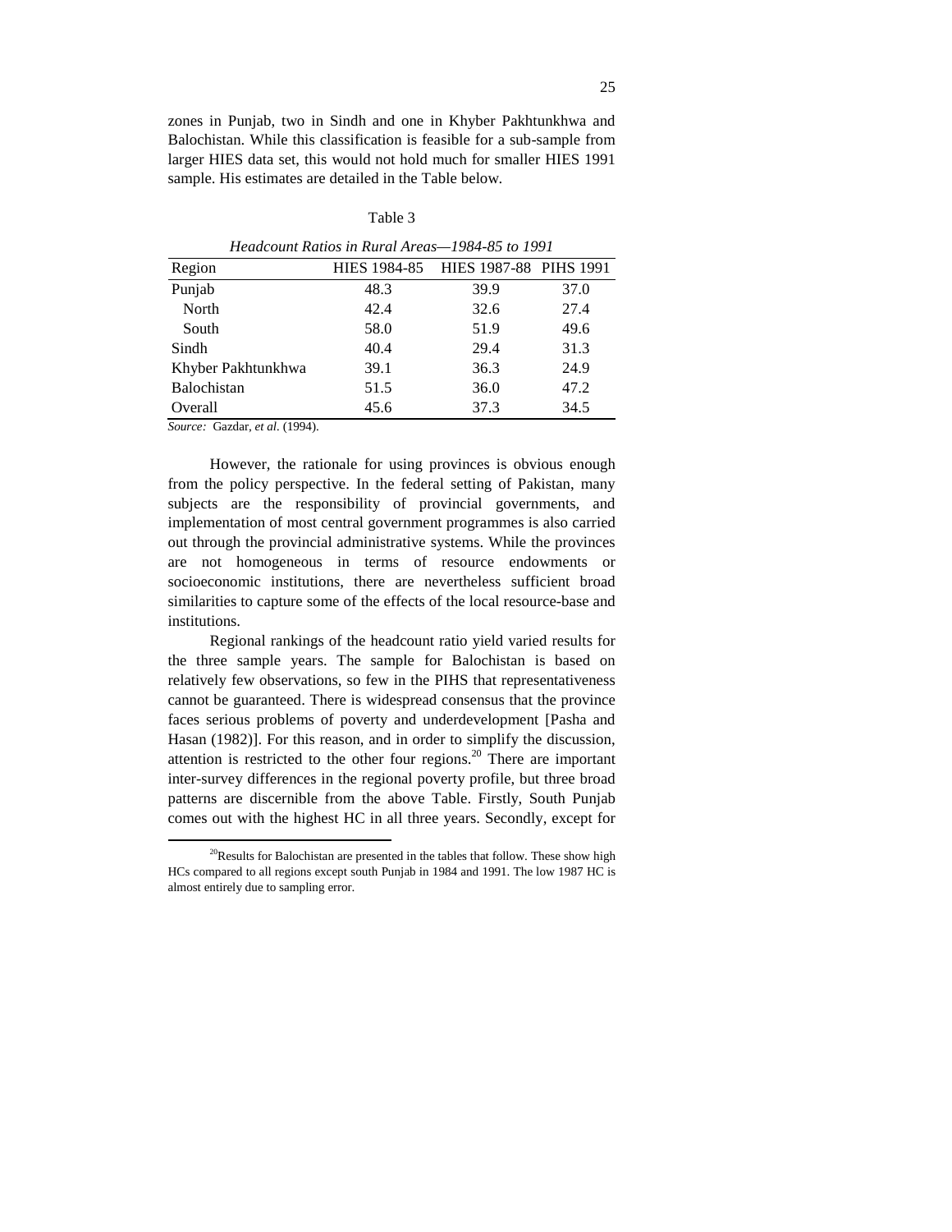zones in Punjab, two in Sindh and one in Khyber Pakhtunkhwa and Balochistan. While this classification is feasible for a sub-sample from larger HIES data set, this would not hold much for smaller HIES 1991 sample. His estimates are detailed in the Table below.

Table 3

*Headcount Ratios in Rural Areas—1984-85 to 1991*

| Region | HIES 1984-85 | HIES 1987-88 | PIHS 1991 |
|---|---|---|---|
| Punjab | 48.3 | 39.9 | 37.0 |
| North | 42.4 | 32.6 | 27.4 |
| South | 58.0 | 51.9 | 49.6 |
| Sindh | 40.4 | 29.4 | 31.3 |
| Khyber Pakhtunkhwa | 39.1 | 36.3 | 24.9 |
| Balochistan | 51.5 | 36.0 | 47.2 |
| Overall | 45.6 | 37.3 | 34.5 |

*Source:* Gazdar, *et al*. (1994).

However, the rationale for using provinces is obvious enough from the policy perspective. In the federal setting of Pakistan, many subjects are the responsibility of provincial governments, and implementation of most central government programmes is also carried out through the provincial administrative systems. While the provinces are not homogeneous in terms of resource endowments or socioeconomic institutions, there are nevertheless sufficient broad similarities to capture some of the effects of the local resource-base and institutions.

Regional rankings of the headcount ratio yield varied results for the three sample years. The sample for Balochistan is based on relatively few observations, so few in the PIHS that representativeness cannot be guaranteed. There is widespread consensus that the province faces serious problems of poverty and underdevelopment [Pasha and Hasan (1982)]. For this reason, and in order to simplify the discussion, attention is restricted to the other four regions.[20] There are important inter-survey differences in the regional poverty profile, but three broad patterns are discernible from the above Table. Firstly, South Punjab comes out with the highest HC in all three years. Secondly, except for

[20]Results for Balochistan are presented in the tables that follow. These show high HCs compared to all regions except south Punjab in 1984 and 1991. The low 1987 HC is almost entirely due to sampling error.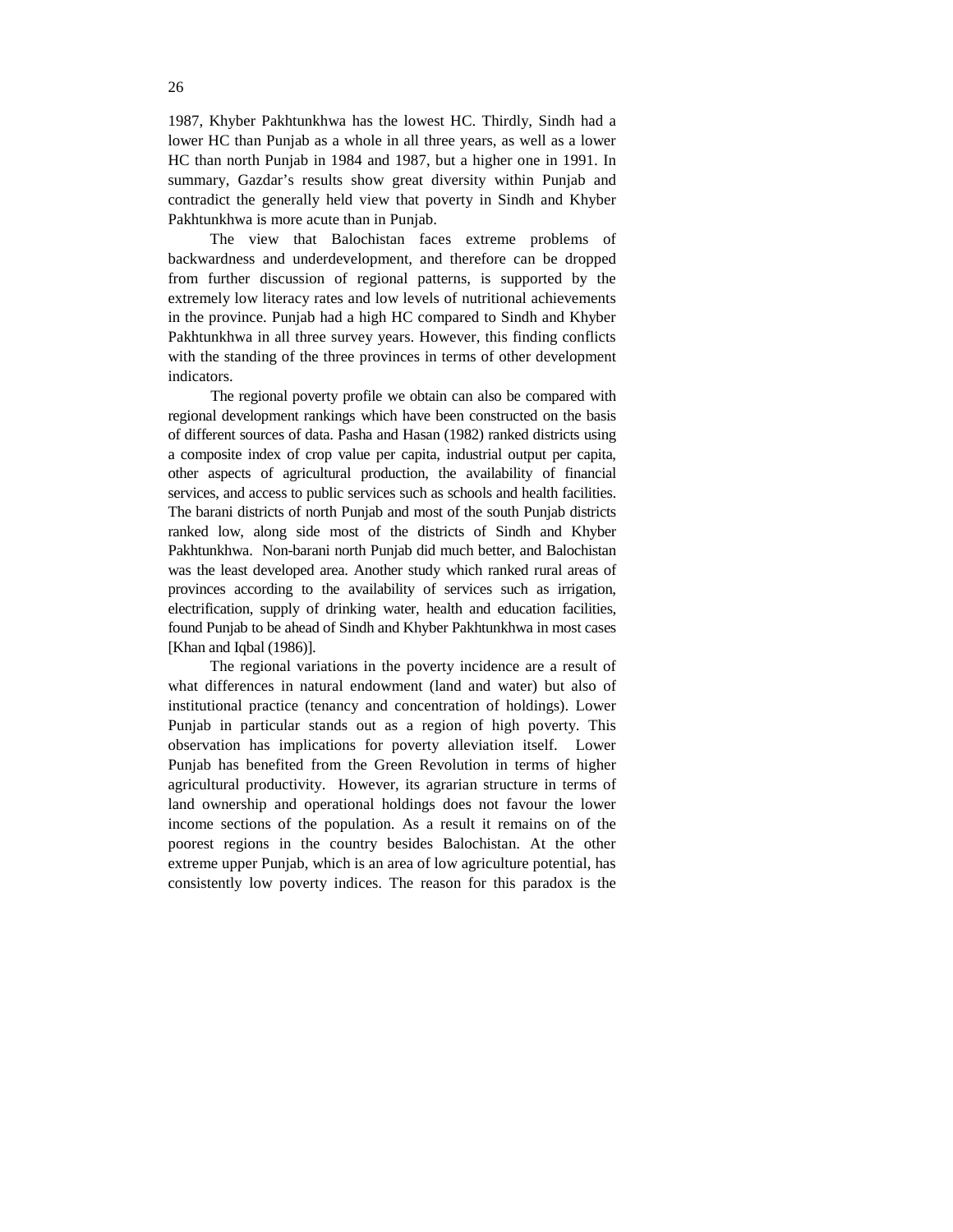1987, Khyber Pakhtunkhwa has the lowest HC. Thirdly, Sindh had a lower HC than Punjab as a whole in all three years, as well as a lower HC than north Punjab in 1984 and 1987, but a higher one in 1991. In summary, Gazdar's results show great diversity within Punjab and contradict the generally held view that poverty in Sindh and Khyber Pakhtunkhwa is more acute than in Punjab.

The view that Balochistan faces extreme problems of backwardness and underdevelopment, and therefore can be dropped from further discussion of regional patterns, is supported by the extremely low literacy rates and low levels of nutritional achievements in the province. Punjab had a high HC compared to Sindh and Khyber Pakhtunkhwa in all three survey years. However, this finding conflicts with the standing of the three provinces in terms of other development indicators.

The regional poverty profile we obtain can also be compared with regional development rankings which have been constructed on the basis of different sources of data. Pasha and Hasan (1982) ranked districts using a composite index of crop value per capita, industrial output per capita, other aspects of agricultural production, the availability of financial services, and access to public services such as schools and health facilities. The barani districts of north Punjab and most of the south Punjab districts ranked low, along side most of the districts of Sindh and Khyber Pakhtunkhwa. Non-barani north Punjab did much better, and Balochistan was the least developed area. Another study which ranked rural areas of provinces according to the availability of services such as irrigation, electrification, supply of drinking water, health and education facilities, found Punjab to be ahead of Sindh and Khyber Pakhtunkhwa in most cases [Khan and Iqbal (1986)].

The regional variations in the poverty incidence are a result of what differences in natural endowment (land and water) but also of institutional practice (tenancy and concentration of holdings). Lower Punjab in particular stands out as a region of high poverty. This observation has implications for poverty alleviation itself. Lower Punjab has benefited from the Green Revolution in terms of higher agricultural productivity. However, its agrarian structure in terms of land ownership and operational holdings does not favour the lower income sections of the population. As a result it remains on of the poorest regions in the country besides Balochistan. At the other extreme upper Punjab, which is an area of low agriculture potential, has consistently low poverty indices. The reason for this paradox is the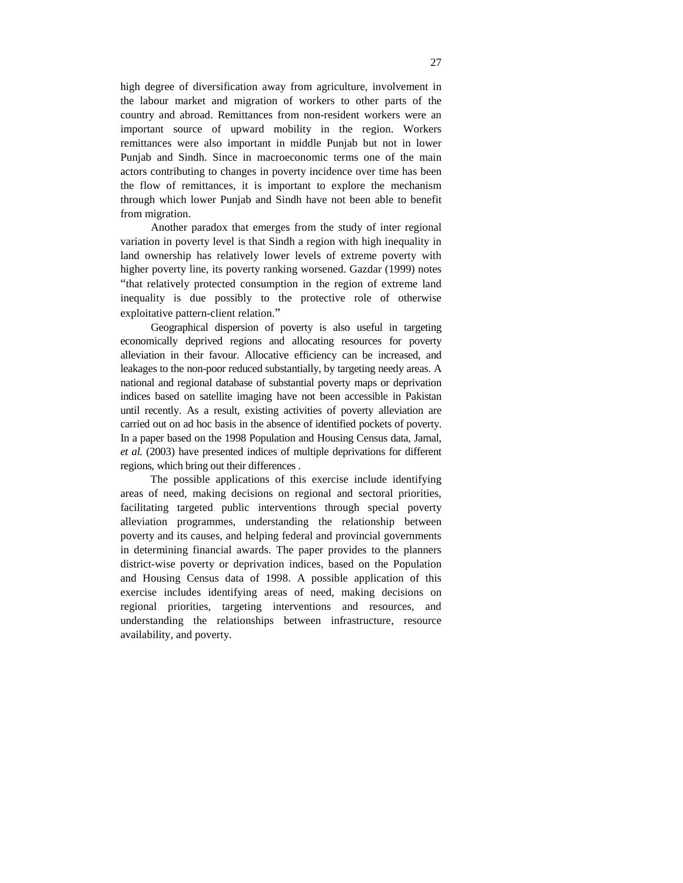high degree of diversification away from agriculture, involvement in the labour market and migration of workers to other parts of the country and abroad. Remittances from non-resident workers were an important source of upward mobility in the region. Workers remittances were also important in middle Punjab but not in lower Punjab and Sindh. Since in macroeconomic terms one of the main actors contributing to changes in poverty incidence over time has been the flow of remittances, it is important to explore the mechanism through which lower Punjab and Sindh have not been able to benefit from migration.

Another paradox that emerges from the study of inter regional variation in poverty level is that Sindh a region with high inequality in land ownership has relatively lower levels of extreme poverty with higher poverty line, its poverty ranking worsened. Gazdar (1999) notes "that relatively protected consumption in the region of extreme land inequality is due possibly to the protective role of otherwise exploitative pattern-client relation."

Geographical dispersion of poverty is also useful in targeting economically deprived regions and allocating resources for poverty alleviation in their favour. Allocative efficiency can be increased, and leakages to the non-poor reduced substantially, by targeting needy areas. A national and regional database of substantial poverty maps or deprivation indices based on satellite imaging have not been accessible in Pakistan until recently. As a result, existing activities of poverty alleviation are carried out on ad hoc basis in the absence of identified pockets of poverty. In a paper based on the 1998 Population and Housing Census data, Jamal, *et al.* (2003) have presented indices of multiple deprivations for different regions, which bring out their differences .

The possible applications of this exercise include identifying areas of need, making decisions on regional and sectoral priorities, facilitating targeted public interventions through special poverty alleviation programmes, understanding the relationship between poverty and its causes, and helping federal and provincial governments in determining financial awards. The paper provides to the planners district-wise poverty or deprivation indices, based on the Population and Housing Census data of 1998. A possible application of this exercise includes identifying areas of need, making decisions on regional priorities, targeting interventions and resources, and understanding the relationships between infrastructure, resource availability, and poverty.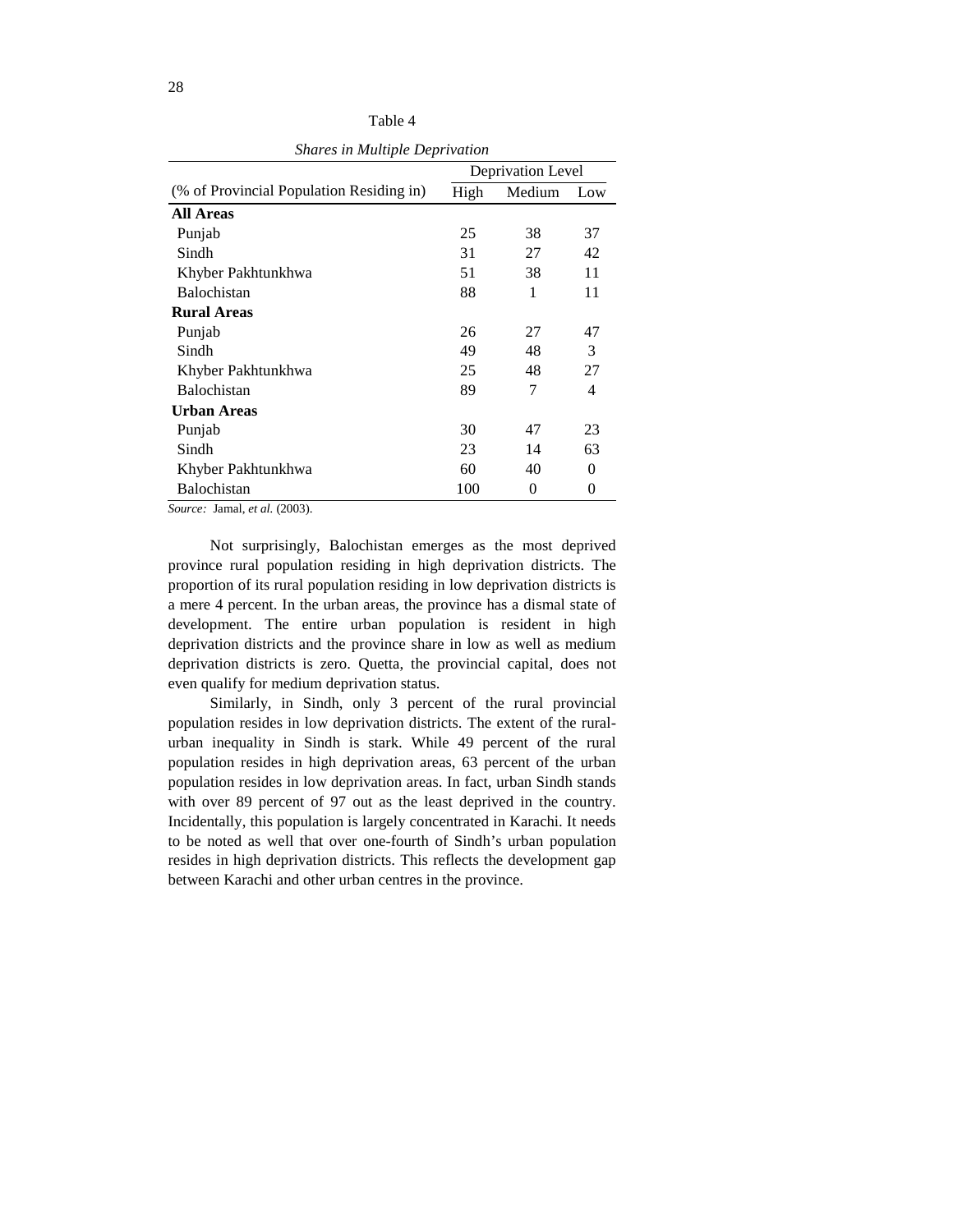Table 4

*Shares in Multiple Deprivation*

| (% of Provincial Population Residing in) | Deprivation Level | | |
|---|---|---|---|
| | High | Medium | Low |
| **All Areas** | | | |
| Punjab | 25 | 38 | 37 |
| Sindh | 31 | 27 | 42 |
| Khyber Pakhtunkhwa | 51 | 38 | 11 |
| Balochistan | 88 | 1 | 11 |
| **Rural Areas** | | | |
| Punjab | 26 | 27 | 47 |
| Sindh | 49 | 48 | 3 |
| Khyber Pakhtunkhwa | 25 | 48 | 27 |
| Balochistan | 89 | 7 | 4 |
| **Urban Areas** | | | |
| Punjab | 30 | 47 | 23 |
| Sindh | 23 | 14 | 63 |
| Khyber Pakhtunkhwa | 60 | 40 | 0 |
| Balochistan | 100 | 0 | 0 |

*Source:* Jamal, *et al.* (2003).

Not surprisingly, Balochistan emerges as the most deprived province rural population residing in high deprivation districts. The proportion of its rural population residing in low deprivation districts is a mere 4 percent. In the urban areas, the province has a dismal state of development. The entire urban population is resident in high deprivation districts and the province share in low as well as medium deprivation districts is zero. Quetta, the provincial capital, does not even qualify for medium deprivation status.

Similarly, in Sindh, only 3 percent of the rural provincial population resides in low deprivation districts. The extent of the rural-urban inequality in Sindh is stark. While 49 percent of the rural population resides in high deprivation areas, 63 percent of the urban population resides in low deprivation areas. In fact, urban Sindh stands with over 89 percent of 97 out as the least deprived in the country. Incidentally, this population is largely concentrated in Karachi. It needs to be noted as well that over one-fourth of Sindh's urban population resides in high deprivation districts. This reflects the development gap between Karachi and other urban centres in the province.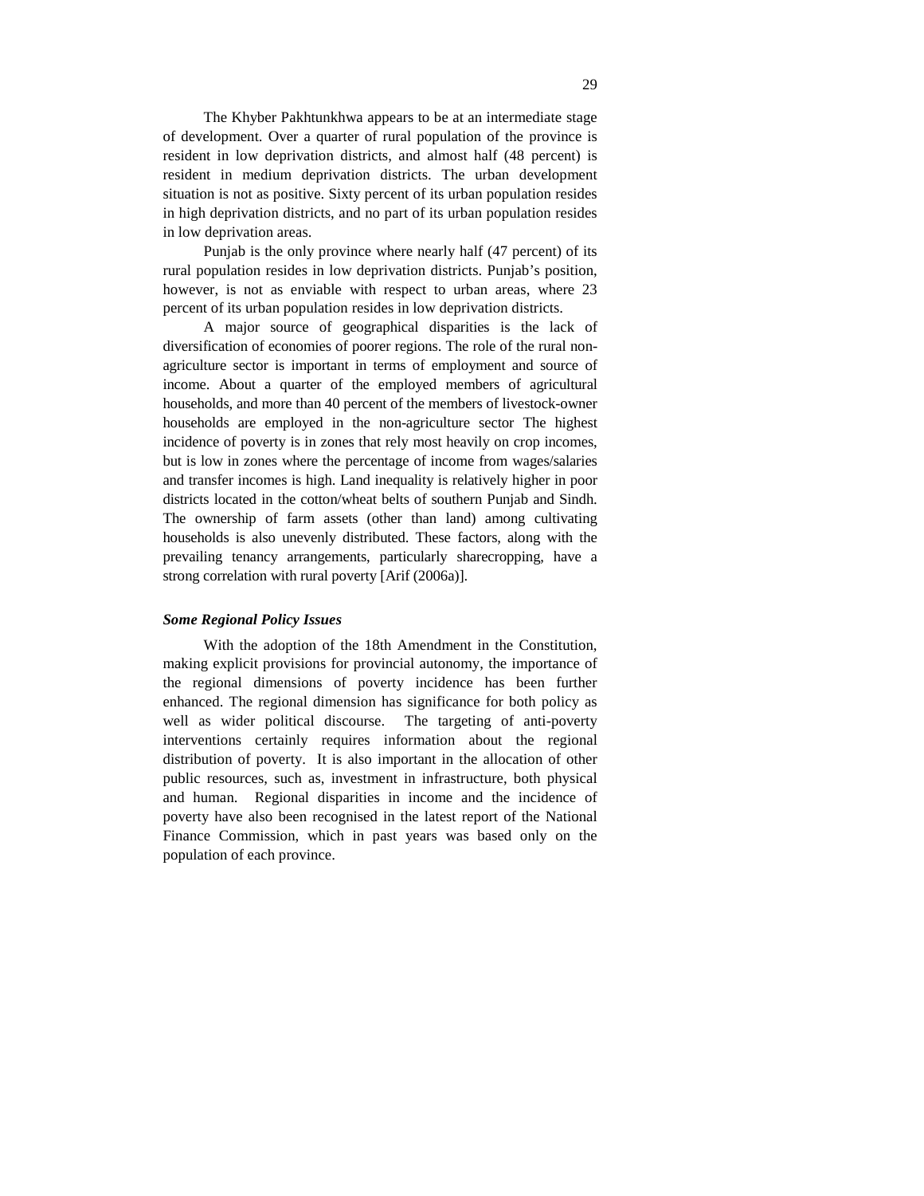The Khyber Pakhtunkhwa appears to be at an intermediate stage of development. Over a quarter of rural population of the province is resident in low deprivation districts, and almost half (48 percent) is resident in medium deprivation districts. The urban development situation is not as positive. Sixty percent of its urban population resides in high deprivation districts, and no part of its urban population resides in low deprivation areas.

Punjab is the only province where nearly half (47 percent) of its rural population resides in low deprivation districts. Punjab's position, however, is not as enviable with respect to urban areas, where 23 percent of its urban population resides in low deprivation districts.

A major source of geographical disparities is the lack of diversification of economies of poorer regions. The role of the rural non-agriculture sector is important in terms of employment and source of income. About a quarter of the employed members of agricultural households, and more than 40 percent of the members of livestock-owner households are employed in the non-agriculture sector The highest incidence of poverty is in zones that rely most heavily on crop incomes, but is low in zones where the percentage of income from wages/salaries and transfer incomes is high. Land inequality is relatively higher in poor districts located in the cotton/wheat belts of southern Punjab and Sindh. The ownership of farm assets (other than land) among cultivating households is also unevenly distributed. These factors, along with the prevailing tenancy arrangements, particularly sharecropping, have a strong correlation with rural poverty [Arif (2006a)].

### *Some Regional Policy Issues*

With the adoption of the 18th Amendment in the Constitution, making explicit provisions for provincial autonomy, the importance of the regional dimensions of poverty incidence has been further enhanced. The regional dimension has significance for both policy as well as wider political discourse. The targeting of anti-poverty interventions certainly requires information about the regional distribution of poverty. It is also important in the allocation of other public resources, such as, investment in infrastructure, both physical and human. Regional disparities in income and the incidence of poverty have also been recognised in the latest report of the National Finance Commission, which in past years was based only on the population of each province.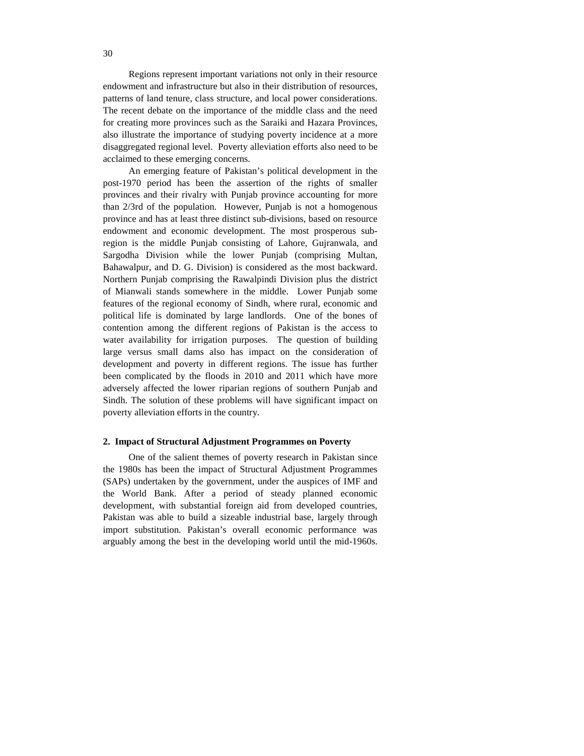Regions represent important variations not only in their resource endowment and infrastructure but also in their distribution of resources, patterns of land tenure, class structure, and local power considerations. The recent debate on the importance of the middle class and the need for creating more provinces such as the Saraiki and Hazara Provinces, also illustrate the importance of studying poverty incidence at a more disaggregated regional level. Poverty alleviation efforts also need to be acclaimed to these emerging concerns.

An emerging feature of Pakistan's political development in the post-1970 period has been the assertion of the rights of smaller provinces and their rivalry with Punjab province accounting for more than 2/3rd of the population. However, Punjab is not a homogenous province and has at least three distinct sub-divisions, based on resource endowment and economic development. The most prosperous sub-region is the middle Punjab consisting of Lahore, Gujranwala, and Sargodha Division while the lower Punjab (comprising Multan, Bahawalpur, and D. G. Division) is considered as the most backward. Northern Punjab comprising the Rawalpindi Division plus the district of Mianwali stands somewhere in the middle. Lower Punjab some features of the regional economy of Sindh, where rural, economic and political life is dominated by large landlords. One of the bones of contention among the different regions of Pakistan is the access to water availability for irrigation purposes. The question of building large versus small dams also has impact on the consideration of development and poverty in different regions. The issue has further been complicated by the floods in 2010 and 2011 which have more adversely affected the lower riparian regions of southern Punjab and Sindh. The solution of these problems will have significant impact on poverty alleviation efforts in the country.

## 2. Impact of Structural Adjustment Programmes on Poverty

One of the salient themes of poverty research in Pakistan since the 1980s has been the impact of Structural Adjustment Programmes (SAPs) undertaken by the government, under the auspices of IMF and the World Bank. After a period of steady planned economic development, with substantial foreign aid from developed countries, Pakistan was able to build a sizeable industrial base, largely through import substitution. Pakistan's overall economic performance was arguably among the best in the developing world until the mid-1960s.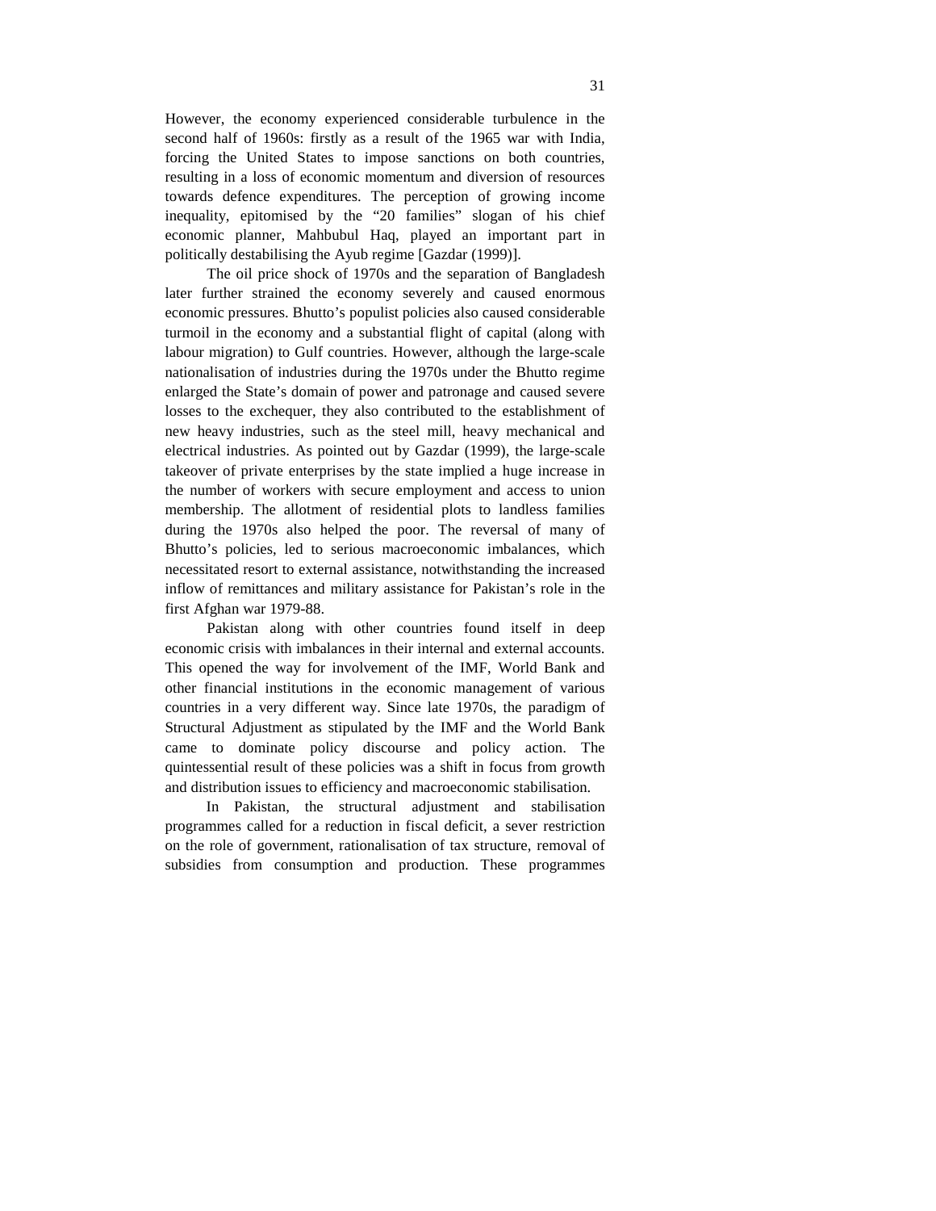However, the economy experienced considerable turbulence in the second half of 1960s: firstly as a result of the 1965 war with India, forcing the United States to impose sanctions on both countries, resulting in a loss of economic momentum and diversion of resources towards defence expenditures. The perception of growing income inequality, epitomised by the "20 families" slogan of his chief economic planner, Mahbubul Haq, played an important part in politically destabilising the Ayub regime [Gazdar (1999)].

The oil price shock of 1970s and the separation of Bangladesh later further strained the economy severely and caused enormous economic pressures. Bhutto's populist policies also caused considerable turmoil in the economy and a substantial flight of capital (along with labour migration) to Gulf countries. However, although the large-scale nationalisation of industries during the 1970s under the Bhutto regime enlarged the State's domain of power and patronage and caused severe losses to the exchequer, they also contributed to the establishment of new heavy industries, such as the steel mill, heavy mechanical and electrical industries. As pointed out by Gazdar (1999), the large-scale takeover of private enterprises by the state implied a huge increase in the number of workers with secure employment and access to union membership. The allotment of residential plots to landless families during the 1970s also helped the poor. The reversal of many of Bhutto's policies, led to serious macroeconomic imbalances, which necessitated resort to external assistance, notwithstanding the increased inflow of remittances and military assistance for Pakistan's role in the first Afghan war 1979-88.

Pakistan along with other countries found itself in deep economic crisis with imbalances in their internal and external accounts. This opened the way for involvement of the IMF, World Bank and other financial institutions in the economic management of various countries in a very different way. Since late 1970s, the paradigm of Structural Adjustment as stipulated by the IMF and the World Bank came to dominate policy discourse and policy action. The quintessential result of these policies was a shift in focus from growth and distribution issues to efficiency and macroeconomic stabilisation.

In Pakistan, the structural adjustment and stabilisation programmes called for a reduction in fiscal deficit, a sever restriction on the role of government, rationalisation of tax structure, removal of subsidies from consumption and production. These programmes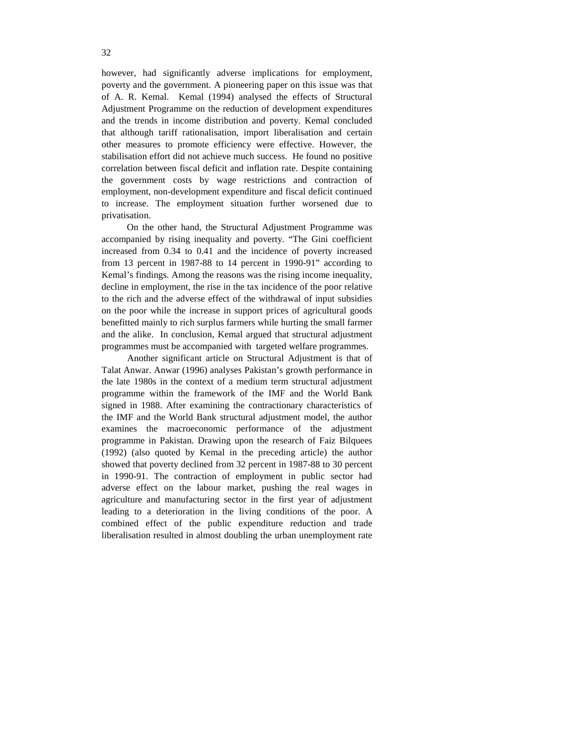however, had significantly adverse implications for employment, poverty and the government. A pioneering paper on this issue was that of A. R. Kemal. Kemal (1994) analysed the effects of Structural Adjustment Programme on the reduction of development expenditures and the trends in income distribution and poverty. Kemal concluded that although tariff rationalisation, import liberalisation and certain other measures to promote efficiency were effective. However, the stabilisation effort did not achieve much success. He found no positive correlation between fiscal deficit and inflation rate. Despite containing the government costs by wage restrictions and contraction of employment, non-development expenditure and fiscal deficit continued to increase. The employment situation further worsened due to privatisation.

On the other hand, the Structural Adjustment Programme was accompanied by rising inequality and poverty. "The Gini coefficient increased from 0.34 to 0.41 and the incidence of poverty increased from 13 percent in 1987-88 to 14 percent in 1990-91" according to Kemal's findings. Among the reasons was the rising income inequality, decline in employment, the rise in the tax incidence of the poor relative to the rich and the adverse effect of the withdrawal of input subsidies on the poor while the increase in support prices of agricultural goods benefitted mainly to rich surplus farmers while hurting the small farmer and the alike. In conclusion, Kemal argued that structural adjustment programmes must be accompanied with targeted welfare programmes.

Another significant article on Structural Adjustment is that of Talat Anwar. Anwar (1996) analyses Pakistan's growth performance in the late 1980s in the context of a medium term structural adjustment programme within the framework of the IMF and the World Bank signed in 1988. After examining the contractionary characteristics of the IMF and the World Bank structural adjustment model, the author examines the macroeconomic performance of the adjustment programme in Pakistan. Drawing upon the research of Faiz Bilquees (1992) (also quoted by Kemal in the preceding article) the author showed that poverty declined from 32 percent in 1987-88 to 30 percent in 1990-91. The contraction of employment in public sector had adverse effect on the labour market, pushing the real wages in agriculture and manufacturing sector in the first year of adjustment leading to a deterioration in the living conditions of the poor. A combined effect of the public expenditure reduction and trade liberalisation resulted in almost doubling the urban unemployment rate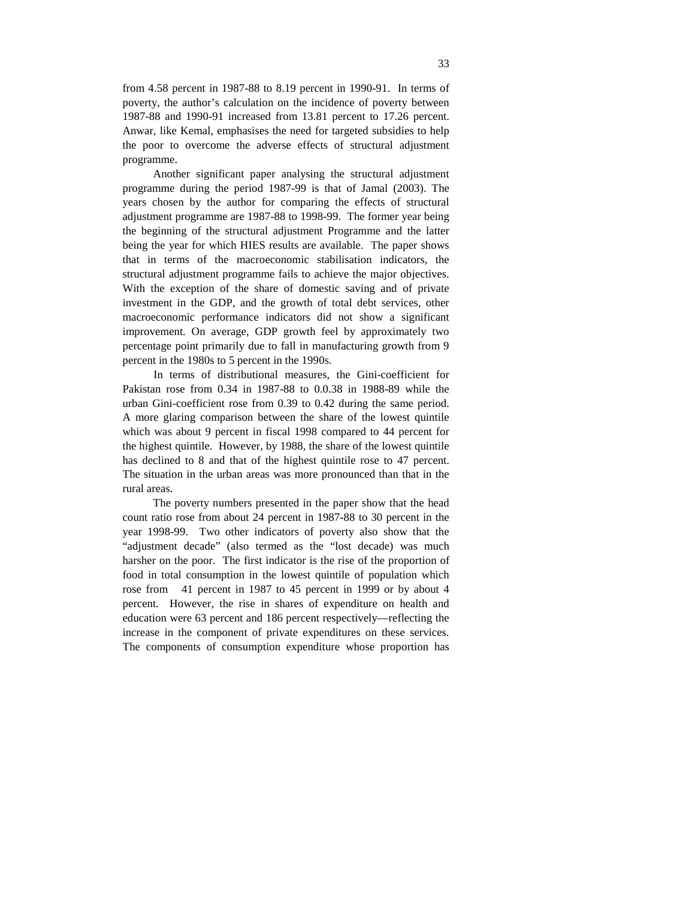from 4.58 percent in 1987-88 to 8.19 percent in 1990-91. In terms of poverty, the author's calculation on the incidence of poverty between 1987-88 and 1990-91 increased from 13.81 percent to 17.26 percent. Anwar, like Kemal, emphasises the need for targeted subsidies to help the poor to overcome the adverse effects of structural adjustment programme.

Another significant paper analysing the structural adjustment programme during the period 1987-99 is that of Jamal (2003). The years chosen by the author for comparing the effects of structural adjustment programme are 1987-88 to 1998-99. The former year being the beginning of the structural adjustment Programme and the latter being the year for which HIES results are available. The paper shows that in terms of the macroeconomic stabilisation indicators, the structural adjustment programme fails to achieve the major objectives. With the exception of the share of domestic saving and of private investment in the GDP, and the growth of total debt services, other macroeconomic performance indicators did not show a significant improvement. On average, GDP growth feel by approximately two percentage point primarily due to fall in manufacturing growth from 9 percent in the 1980s to 5 percent in the 1990s.

In terms of distributional measures, the Gini-coefficient for Pakistan rose from 0.34 in 1987-88 to 0.0.38 in 1988-89 while the urban Gini-coefficient rose from 0.39 to 0.42 during the same period. A more glaring comparison between the share of the lowest quintile which was about 9 percent in fiscal 1998 compared to 44 percent for the highest quintile. However, by 1988, the share of the lowest quintile has declined to 8 and that of the highest quintile rose to 47 percent. The situation in the urban areas was more pronounced than that in the rural areas.

The poverty numbers presented in the paper show that the head count ratio rose from about 24 percent in 1987-88 to 30 percent in the year 1998-99. Two other indicators of poverty also show that the "adjustment decade" (also termed as the "lost decade) was much harsher on the poor. The first indicator is the rise of the proportion of food in total consumption in the lowest quintile of population which rose from 41 percent in 1987 to 45 percent in 1999 or by about 4 percent. However, the rise in shares of expenditure on health and education were 63 percent and 186 percent respectively—reflecting the increase in the component of private expenditures on these services. The components of consumption expenditure whose proportion has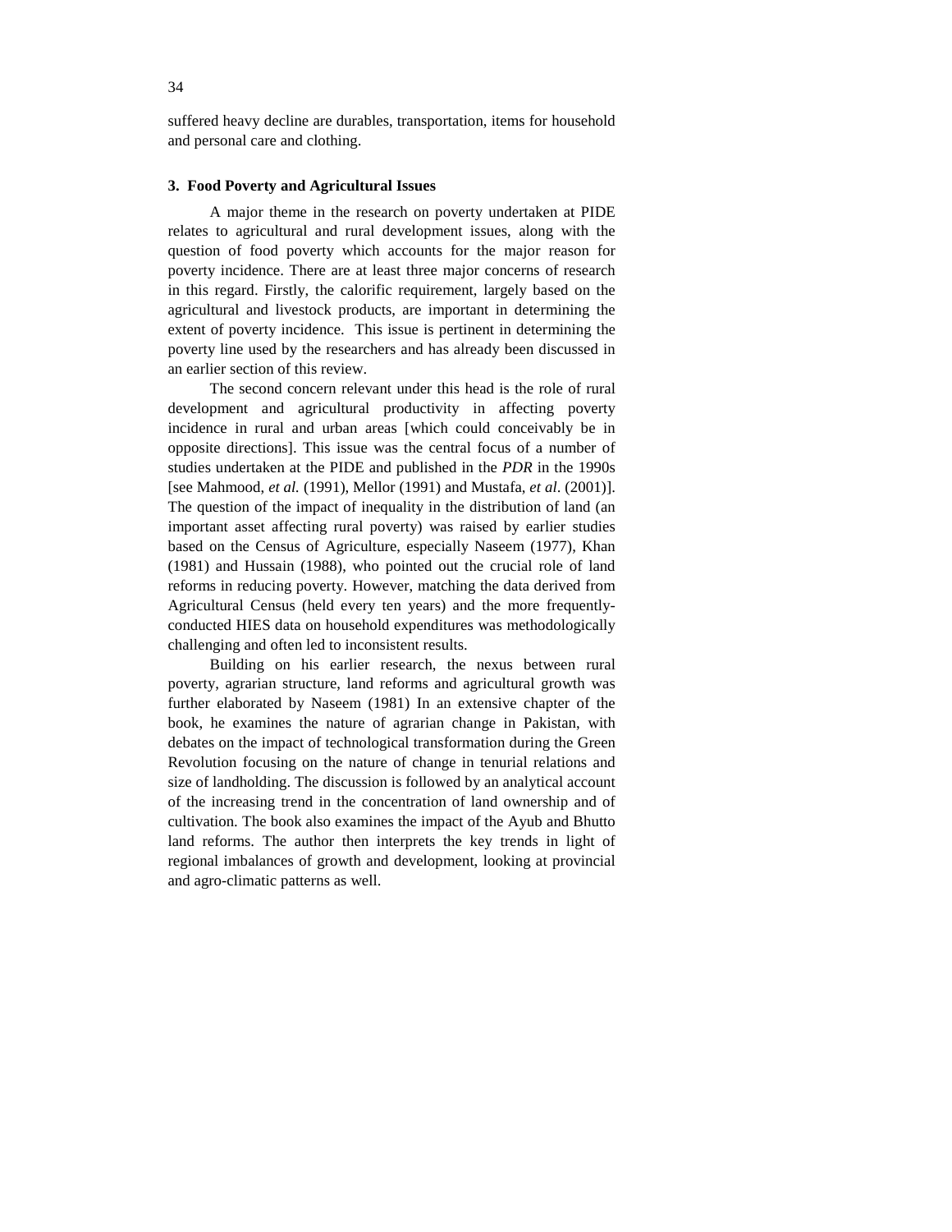suffered heavy decline are durables, transportation, items for household and personal care and clothing.

### 3. Food Poverty and Agricultural Issues

A major theme in the research on poverty undertaken at PIDE relates to agricultural and rural development issues, along with the question of food poverty which accounts for the major reason for poverty incidence. There are at least three major concerns of research in this regard. Firstly, the calorific requirement, largely based on the agricultural and livestock products, are important in determining the extent of poverty incidence. This issue is pertinent in determining the poverty line used by the researchers and has already been discussed in an earlier section of this review.

The second concern relevant under this head is the role of rural development and agricultural productivity in affecting poverty incidence in rural and urban areas [which could conceivably be in opposite directions]. This issue was the central focus of a number of studies undertaken at the PIDE and published in the *PDR* in the 1990s [see Mahmood, *et al.* (1991), Mellor (1991) and Mustafa, *et al*. (2001)]. The question of the impact of inequality in the distribution of land (an important asset affecting rural poverty) was raised by earlier studies based on the Census of Agriculture, especially Naseem (1977), Khan (1981) and Hussain (1988), who pointed out the crucial role of land reforms in reducing poverty. However, matching the data derived from Agricultural Census (held every ten years) and the more frequently-conducted HIES data on household expenditures was methodologically challenging and often led to inconsistent results.

Building on his earlier research, the nexus between rural poverty, agrarian structure, land reforms and agricultural growth was further elaborated by Naseem (1981) In an extensive chapter of the book, he examines the nature of agrarian change in Pakistan, with debates on the impact of technological transformation during the Green Revolution focusing on the nature of change in tenurial relations and size of landholding. The discussion is followed by an analytical account of the increasing trend in the concentration of land ownership and of cultivation. The book also examines the impact of the Ayub and Bhutto land reforms. The author then interprets the key trends in light of regional imbalances of growth and development, looking at provincial and agro-climatic patterns as well.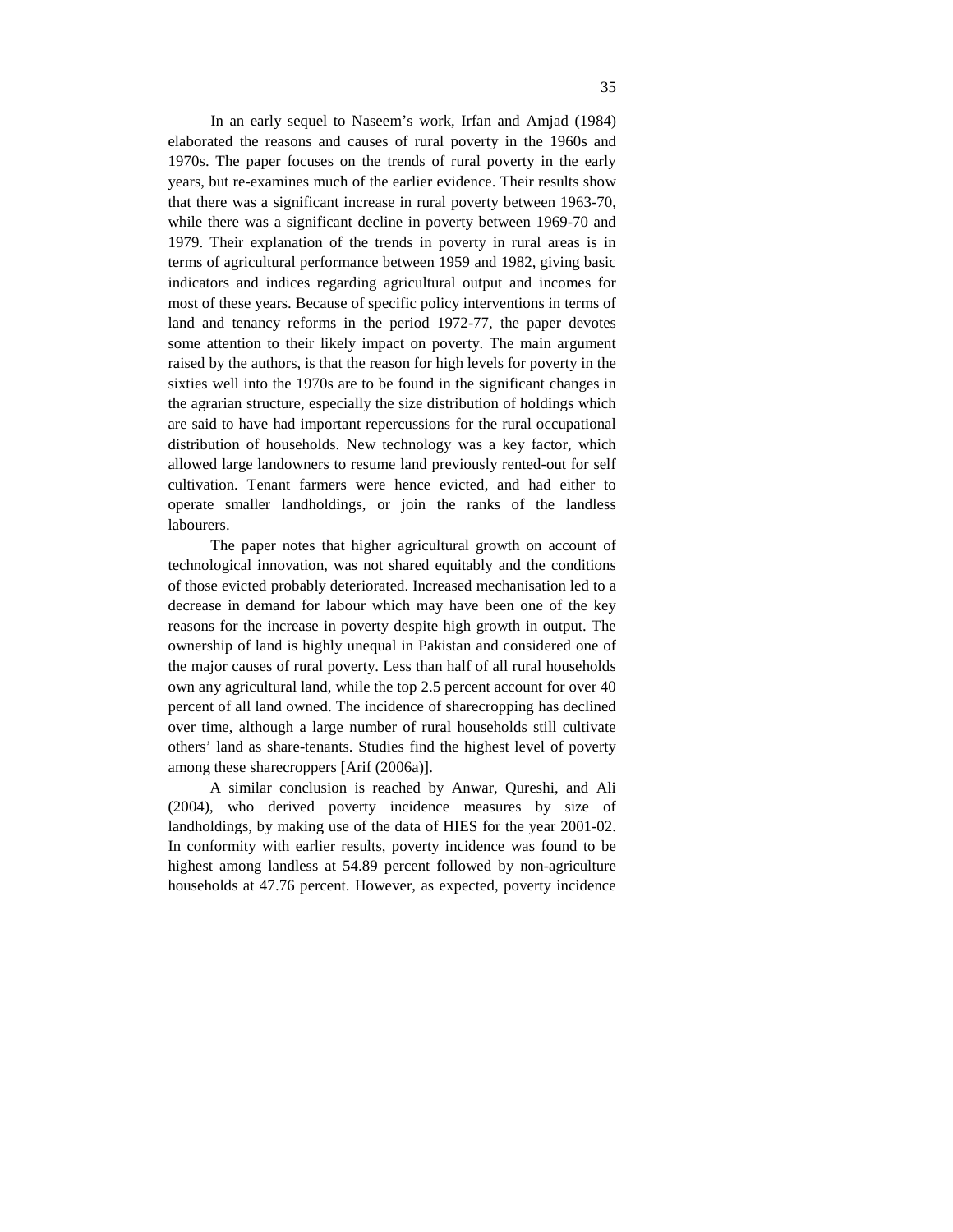In an early sequel to Naseem's work, Irfan and Amjad (1984) elaborated the reasons and causes of rural poverty in the 1960s and 1970s. The paper focuses on the trends of rural poverty in the early years, but re-examines much of the earlier evidence. Their results show that there was a significant increase in rural poverty between 1963-70, while there was a significant decline in poverty between 1969-70 and 1979. Their explanation of the trends in poverty in rural areas is in terms of agricultural performance between 1959 and 1982, giving basic indicators and indices regarding agricultural output and incomes for most of these years. Because of specific policy interventions in terms of land and tenancy reforms in the period 1972-77, the paper devotes some attention to their likely impact on poverty. The main argument raised by the authors, is that the reason for high levels for poverty in the sixties well into the 1970s are to be found in the significant changes in the agrarian structure, especially the size distribution of holdings which are said to have had important repercussions for the rural occupational distribution of households. New technology was a key factor, which allowed large landowners to resume land previously rented-out for self cultivation. Tenant farmers were hence evicted, and had either to operate smaller landholdings, or join the ranks of the landless labourers.

The paper notes that higher agricultural growth on account of technological innovation, was not shared equitably and the conditions of those evicted probably deteriorated. Increased mechanisation led to a decrease in demand for labour which may have been one of the key reasons for the increase in poverty despite high growth in output. The ownership of land is highly unequal in Pakistan and considered one of the major causes of rural poverty. Less than half of all rural households own any agricultural land, while the top 2.5 percent account for over 40 percent of all land owned. The incidence of sharecropping has declined over time, although a large number of rural households still cultivate others' land as share-tenants. Studies find the highest level of poverty among these sharecroppers [Arif (2006a)].

A similar conclusion is reached by Anwar, Qureshi, and Ali (2004), who derived poverty incidence measures by size of landholdings, by making use of the data of HIES for the year 2001-02. In conformity with earlier results, poverty incidence was found to be highest among landless at 54.89 percent followed by non-agriculture households at 47.76 percent. However, as expected, poverty incidence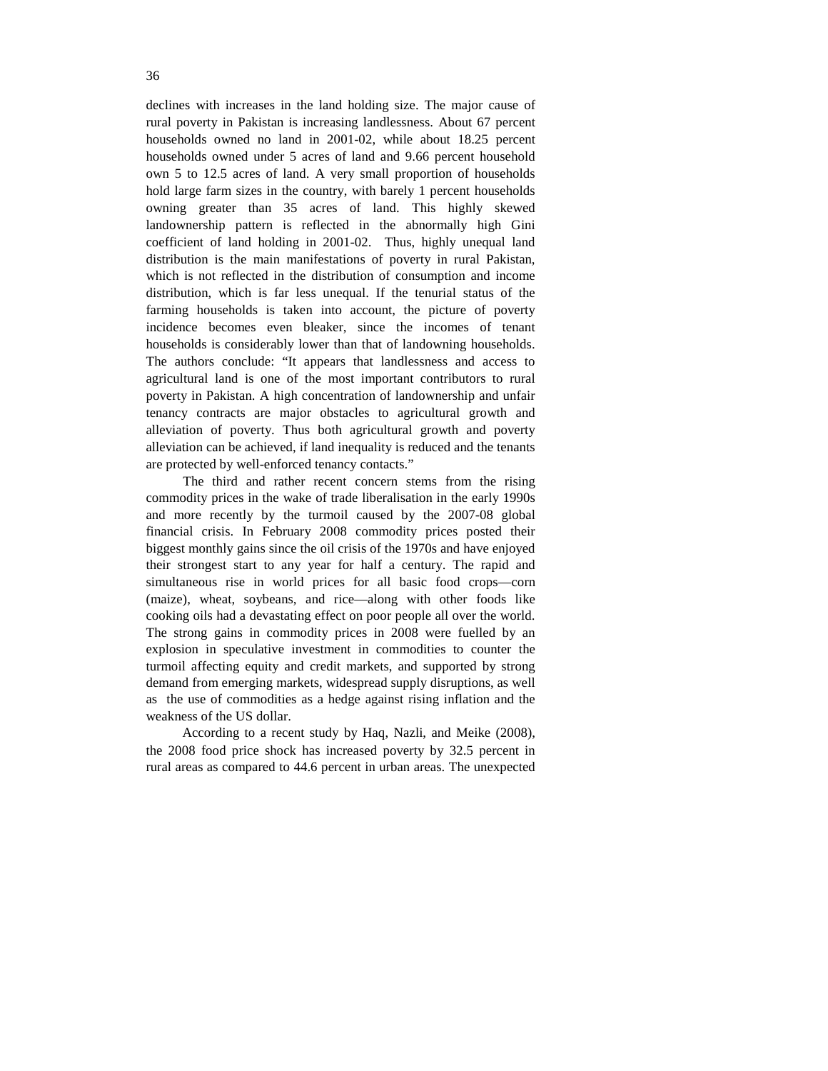declines with increases in the land holding size. The major cause of rural poverty in Pakistan is increasing landlessness. About 67 percent households owned no land in 2001-02, while about 18.25 percent households owned under 5 acres of land and 9.66 percent household own 5 to 12.5 acres of land. A very small proportion of households hold large farm sizes in the country, with barely 1 percent households owning greater than 35 acres of land. This highly skewed landownership pattern is reflected in the abnormally high Gini coefficient of land holding in 2001-02. Thus, highly unequal land distribution is the main manifestations of poverty in rural Pakistan, which is not reflected in the distribution of consumption and income distribution, which is far less unequal. If the tenurial status of the farming households is taken into account, the picture of poverty incidence becomes even bleaker, since the incomes of tenant households is considerably lower than that of landowning households. The authors conclude: "It appears that landlessness and access to agricultural land is one of the most important contributors to rural poverty in Pakistan. A high concentration of landownership and unfair tenancy contracts are major obstacles to agricultural growth and alleviation of poverty. Thus both agricultural growth and poverty alleviation can be achieved, if land inequality is reduced and the tenants are protected by well-enforced tenancy contacts."

The third and rather recent concern stems from the rising commodity prices in the wake of trade liberalisation in the early 1990s and more recently by the turmoil caused by the 2007-08 global financial crisis. In February 2008 commodity prices posted their biggest monthly gains since the oil crisis of the 1970s and have enjoyed their strongest start to any year for half a century. The rapid and simultaneous rise in world prices for all basic food crops—corn (maize), wheat, soybeans, and rice—along with other foods like cooking oils had a devastating effect on poor people all over the world. The strong gains in commodity prices in 2008 were fuelled by an explosion in speculative investment in commodities to counter the turmoil affecting equity and credit markets, and supported by strong demand from emerging markets, widespread supply disruptions, as well as the use of commodities as a hedge against rising inflation and the weakness of the US dollar.

According to a recent study by Haq, Nazli, and Meike (2008), the 2008 food price shock has increased poverty by 32.5 percent in rural areas as compared to 44.6 percent in urban areas. The unexpected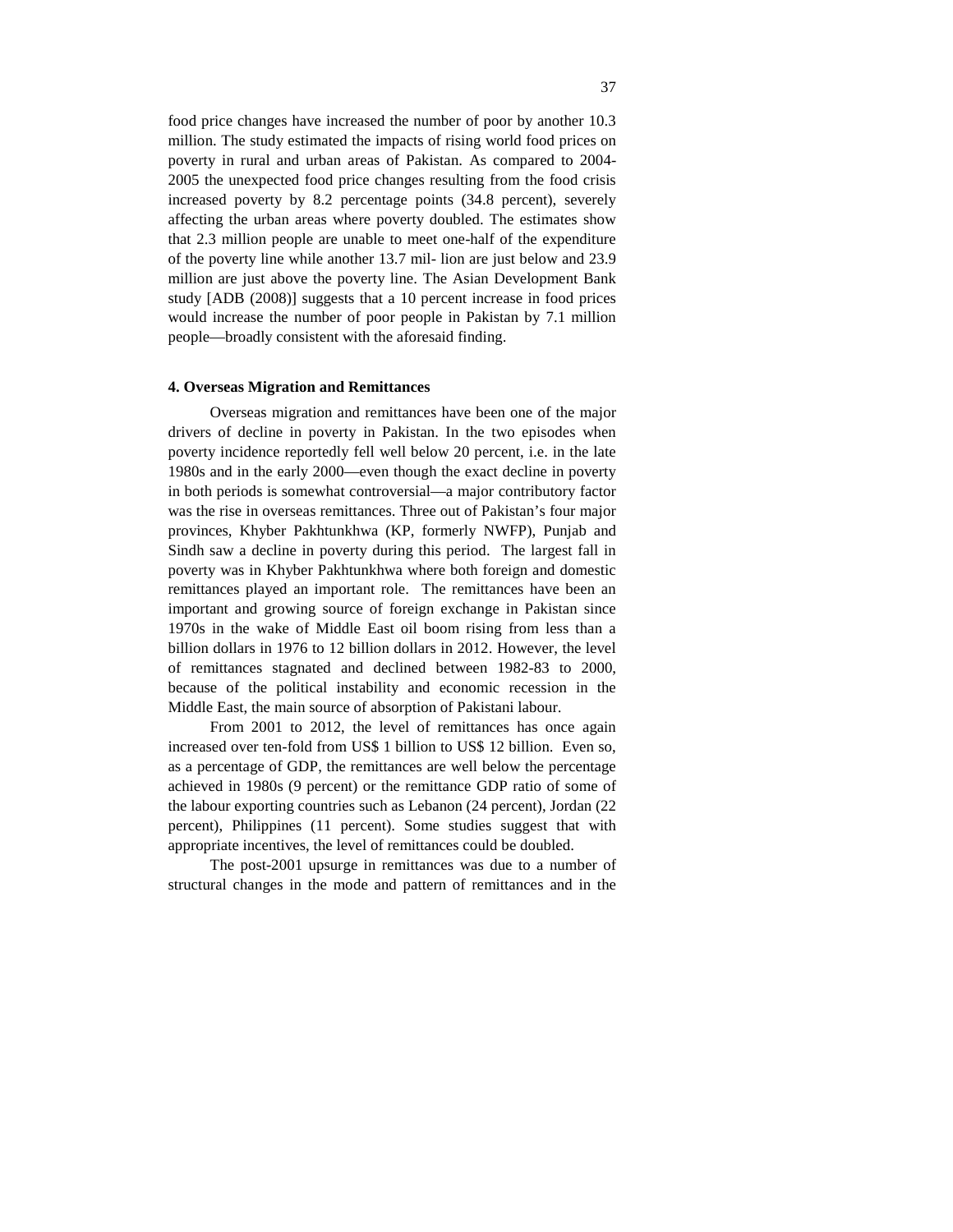food price changes have increased the number of poor by another 10.3 million. The study estimated the impacts of rising world food prices on poverty in rural and urban areas of Pakistan. As compared to 2004-2005 the unexpected food price changes resulting from the food crisis increased poverty by 8.2 percentage points (34.8 percent), severely affecting the urban areas where poverty doubled. The estimates show that 2.3 million people are unable to meet one-half of the expenditure of the poverty line while another 13.7 mil- lion are just below and 23.9 million are just above the poverty line. The Asian Development Bank study [ADB (2008)] suggests that a 10 percent increase in food prices would increase the number of poor people in Pakistan by 7.1 million people—broadly consistent with the aforesaid finding.

### 4. Overseas Migration and Remittances

Overseas migration and remittances have been one of the major drivers of decline in poverty in Pakistan. In the two episodes when poverty incidence reportedly fell well below 20 percent, i.e. in the late 1980s and in the early 2000—even though the exact decline in poverty in both periods is somewhat controversial—a major contributory factor was the rise in overseas remittances. Three out of Pakistan's four major provinces, Khyber Pakhtunkhwa (KP, formerly NWFP), Punjab and Sindh saw a decline in poverty during this period. The largest fall in poverty was in Khyber Pakhtunkhwa where both foreign and domestic remittances played an important role. The remittances have been an important and growing source of foreign exchange in Pakistan since 1970s in the wake of Middle East oil boom rising from less than a billion dollars in 1976 to 12 billion dollars in 2012. However, the level of remittances stagnated and declined between 1982-83 to 2000, because of the political instability and economic recession in the Middle East, the main source of absorption of Pakistani labour.

From 2001 to 2012, the level of remittances has once again increased over ten-fold from US$ 1 billion to US$ 12 billion. Even so, as a percentage of GDP, the remittances are well below the percentage achieved in 1980s (9 percent) or the remittance GDP ratio of some of the labour exporting countries such as Lebanon (24 percent), Jordan (22 percent), Philippines (11 percent). Some studies suggest that with appropriate incentives, the level of remittances could be doubled.

The post-2001 upsurge in remittances was due to a number of structural changes in the mode and pattern of remittances and in the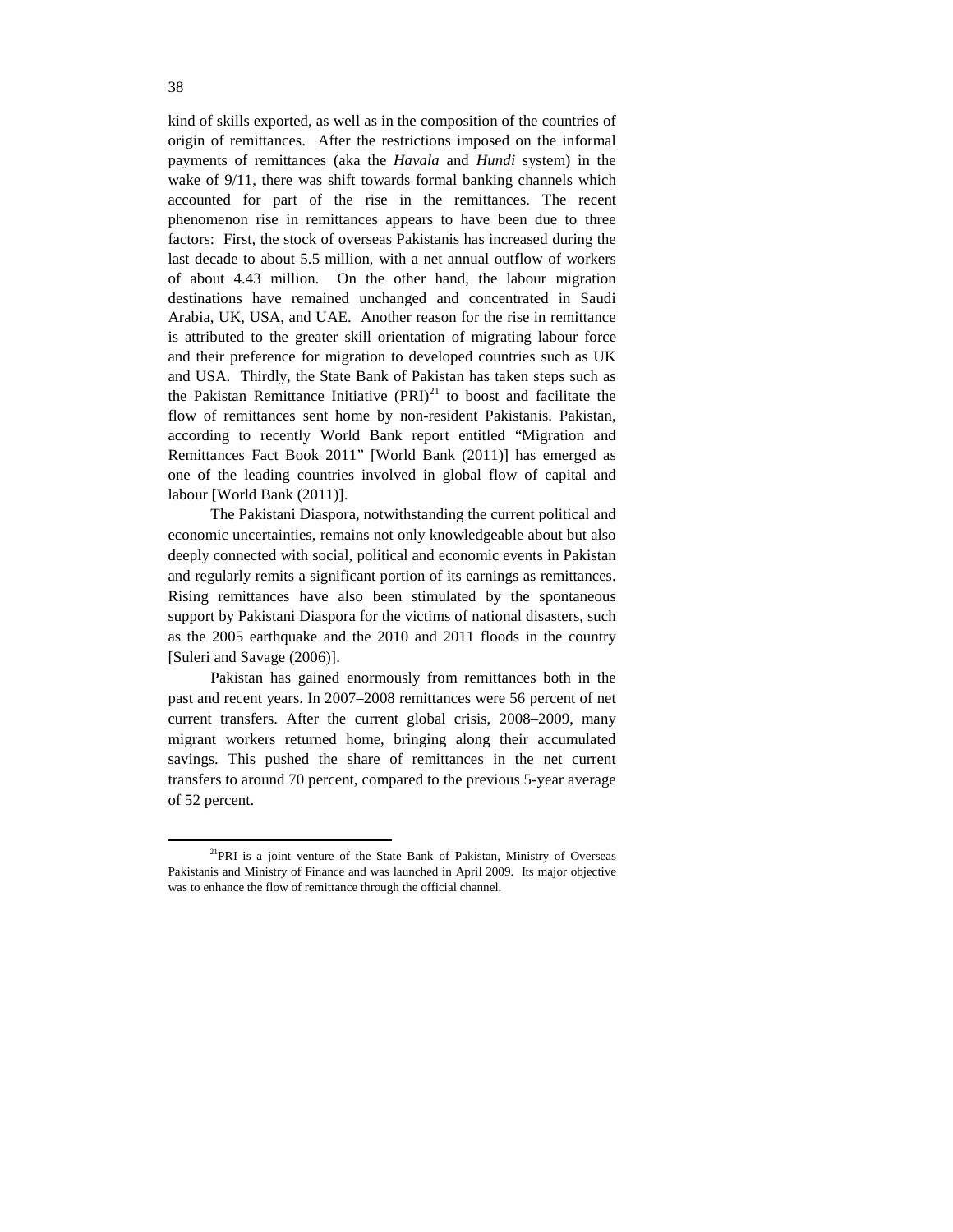kind of skills exported, as well as in the composition of the countries of origin of remittances. After the restrictions imposed on the informal payments of remittances (aka the *Havala* and *Hundi* system) in the wake of 9/11, there was shift towards formal banking channels which accounted for part of the rise in the remittances. The recent phenomenon rise in remittances appears to have been due to three factors: First, the stock of overseas Pakistanis has increased during the last decade to about 5.5 million, with a net annual outflow of workers of about 4.43 million. On the other hand, the labour migration destinations have remained unchanged and concentrated in Saudi Arabia, UK, USA, and UAE. Another reason for the rise in remittance is attributed to the greater skill orientation of migrating labour force and their preference for migration to developed countries such as UK and USA. Thirdly, the State Bank of Pakistan has taken steps such as the Pakistan Remittance Initiative (PRI)[21] to boost and facilitate the flow of remittances sent home by non-resident Pakistanis. Pakistan, according to recently World Bank report entitled "Migration and Remittances Fact Book 2011" [World Bank (2011)] has emerged as one of the leading countries involved in global flow of capital and labour [World Bank (2011)].

The Pakistani Diaspora, notwithstanding the current political and economic uncertainties, remains not only knowledgeable about but also deeply connected with social, political and economic events in Pakistan and regularly remits a significant portion of its earnings as remittances. Rising remittances have also been stimulated by the spontaneous support by Pakistani Diaspora for the victims of national disasters, such as the 2005 earthquake and the 2010 and 2011 floods in the country [Suleri and Savage (2006)].

Pakistan has gained enormously from remittances both in the past and recent years. In 2007–2008 remittances were 56 percent of net current transfers. After the current global crisis, 2008–2009, many migrant workers returned home, bringing along their accumulated savings. This pushed the share of remittances in the net current transfers to around 70 percent, compared to the previous 5-year average of 52 percent.

[21]PRI is a joint venture of the State Bank of Pakistan, Ministry of Overseas Pakistanis and Ministry of Finance and was launched in April 2009. Its major objective was to enhance the flow of remittance through the official channel.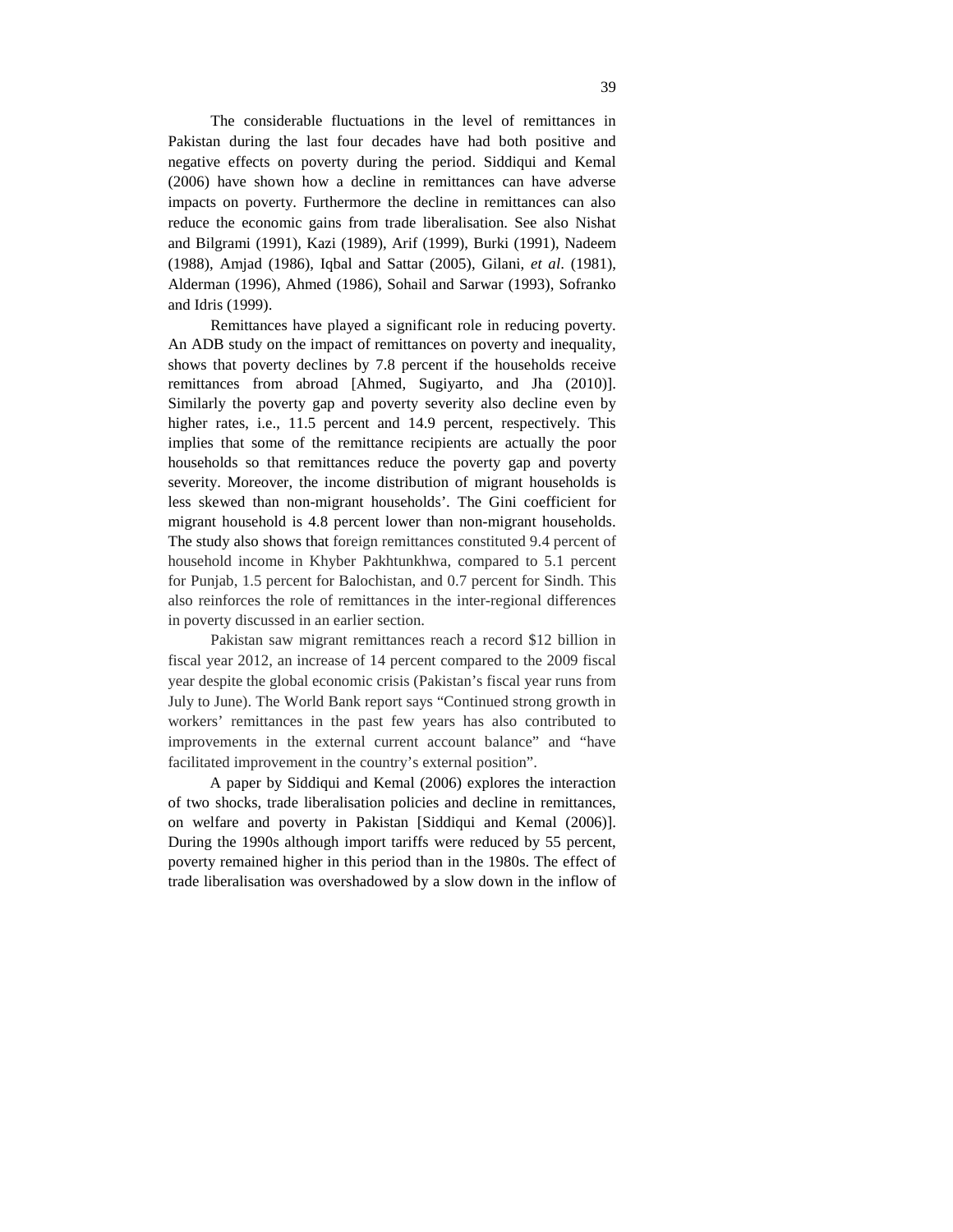The considerable fluctuations in the level of remittances in Pakistan during the last four decades have had both positive and negative effects on poverty during the period. Siddiqui and Kemal (2006) have shown how a decline in remittances can have adverse impacts on poverty. Furthermore the decline in remittances can also reduce the economic gains from trade liberalisation. See also Nishat and Bilgrami (1991), Kazi (1989), Arif (1999), Burki (1991), Nadeem (1988), Amjad (1986), Iqbal and Sattar (2005), Gilani, *et al*. (1981), Alderman (1996), Ahmed (1986), Sohail and Sarwar (1993), Sofranko and Idris (1999).

Remittances have played a significant role in reducing poverty. An ADB study on the impact of remittances on poverty and inequality, shows that poverty declines by 7.8 percent if the households receive remittances from abroad [Ahmed, Sugiyarto, and Jha (2010)]. Similarly the poverty gap and poverty severity also decline even by higher rates, i.e., 11.5 percent and 14.9 percent, respectively. This implies that some of the remittance recipients are actually the poor households so that remittances reduce the poverty gap and poverty severity. Moreover, the income distribution of migrant households is less skewed than non-migrant households'. The Gini coefficient for migrant household is 4.8 percent lower than non-migrant households. The study also shows that foreign remittances constituted 9.4 percent of household income in Khyber Pakhtunkhwa, compared to 5.1 percent for Punjab, 1.5 percent for Balochistan, and 0.7 percent for Sindh. This also reinforces the role of remittances in the inter-regional differences in poverty discussed in an earlier section.

Pakistan saw migrant remittances reach a record $12 billion in fiscal year 2012, an increase of 14 percent compared to the 2009 fiscal year despite the global economic crisis (Pakistan's fiscal year runs from July to June). The World Bank report says "Continued strong growth in workers' remittances in the past few years has also contributed to improvements in the external current account balance" and "have facilitated improvement in the country's external position".

A paper by Siddiqui and Kemal (2006) explores the interaction of two shocks, trade liberalisation policies and decline in remittances, on welfare and poverty in Pakistan [Siddiqui and Kemal (2006)]. During the 1990s although import tariffs were reduced by 55 percent, poverty remained higher in this period than in the 1980s. The effect of trade liberalisation was overshadowed by a slow down in the inflow of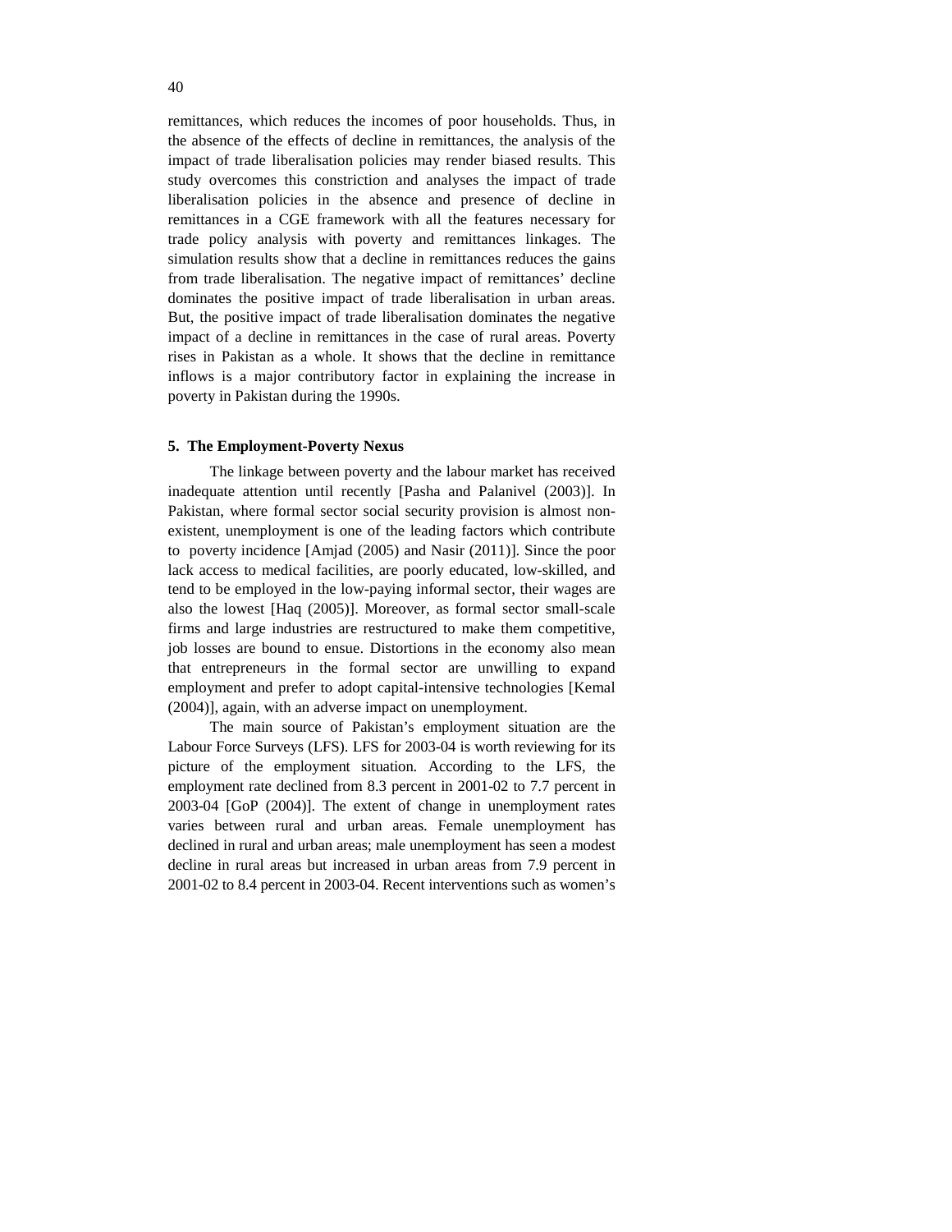remittances, which reduces the incomes of poor households. Thus, in the absence of the effects of decline in remittances, the analysis of the impact of trade liberalisation policies may render biased results. This study overcomes this constriction and analyses the impact of trade liberalisation policies in the absence and presence of decline in remittances in a CGE framework with all the features necessary for trade policy analysis with poverty and remittances linkages. The simulation results show that a decline in remittances reduces the gains from trade liberalisation. The negative impact of remittances' decline dominates the positive impact of trade liberalisation in urban areas. But, the positive impact of trade liberalisation dominates the negative impact of a decline in remittances in the case of rural areas. Poverty rises in Pakistan as a whole. It shows that the decline in remittance inflows is a major contributory factor in explaining the increase in poverty in Pakistan during the 1990s.

## 5. The Employment-Poverty Nexus

The linkage between poverty and the labour market has received inadequate attention until recently [Pasha and Palanivel (2003)]. In Pakistan, where formal sector social security provision is almost non-existent, unemployment is one of the leading factors which contribute to poverty incidence [Amjad (2005) and Nasir (2011)]. Since the poor lack access to medical facilities, are poorly educated, low-skilled, and tend to be employed in the low-paying informal sector, their wages are also the lowest [Haq (2005)]. Moreover, as formal sector small-scale firms and large industries are restructured to make them competitive, job losses are bound to ensue. Distortions in the economy also mean that entrepreneurs in the formal sector are unwilling to expand employment and prefer to adopt capital-intensive technologies [Kemal (2004)], again, with an adverse impact on unemployment.

The main source of Pakistan's employment situation are the Labour Force Surveys (LFS). LFS for 2003-04 is worth reviewing for its picture of the employment situation. According to the LFS, the employment rate declined from 8.3 percent in 2001-02 to 7.7 percent in 2003-04 [GoP (2004)]. The extent of change in unemployment rates varies between rural and urban areas. Female unemployment has declined in rural and urban areas; male unemployment has seen a modest decline in rural areas but increased in urban areas from 7.9 percent in 2001-02 to 8.4 percent in 2003-04. Recent interventions such as women's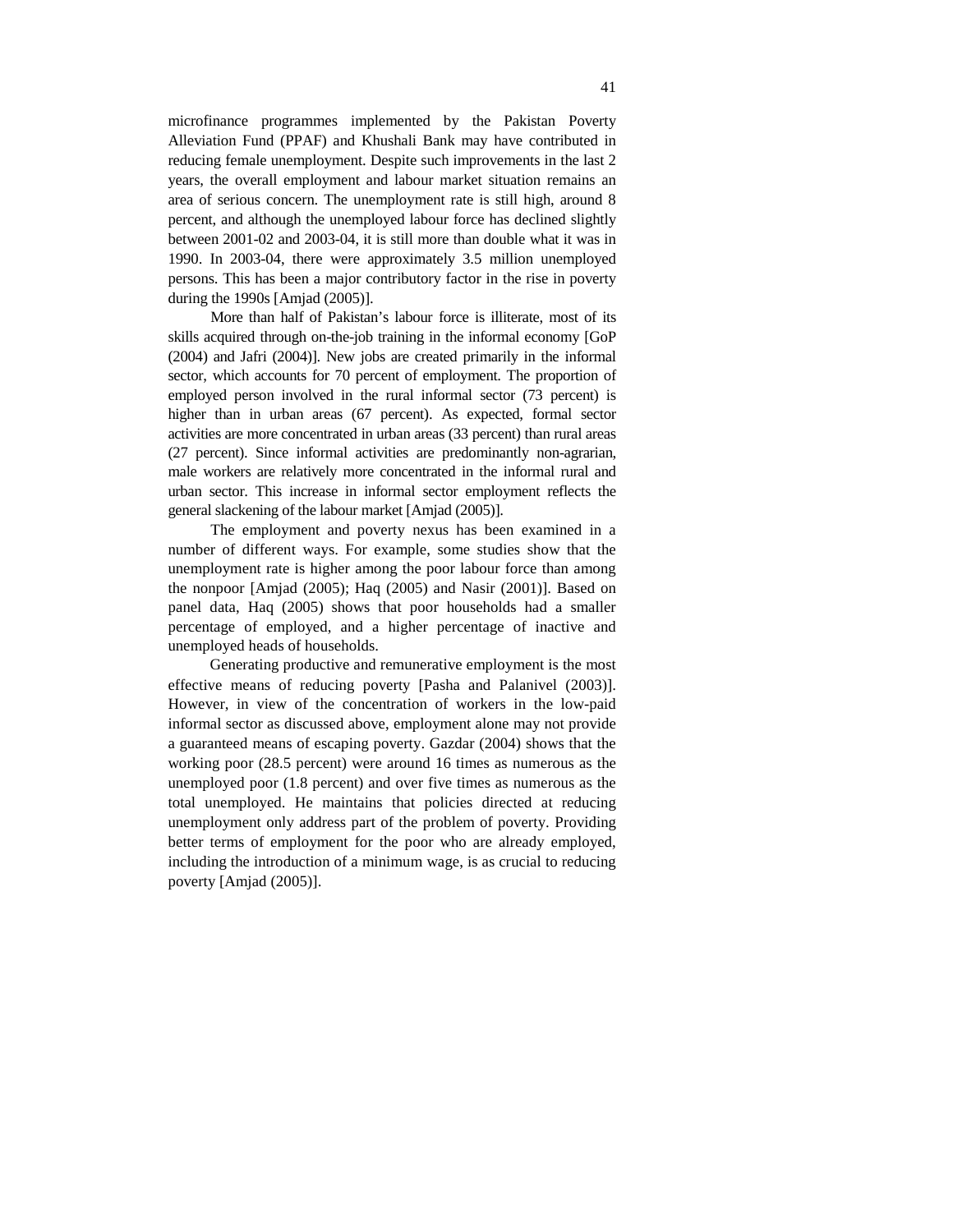microfinance programmes implemented by the Pakistan Poverty Alleviation Fund (PPAF) and Khushali Bank may have contributed in reducing female unemployment. Despite such improvements in the last 2 years, the overall employment and labour market situation remains an area of serious concern. The unemployment rate is still high, around 8 percent, and although the unemployed labour force has declined slightly between 2001-02 and 2003-04, it is still more than double what it was in 1990. In 2003-04, there were approximately 3.5 million unemployed persons. This has been a major contributory factor in the rise in poverty during the 1990s [Amjad (2005)].

More than half of Pakistan's labour force is illiterate, most of its skills acquired through on-the-job training in the informal economy [GoP (2004) and Jafri (2004)]. New jobs are created primarily in the informal sector, which accounts for 70 percent of employment. The proportion of employed person involved in the rural informal sector (73 percent) is higher than in urban areas (67 percent). As expected, formal sector activities are more concentrated in urban areas (33 percent) than rural areas (27 percent). Since informal activities are predominantly non-agrarian, male workers are relatively more concentrated in the informal rural and urban sector. This increase in informal sector employment reflects the general slackening of the labour market [Amjad (2005)].

The employment and poverty nexus has been examined in a number of different ways. For example, some studies show that the unemployment rate is higher among the poor labour force than among the nonpoor [Amjad (2005); Haq (2005) and Nasir (2001)]. Based on panel data, Haq (2005) shows that poor households had a smaller percentage of employed, and a higher percentage of inactive and unemployed heads of households.

Generating productive and remunerative employment is the most effective means of reducing poverty [Pasha and Palanivel (2003)]. However, in view of the concentration of workers in the low-paid informal sector as discussed above, employment alone may not provide a guaranteed means of escaping poverty. Gazdar (2004) shows that the working poor (28.5 percent) were around 16 times as numerous as the unemployed poor (1.8 percent) and over five times as numerous as the total unemployed. He maintains that policies directed at reducing unemployment only address part of the problem of poverty. Providing better terms of employment for the poor who are already employed, including the introduction of a minimum wage, is as crucial to reducing poverty [Amjad (2005)].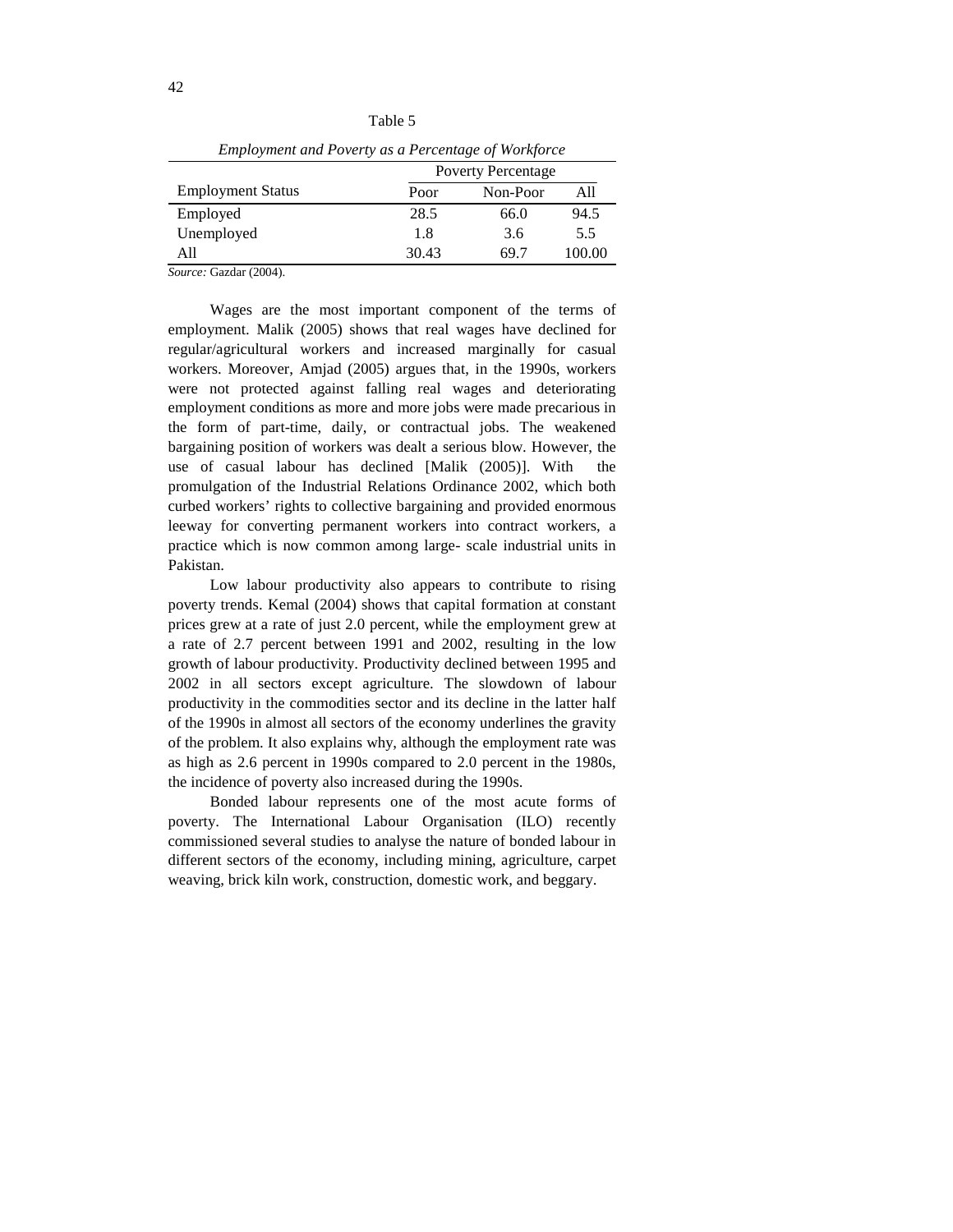Table 5

*Employment and Poverty as a Percentage of Workforce*

| Employment Status | Poverty Percentage | | |
|---|---|---|---|
| | Poor | Non-Poor | All |
| Employed | 28.5 | 66.0 | 94.5 |
| Unemployed | 1.8 | 3.6 | 5.5 |
| All | 30.43 | 69.7 | 100.00 |

*Source:* Gazdar (2004).

Wages are the most important component of the terms of employment. Malik (2005) shows that real wages have declined for regular/agricultural workers and increased marginally for casual workers. Moreover, Amjad (2005) argues that, in the 1990s, workers were not protected against falling real wages and deteriorating employment conditions as more and more jobs were made precarious in the form of part-time, daily, or contractual jobs. The weakened bargaining position of workers was dealt a serious blow. However, the use of casual labour has declined [Malik (2005)]. With the promulgation of the Industrial Relations Ordinance 2002, which both curbed workers' rights to collective bargaining and provided enormous leeway for converting permanent workers into contract workers, a practice which is now common among large- scale industrial units in Pakistan.

Low labour productivity also appears to contribute to rising poverty trends. Kemal (2004) shows that capital formation at constant prices grew at a rate of just 2.0 percent, while the employment grew at a rate of 2.7 percent between 1991 and 2002, resulting in the low growth of labour productivity. Productivity declined between 1995 and 2002 in all sectors except agriculture. The slowdown of labour productivity in the commodities sector and its decline in the latter half of the 1990s in almost all sectors of the economy underlines the gravity of the problem. It also explains why, although the employment rate was as high as 2.6 percent in 1990s compared to 2.0 percent in the 1980s, the incidence of poverty also increased during the 1990s.

Bonded labour represents one of the most acute forms of poverty. The International Labour Organisation (ILO) recently commissioned several studies to analyse the nature of bonded labour in different sectors of the economy, including mining, agriculture, carpet weaving, brick kiln work, construction, domestic work, and beggary.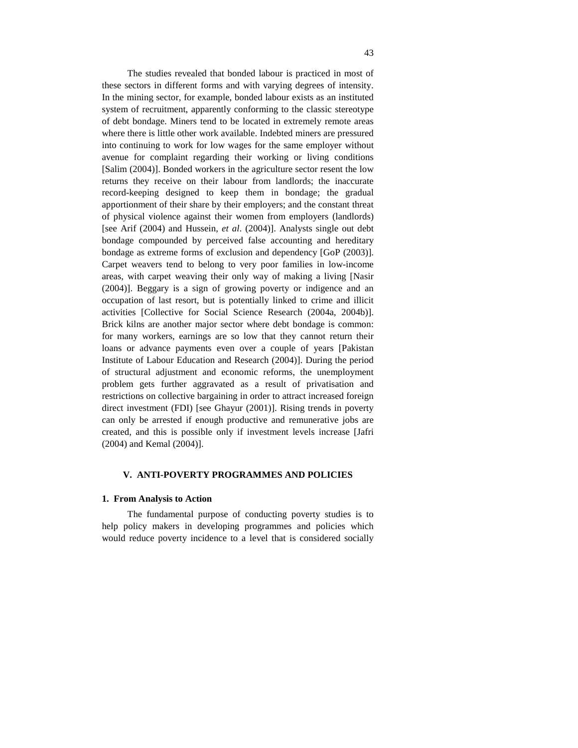The studies revealed that bonded labour is practiced in most of these sectors in different forms and with varying degrees of intensity. In the mining sector, for example, bonded labour exists as an instituted system of recruitment, apparently conforming to the classic stereotype of debt bondage. Miners tend to be located in extremely remote areas where there is little other work available. Indebted miners are pressured into continuing to work for low wages for the same employer without avenue for complaint regarding their working or living conditions [Salim (2004)]. Bonded workers in the agriculture sector resent the low returns they receive on their labour from landlords; the inaccurate record-keeping designed to keep them in bondage; the gradual apportionment of their share by their employers; and the constant threat of physical violence against their women from employers (landlords) [see Arif (2004) and Hussein, *et al*. (2004)]. Analysts single out debt bondage compounded by perceived false accounting and hereditary bondage as extreme forms of exclusion and dependency [GoP (2003)]. Carpet weavers tend to belong to very poor families in low-income areas, with carpet weaving their only way of making a living [Nasir (2004)]. Beggary is a sign of growing poverty or indigence and an occupation of last resort, but is potentially linked to crime and illicit activities [Collective for Social Science Research (2004a, 2004b)]. Brick kilns are another major sector where debt bondage is common: for many workers, earnings are so low that they cannot return their loans or advance payments even over a couple of years [Pakistan Institute of Labour Education and Research (2004)]. During the period of structural adjustment and economic reforms, the unemployment problem gets further aggravated as a result of privatisation and restrictions on collective bargaining in order to attract increased foreign direct investment (FDI) [see Ghayur (2001)]. Rising trends in poverty can only be arrested if enough productive and remunerative jobs are created, and this is possible only if investment levels increase [Jafri (2004) and Kemal (2004)].

## V. ANTI-POVERTY PROGRAMMES AND POLICIES

### 1. From Analysis to Action

The fundamental purpose of conducting poverty studies is to help policy makers in developing programmes and policies which would reduce poverty incidence to a level that is considered socially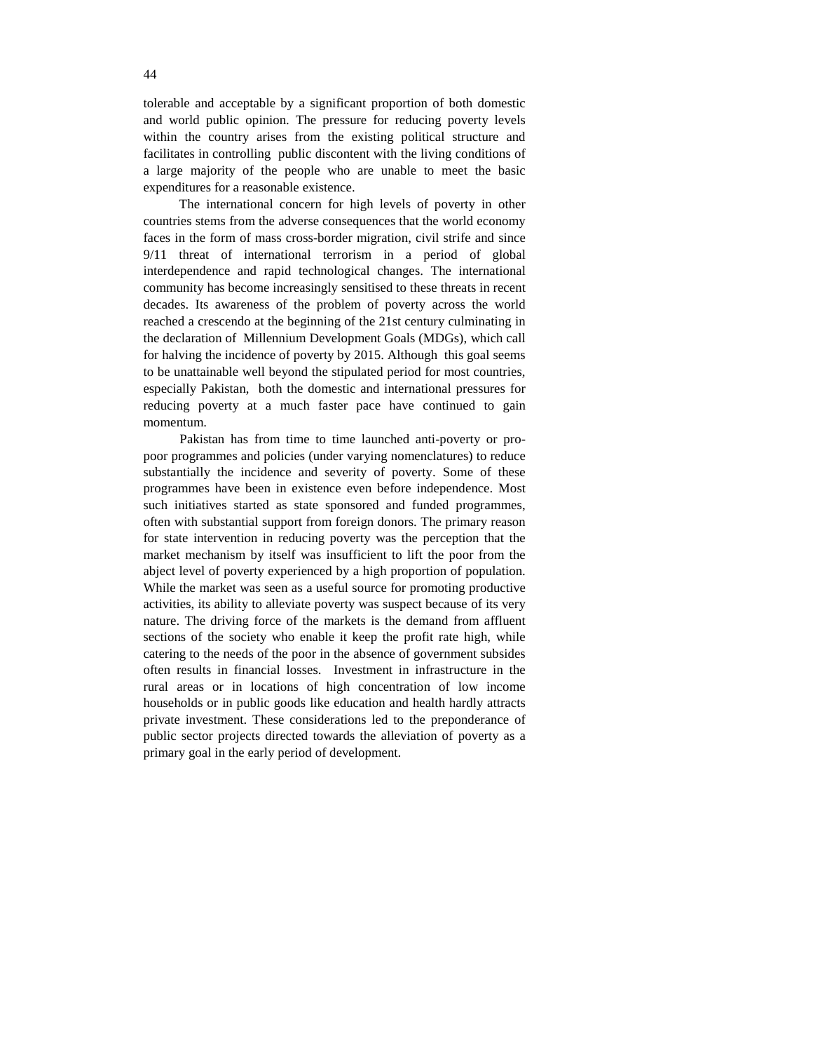tolerable and acceptable by a significant proportion of both domestic and world public opinion. The pressure for reducing poverty levels within the country arises from the existing political structure and facilitates in controlling public discontent with the living conditions of a large majority of the people who are unable to meet the basic expenditures for a reasonable existence.

The international concern for high levels of poverty in other countries stems from the adverse consequences that the world economy faces in the form of mass cross-border migration, civil strife and since 9/11 threat of international terrorism in a period of global interdependence and rapid technological changes. The international community has become increasingly sensitised to these threats in recent decades. Its awareness of the problem of poverty across the world reached a crescendo at the beginning of the 21st century culminating in the declaration of Millennium Development Goals (MDGs), which call for halving the incidence of poverty by 2015. Although this goal seems to be unattainable well beyond the stipulated period for most countries, especially Pakistan, both the domestic and international pressures for reducing poverty at a much faster pace have continued to gain momentum.

Pakistan has from time to time launched anti-poverty or pro-poor programmes and policies (under varying nomenclatures) to reduce substantially the incidence and severity of poverty. Some of these programmes have been in existence even before independence. Most such initiatives started as state sponsored and funded programmes, often with substantial support from foreign donors. The primary reason for state intervention in reducing poverty was the perception that the market mechanism by itself was insufficient to lift the poor from the abject level of poverty experienced by a high proportion of population. While the market was seen as a useful source for promoting productive activities, its ability to alleviate poverty was suspect because of its very nature. The driving force of the markets is the demand from affluent sections of the society who enable it keep the profit rate high, while catering to the needs of the poor in the absence of government subsides often results in financial losses. Investment in infrastructure in the rural areas or in locations of high concentration of low income households or in public goods like education and health hardly attracts private investment. These considerations led to the preponderance of public sector projects directed towards the alleviation of poverty as a primary goal in the early period of development.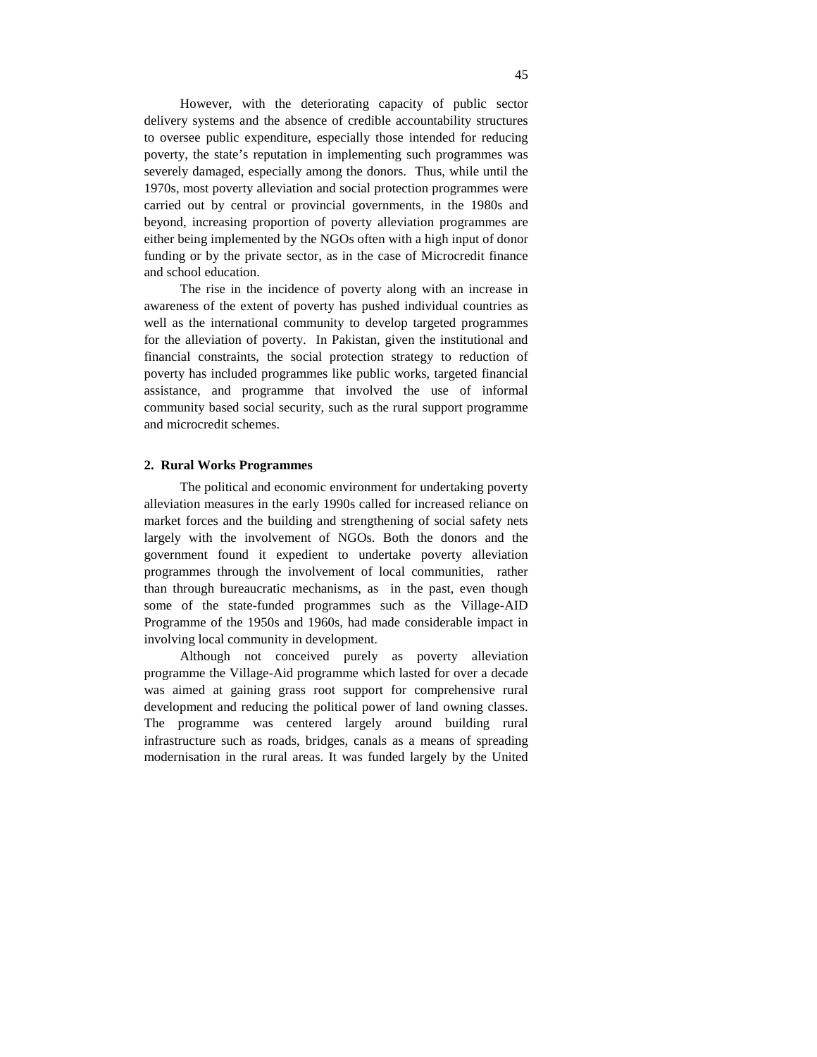However, with the deteriorating capacity of public sector delivery systems and the absence of credible accountability structures to oversee public expenditure, especially those intended for reducing poverty, the state's reputation in implementing such programmes was severely damaged, especially among the donors. Thus, while until the 1970s, most poverty alleviation and social protection programmes were carried out by central or provincial governments, in the 1980s and beyond, increasing proportion of poverty alleviation programmes are either being implemented by the NGOs often with a high input of donor funding or by the private sector, as in the case of Microcredit finance and school education.

The rise in the incidence of poverty along with an increase in awareness of the extent of poverty has pushed individual countries as well as the international community to develop targeted programmes for the alleviation of poverty. In Pakistan, given the institutional and financial constraints, the social protection strategy to reduction of poverty has included programmes like public works, targeted financial assistance, and programme that involved the use of informal community based social security, such as the rural support programme and microcredit schemes.

## 2. Rural Works Programmes

The political and economic environment for undertaking poverty alleviation measures in the early 1990s called for increased reliance on market forces and the building and strengthening of social safety nets largely with the involvement of NGOs. Both the donors and the government found it expedient to undertake poverty alleviation programmes through the involvement of local communities, rather than through bureaucratic mechanisms, as in the past, even though some of the state-funded programmes such as the Village-AID Programme of the 1950s and 1960s, had made considerable impact in involving local community in development.

Although not conceived purely as poverty alleviation programme the Village-Aid programme which lasted for over a decade was aimed at gaining grass root support for comprehensive rural development and reducing the political power of land owning classes. The programme was centered largely around building rural infrastructure such as roads, bridges, canals as a means of spreading modernisation in the rural areas. It was funded largely by the United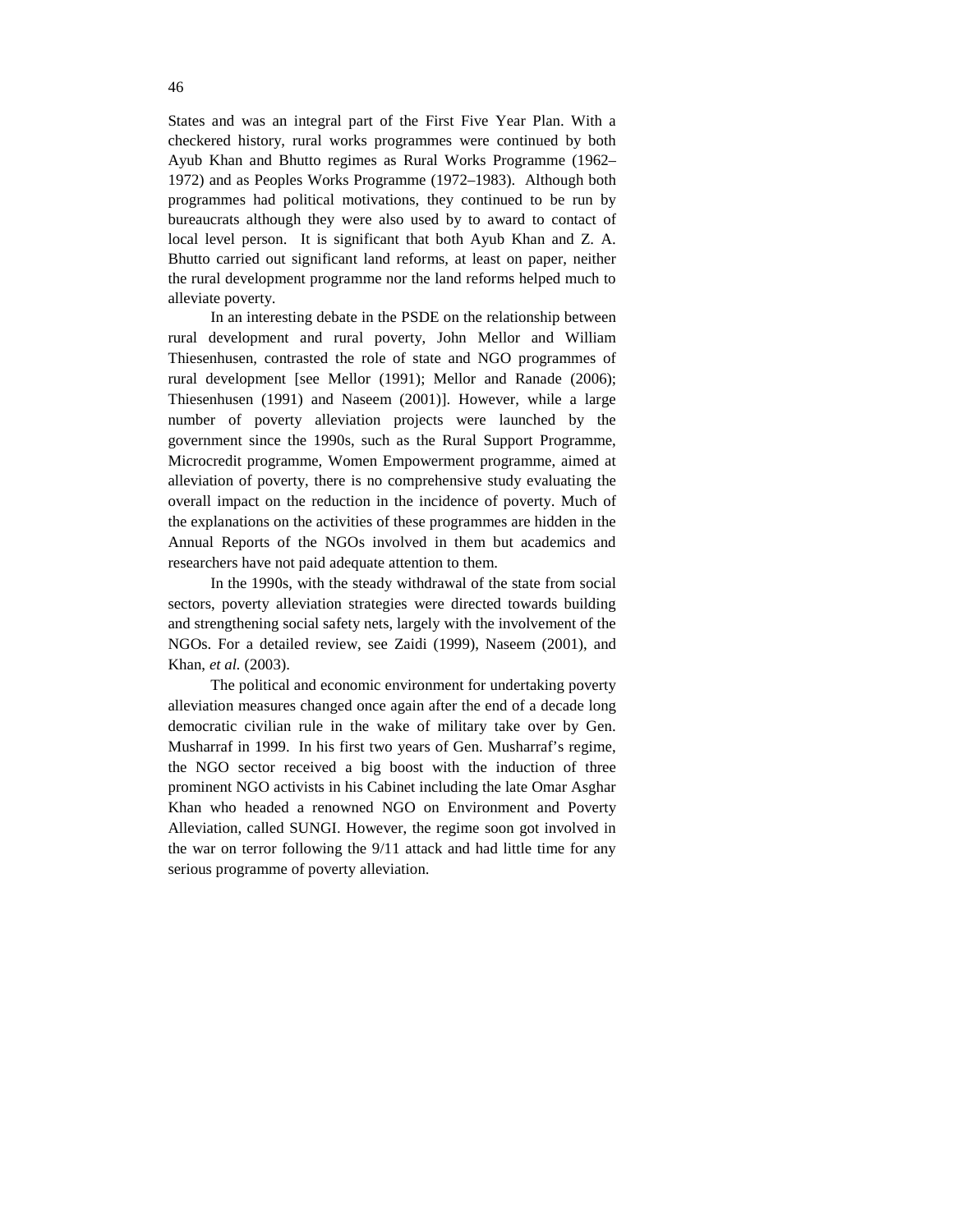States and was an integral part of the First Five Year Plan. With a checkered history, rural works programmes were continued by both Ayub Khan and Bhutto regimes as Rural Works Programme (1962–1972) and as Peoples Works Programme (1972–1983). Although both programmes had political motivations, they continued to be run by bureaucrats although they were also used by to award to contact of local level person. It is significant that both Ayub Khan and Z. A. Bhutto carried out significant land reforms, at least on paper, neither the rural development programme nor the land reforms helped much to alleviate poverty.

In an interesting debate in the PSDE on the relationship between rural development and rural poverty, John Mellor and William Thiesenhusen, contrasted the role of state and NGO programmes of rural development [see Mellor (1991); Mellor and Ranade (2006); Thiesenhusen (1991) and Naseem (2001)]. However, while a large number of poverty alleviation projects were launched by the government since the 1990s, such as the Rural Support Programme, Microcredit programme, Women Empowerment programme, aimed at alleviation of poverty, there is no comprehensive study evaluating the overall impact on the reduction in the incidence of poverty. Much of the explanations on the activities of these programmes are hidden in the Annual Reports of the NGOs involved in them but academics and researchers have not paid adequate attention to them.

In the 1990s, with the steady withdrawal of the state from social sectors, poverty alleviation strategies were directed towards building and strengthening social safety nets, largely with the involvement of the NGOs. For a detailed review, see Zaidi (1999), Naseem (2001), and Khan, *et al.* (2003).

The political and economic environment for undertaking poverty alleviation measures changed once again after the end of a decade long democratic civilian rule in the wake of military take over by Gen. Musharraf in 1999. In his first two years of Gen. Musharraf's regime, the NGO sector received a big boost with the induction of three prominent NGO activists in his Cabinet including the late Omar Asghar Khan who headed a renowned NGO on Environment and Poverty Alleviation, called SUNGI. However, the regime soon got involved in the war on terror following the 9/11 attack and had little time for any serious programme of poverty alleviation.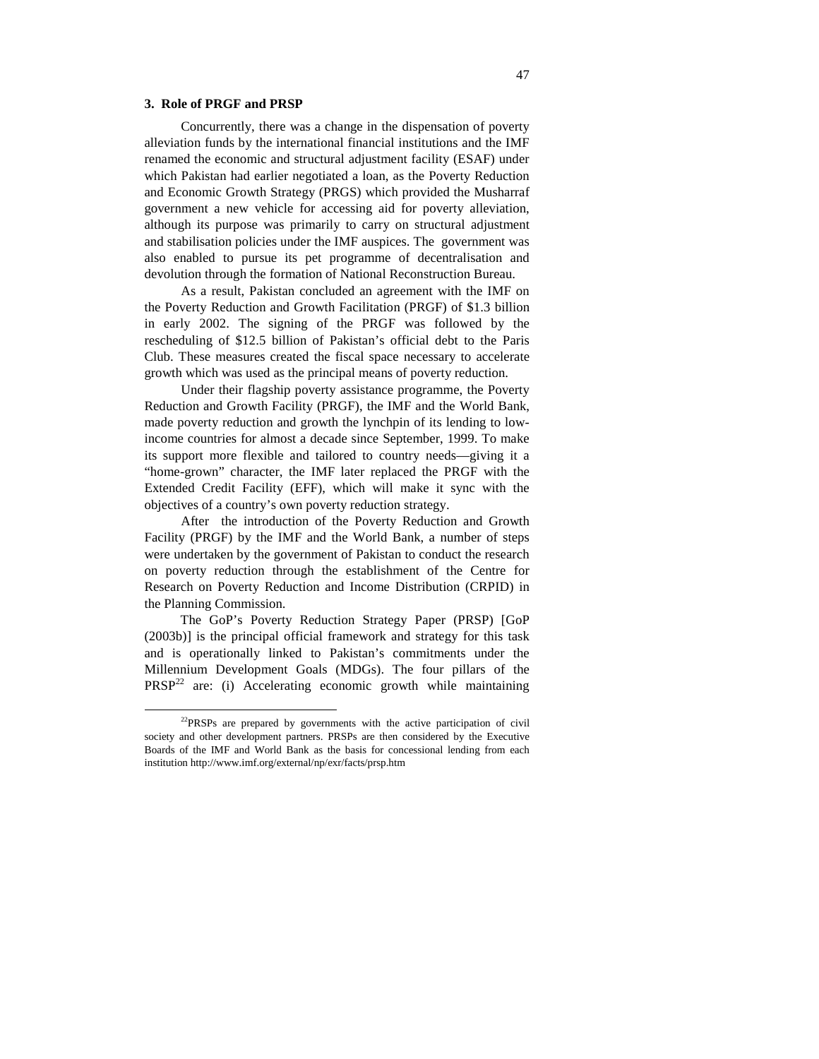### 3. Role of PRGF and PRSP

Concurrently, there was a change in the dispensation of poverty alleviation funds by the international financial institutions and the IMF renamed the economic and structural adjustment facility (ESAF) under which Pakistan had earlier negotiated a loan, as the Poverty Reduction and Economic Growth Strategy (PRGS) which provided the Musharraf government a new vehicle for accessing aid for poverty alleviation, although its purpose was primarily to carry on structural adjustment and stabilisation policies under the IMF auspices. The government was also enabled to pursue its pet programme of decentralisation and devolution through the formation of National Reconstruction Bureau.

As a result, Pakistan concluded an agreement with the IMF on the Poverty Reduction and Growth Facilitation (PRGF) of $1.3 billion in early 2002. The signing of the PRGF was followed by the rescheduling of $12.5 billion of Pakistan's official debt to the Paris Club. These measures created the fiscal space necessary to accelerate growth which was used as the principal means of poverty reduction.

Under their flagship poverty assistance programme, the Poverty Reduction and Growth Facility (PRGF), the IMF and the World Bank, made poverty reduction and growth the lynchpin of its lending to low-income countries for almost a decade since September, 1999. To make its support more flexible and tailored to country needs—giving it a "home-grown" character, the IMF later replaced the PRGF with the Extended Credit Facility (EFF), which will make it sync with the objectives of a country's own poverty reduction strategy.

After the introduction of the Poverty Reduction and Growth Facility (PRGF) by the IMF and the World Bank, a number of steps were undertaken by the government of Pakistan to conduct the research on poverty reduction through the establishment of the Centre for Research on Poverty Reduction and Income Distribution (CRPID) in the Planning Commission.

The GoP's Poverty Reduction Strategy Paper (PRSP) [GoP (2003b)] is the principal official framework and strategy for this task and is operationally linked to Pakistan's commitments under the Millennium Development Goals (MDGs). The four pillars of the PRSP[22] are: (i) Accelerating economic growth while maintaining

[22]PRSPs are prepared by governments with the active participation of civil society and other development partners. PRSPs are then considered by the Executive Boards of the IMF and World Bank as the basis for concessional lending from each institution http://www.imf.org/external/np/exr/facts/prsp.htm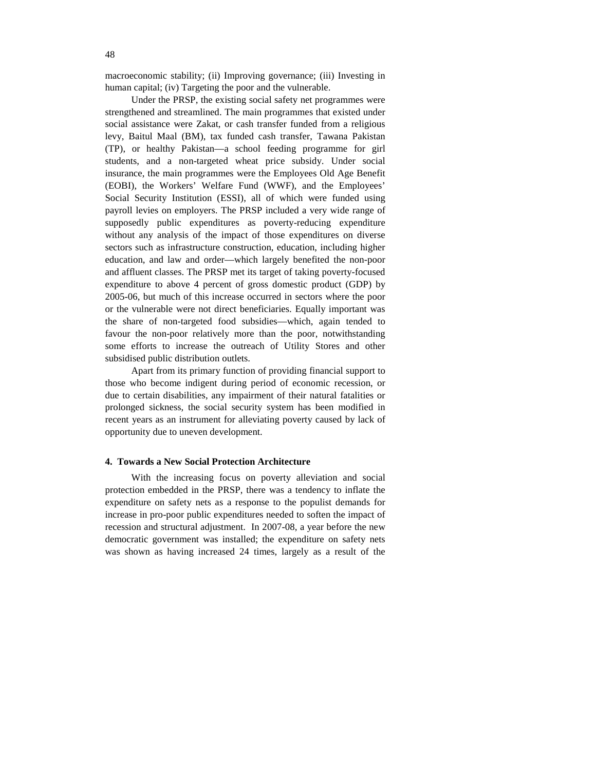macroeconomic stability; (ii) Improving governance; (iii) Investing in human capital; (iv) Targeting the poor and the vulnerable.

Under the PRSP, the existing social safety net programmes were strengthened and streamlined. The main programmes that existed under social assistance were Zakat, or cash transfer funded from a religious levy, Baitul Maal (BM), tax funded cash transfer, Tawana Pakistan (TP), or healthy Pakistan—a school feeding programme for girl students, and a non-targeted wheat price subsidy. Under social insurance, the main programmes were the Employees Old Age Benefit (EOBI), the Workers' Welfare Fund (WWF), and the Employees' Social Security Institution (ESSI), all of which were funded using payroll levies on employers. The PRSP included a very wide range of supposedly public expenditures as poverty-reducing expenditure without any analysis of the impact of those expenditures on diverse sectors such as infrastructure construction, education, including higher education, and law and order—which largely benefited the non-poor and affluent classes. The PRSP met its target of taking poverty-focused expenditure to above 4 percent of gross domestic product (GDP) by 2005-06, but much of this increase occurred in sectors where the poor or the vulnerable were not direct beneficiaries. Equally important was the share of non-targeted food subsidies—which, again tended to favour the non-poor relatively more than the poor, notwithstanding some efforts to increase the outreach of Utility Stores and other subsidised public distribution outlets.

Apart from its primary function of providing financial support to those who become indigent during period of economic recession, or due to certain disabilities, any impairment of their natural fatalities or prolonged sickness, the social security system has been modified in recent years as an instrument for alleviating poverty caused by lack of opportunity due to uneven development.

## 4. Towards a New Social Protection Architecture

With the increasing focus on poverty alleviation and social protection embedded in the PRSP, there was a tendency to inflate the expenditure on safety nets as a response to the populist demands for increase in pro-poor public expenditures needed to soften the impact of recession and structural adjustment. In 2007-08, a year before the new democratic government was installed; the expenditure on safety nets was shown as having increased 24 times, largely as a result of the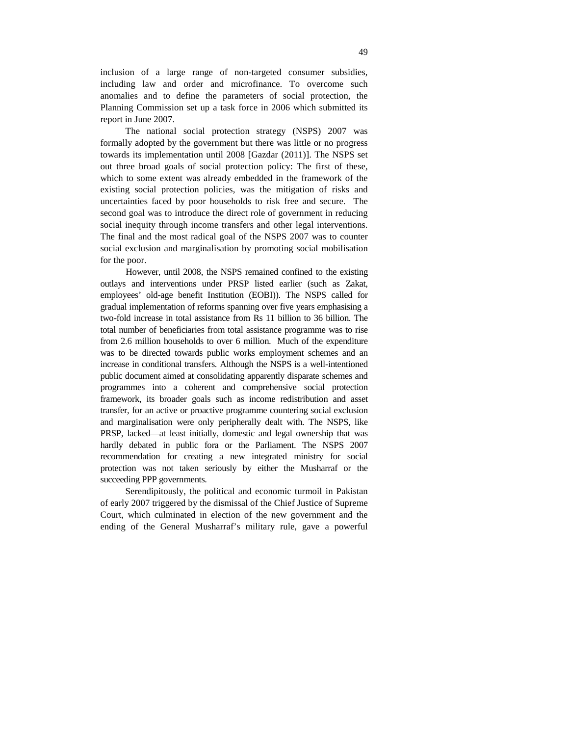inclusion of a large range of non-targeted consumer subsidies, including law and order and microfinance. To overcome such anomalies and to define the parameters of social protection, the Planning Commission set up a task force in 2006 which submitted its report in June 2007.

The national social protection strategy (NSPS) 2007 was formally adopted by the government but there was little or no progress towards its implementation until 2008 [Gazdar (2011)]. The NSPS set out three broad goals of social protection policy: The first of these, which to some extent was already embedded in the framework of the existing social protection policies, was the mitigation of risks and uncertainties faced by poor households to risk free and secure. The second goal was to introduce the direct role of government in reducing social inequity through income transfers and other legal interventions. The final and the most radical goal of the NSPS 2007 was to counter social exclusion and marginalisation by promoting social mobilisation for the poor.

However, until 2008, the NSPS remained confined to the existing outlays and interventions under PRSP listed earlier (such as Zakat, employees' old-age benefit Institution (EOBI)). The NSPS called for gradual implementation of reforms spanning over five years emphasising a two-fold increase in total assistance from Rs 11 billion to 36 billion. The total number of beneficiaries from total assistance programme was to rise from 2.6 million households to over 6 million. Much of the expenditure was to be directed towards public works employment schemes and an increase in conditional transfers. Although the NSPS is a well-intentioned public document aimed at consolidating apparently disparate schemes and programmes into a coherent and comprehensive social protection framework, its broader goals such as income redistribution and asset transfer, for an active or proactive programme countering social exclusion and marginalisation were only peripherally dealt with. The NSPS, like PRSP, lacked—at least initially, domestic and legal ownership that was hardly debated in public fora or the Parliament. The NSPS 2007 recommendation for creating a new integrated ministry for social protection was not taken seriously by either the Musharraf or the succeeding PPP governments.

Serendipitously, the political and economic turmoil in Pakistan of early 2007 triggered by the dismissal of the Chief Justice of Supreme Court, which culminated in election of the new government and the ending of the General Musharraf's military rule, gave a powerful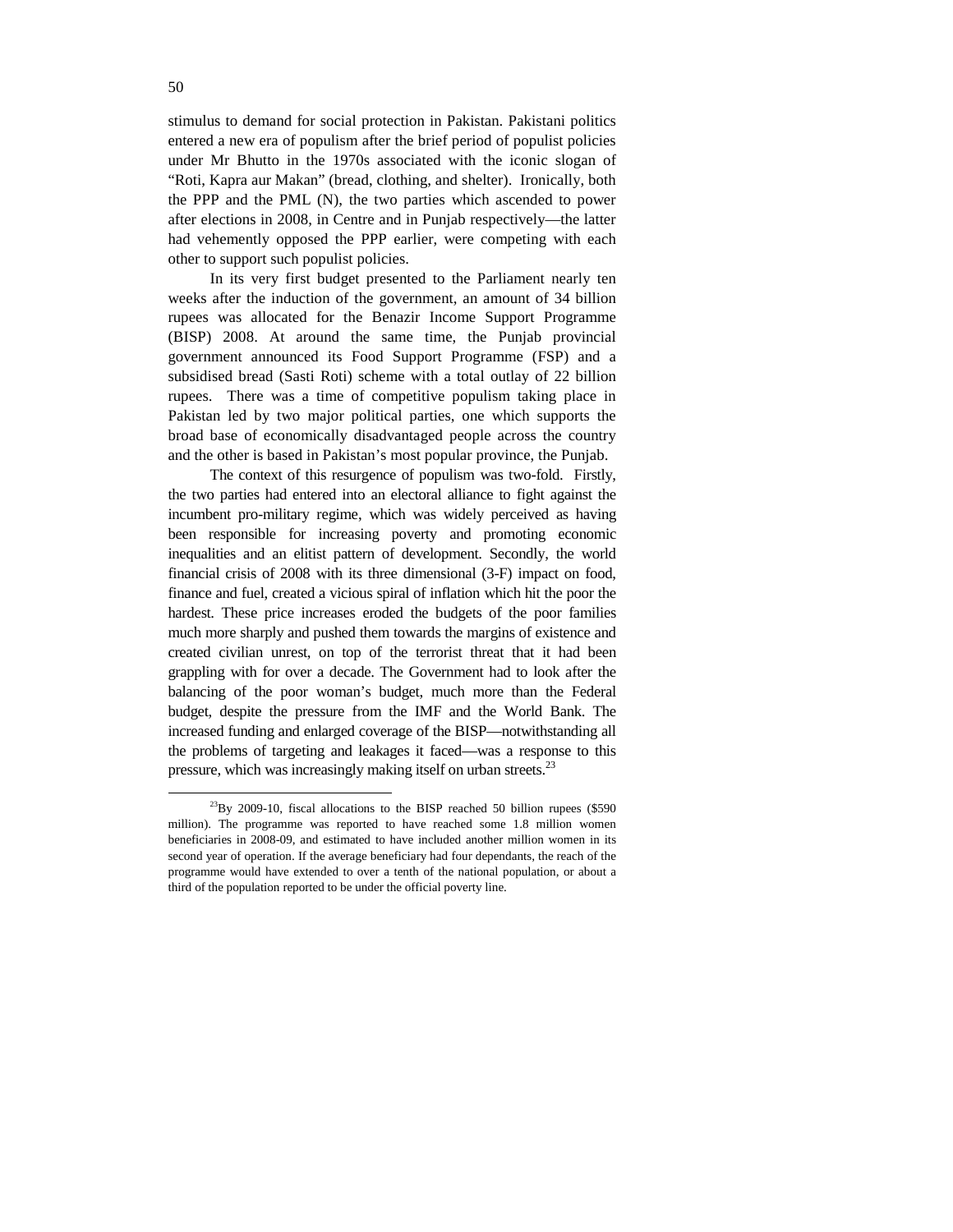stimulus to demand for social protection in Pakistan. Pakistani politics entered a new era of populism after the brief period of populist policies under Mr Bhutto in the 1970s associated with the iconic slogan of "Roti, Kapra aur Makan" (bread, clothing, and shelter). Ironically, both the PPP and the PML (N), the two parties which ascended to power after elections in 2008, in Centre and in Punjab respectively—the latter had vehemently opposed the PPP earlier, were competing with each other to support such populist policies.

In its very first budget presented to the Parliament nearly ten weeks after the induction of the government, an amount of 34 billion rupees was allocated for the Benazir Income Support Programme (BISP) 2008. At around the same time, the Punjab provincial government announced its Food Support Programme (FSP) and a subsidised bread (Sasti Roti) scheme with a total outlay of 22 billion rupees. There was a time of competitive populism taking place in Pakistan led by two major political parties, one which supports the broad base of economically disadvantaged people across the country and the other is based in Pakistan's most popular province, the Punjab.

The context of this resurgence of populism was two-fold. Firstly, the two parties had entered into an electoral alliance to fight against the incumbent pro-military regime, which was widely perceived as having been responsible for increasing poverty and promoting economic inequalities and an elitist pattern of development. Secondly, the world financial crisis of 2008 with its three dimensional (3-F) impact on food, finance and fuel, created a vicious spiral of inflation which hit the poor the hardest. These price increases eroded the budgets of the poor families much more sharply and pushed them towards the margins of existence and created civilian unrest, on top of the terrorist threat that it had been grappling with for over a decade. The Government had to look after the balancing of the poor woman's budget, much more than the Federal budget, despite the pressure from the IMF and the World Bank. The increased funding and enlarged coverage of the BISP—notwithstanding all the problems of targeting and leakages it faced—was a response to this pressure, which was increasingly making itself on urban streets.[23]

---

[23]By 2009-10, fiscal allocations to the BISP reached 50 billion rupees ($590 million). The programme was reported to have reached some 1.8 million women beneficiaries in 2008-09, and estimated to have included another million women in its second year of operation. If the average beneficiary had four dependants, the reach of the programme would have extended to over a tenth of the national population, or about a third of the population reported to be under the official poverty line.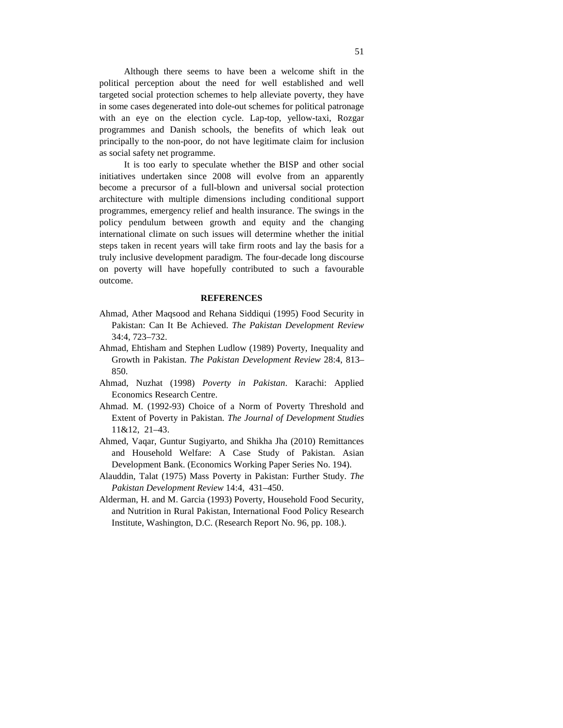Although there seems to have been a welcome shift in the political perception about the need for well established and well targeted social protection schemes to help alleviate poverty, they have in some cases degenerated into dole-out schemes for political patronage with an eye on the election cycle. Lap-top, yellow-taxi, Rozgar programmes and Danish schools, the benefits of which leak out principally to the non-poor, do not have legitimate claim for inclusion as social safety net programme.

It is too early to speculate whether the BISP and other social initiatives undertaken since 2008 will evolve from an apparently become a precursor of a full-blown and universal social protection architecture with multiple dimensions including conditional support programmes, emergency relief and health insurance. The swings in the policy pendulum between growth and equity and the changing international climate on such issues will determine whether the initial steps taken in recent years will take firm roots and lay the basis for a truly inclusive development paradigm. The four-decade long discourse on poverty will have hopefully contributed to such a favourable outcome.

## REFERENCES

Ahmad, Ather Maqsood and Rehana Siddiqui (1995) Food Security in Pakistan: Can It Be Achieved. *The Pakistan Development Review* 34:4, 723–732.

Ahmad, Ehtisham and Stephen Ludlow (1989) Poverty, Inequality and Growth in Pakistan. *The Pakistan Development Review* 28:4, 813–850.

Ahmad, Nuzhat (1998) *Poverty in Pakistan*. Karachi: Applied Economics Research Centre.

Ahmad. M. (1992-93) Choice of a Norm of Poverty Threshold and Extent of Poverty in Pakistan. *The Journal of Development Studies* 11&12, 21–43.

Ahmed, Vaqar, Guntur Sugiyarto, and Shikha Jha (2010) Remittances and Household Welfare: A Case Study of Pakistan. Asian Development Bank. (Economics Working Paper Series No. 194).

Alauddin, Talat (1975) Mass Poverty in Pakistan: Further Study. *The Pakistan Development Review* 14:4, 431–450.

Alderman, H. and M. Garcia (1993) Poverty, Household Food Security, and Nutrition in Rural Pakistan, International Food Policy Research Institute, Washington, D.C. (Research Report No. 96, pp. 108.).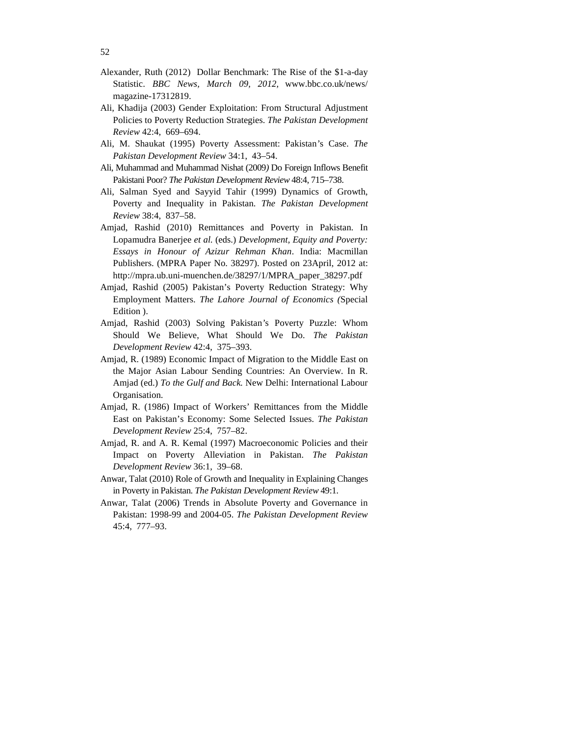Alexander, Ruth (2012) Dollar Benchmark: The Rise of the $1-a-day Statistic. *BBC News, March 09, 2012,* www.bbc.co.uk/news/magazine-17312819.

Ali, Khadija (2003) Gender Exploitation: From Structural Adjustment Policies to Poverty Reduction Strategies. *The Pakistan Development Review* 42:4, 669–694.

Ali, M. Shaukat (1995) Poverty Assessment: Pakistan's Case. *The Pakistan Development Review* 34:1, 43–54.

Ali, Muhammad and Muhammad Nishat (2009) Do Foreign Inflows Benefit Pakistani Poor? *The Pakistan Development Review* 48:4, 715–738.

Ali, Salman Syed and Sayyid Tahir (1999) Dynamics of Growth, Poverty and Inequality in Pakistan. *The Pakistan Development Review* 38:4, 837–58.

Amjad, Rashid (2010) Remittances and Poverty in Pakistan. In Lopamudra Banerjee *et al.* (eds.) *Development, Equity and Poverty: Essays in Honour of Azizur Rehman Khan*. India: Macmillan Publishers. (MPRA Paper No. 38297). Posted on 23April, 2012 at: http://mpra.ub.uni-muenchen.de/38297/1/MPRA_paper_38297.pdf

Amjad, Rashid (2005) Pakistan's Poverty Reduction Strategy: Why Employment Matters. *The Lahore Journal of Economics (*Special Edition ).

Amjad, Rashid (2003) Solving Pakistan's Poverty Puzzle: Whom Should We Believe, What Should We Do. *The Pakistan Development Review* 42:4, 375–393.

Amjad, R. (1989) Economic Impact of Migration to the Middle East on the Major Asian Labour Sending Countries: An Overview. In R. Amjad (ed.) *To the Gulf and Back.* New Delhi: International Labour Organisation.

Amjad, R. (1986) Impact of Workers' Remittances from the Middle East on Pakistan's Economy: Some Selected Issues. *The Pakistan Development Review* 25:4, 757–82.

Amjad, R. and A. R. Kemal (1997) Macroeconomic Policies and their Impact on Poverty Alleviation in Pakistan. *The Pakistan Development Review* 36:1, 39–68.

Anwar, Talat (2010) Role of Growth and Inequality in Explaining Changes in Poverty in Pakistan. *The Pakistan Development Review* 49:1.

Anwar, Talat (2006) Trends in Absolute Poverty and Governance in Pakistan: 1998-99 and 2004-05. *The Pakistan Development Review* 45:4, 777–93.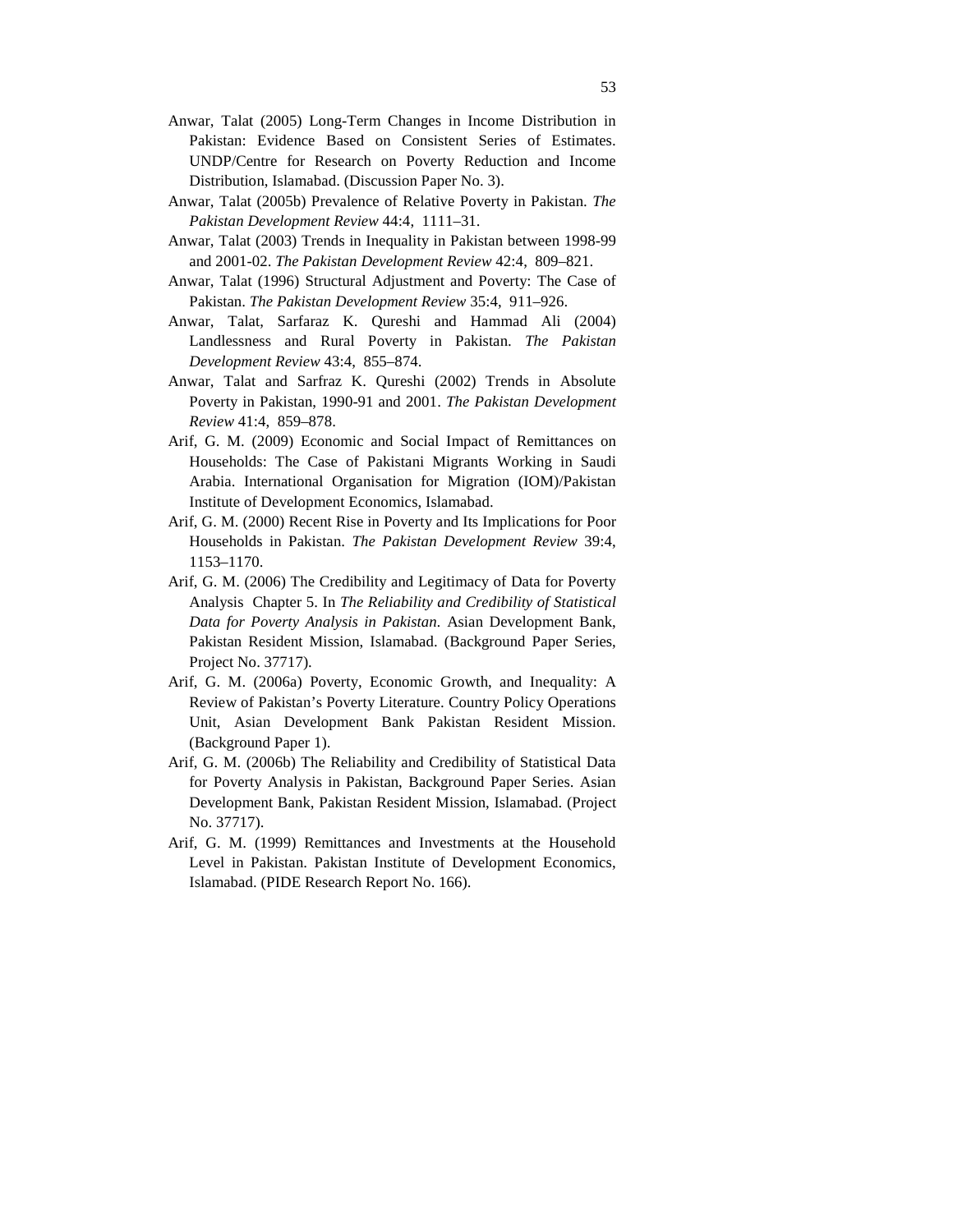Anwar, Talat (2005) Long-Term Changes in Income Distribution in Pakistan: Evidence Based on Consistent Series of Estimates. UNDP/Centre for Research on Poverty Reduction and Income Distribution, Islamabad. (Discussion Paper No. 3).

Anwar, Talat (2005b) Prevalence of Relative Poverty in Pakistan. *The Pakistan Development Review* 44:4, 1111–31.

Anwar, Talat (2003) Trends in Inequality in Pakistan between 1998-99 and 2001-02. *The Pakistan Development Review* 42:4, 809–821.

Anwar, Talat (1996) Structural Adjustment and Poverty: The Case of Pakistan. *The Pakistan Development Review* 35:4, 911–926.

Anwar, Talat, Sarfaraz K. Qureshi and Hammad Ali (2004) Landlessness and Rural Poverty in Pakistan. *The Pakistan Development Review* 43:4, 855–874.

Anwar, Talat and Sarfraz K. Qureshi (2002) Trends in Absolute Poverty in Pakistan, 1990-91 and 2001. *The Pakistan Development Review* 41:4, 859–878.

Arif, G. M. (2009) Economic and Social Impact of Remittances on Households: The Case of Pakistani Migrants Working in Saudi Arabia. International Organisation for Migration (IOM)/Pakistan Institute of Development Economics, Islamabad.

Arif, G. M. (2000) Recent Rise in Poverty and Its Implications for Poor Households in Pakistan. *The Pakistan Development Review* 39:4, 1153–1170.

Arif, G. M. (2006) The Credibility and Legitimacy of Data for Poverty Analysis Chapter 5. In *The Reliability and Credibility of Statistical Data for Poverty Analysis in Pakistan*. Asian Development Bank, Pakistan Resident Mission, Islamabad. (Background Paper Series, Project No. 37717).

Arif, G. M. (2006a) Poverty, Economic Growth, and Inequality: A Review of Pakistan's Poverty Literature. Country Policy Operations Unit, Asian Development Bank Pakistan Resident Mission. (Background Paper 1).

Arif, G. M. (2006b) The Reliability and Credibility of Statistical Data for Poverty Analysis in Pakistan, Background Paper Series. Asian Development Bank, Pakistan Resident Mission, Islamabad. (Project No. 37717).

Arif, G. M. (1999) Remittances and Investments at the Household Level in Pakistan. Pakistan Institute of Development Economics, Islamabad. (PIDE Research Report No. 166).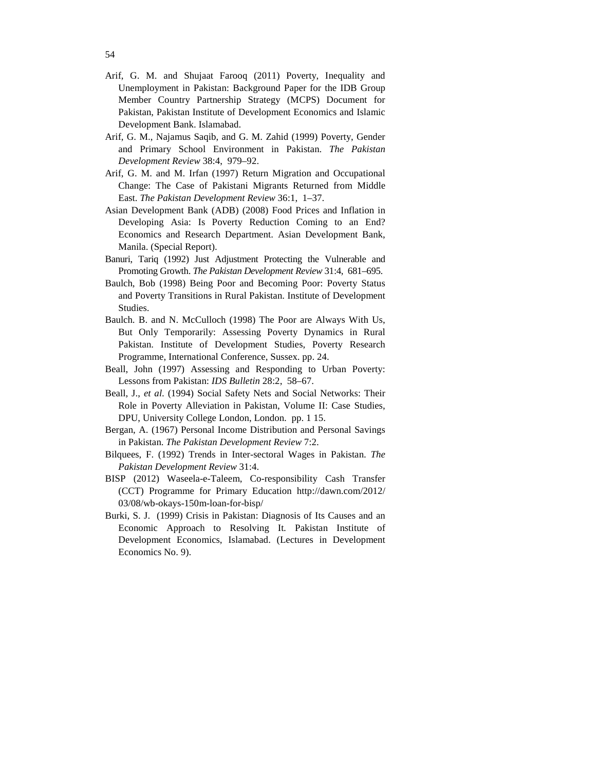Arif, G. M. and Shujaat Farooq (2011) Poverty, Inequality and Unemployment in Pakistan: Background Paper for the IDB Group Member Country Partnership Strategy (MCPS) Document for Pakistan, Pakistan Institute of Development Economics and Islamic Development Bank. Islamabad.

Arif, G. M., Najamus Saqib, and G. M. Zahid (1999) Poverty, Gender and Primary School Environment in Pakistan. *The Pakistan Development Review* 38:4, 979–92.

Arif, G. M. and M. Irfan (1997) Return Migration and Occupational Change: The Case of Pakistani Migrants Returned from Middle East. *The Pakistan Development Review* 36:1, 1–37.

Asian Development Bank (ADB) (2008) Food Prices and Inflation in Developing Asia: Is Poverty Reduction Coming to an End? Economics and Research Department. Asian Development Bank, Manila. (Special Report).

Banuri, Tariq (1992) Just Adjustment Protecting the Vulnerable and Promoting Growth. *The Pakistan Development Review* 31:4, 681–695.

Baulch, Bob (1998) Being Poor and Becoming Poor: Poverty Status and Poverty Transitions in Rural Pakistan. Institute of Development Studies.

Baulch. B. and N. McCulloch (1998) The Poor are Always With Us, But Only Temporarily: Assessing Poverty Dynamics in Rural Pakistan. Institute of Development Studies, Poverty Research Programme, International Conference, Sussex. pp. 24.

Beall, John (1997) Assessing and Responding to Urban Poverty: Lessons from Pakistan: *IDS Bulletin* 28:2, 58–67.

Beall, J., *et al*. (1994) Social Safety Nets and Social Networks: Their Role in Poverty Alleviation in Pakistan, Volume II: Case Studies, DPU, University College London, London. pp. 1 15.

Bergan, A. (1967) Personal Income Distribution and Personal Savings in Pakistan. *The Pakistan Development Review* 7:2.

Bilquees, F. (1992) Trends in Inter-sectoral Wages in Pakistan. *The Pakistan Development Review* 31:4.

BISP (2012) Waseela-e-Taleem, Co-responsibility Cash Transfer (CCT) Programme for Primary Education http://dawn.com/2012/03/08/wb-okays-150m-loan-for-bisp/

Burki, S. J. (1999) Crisis in Pakistan: Diagnosis of Its Causes and an Economic Approach to Resolving It. Pakistan Institute of Development Economics, Islamabad. (Lectures in Development Economics No. 9).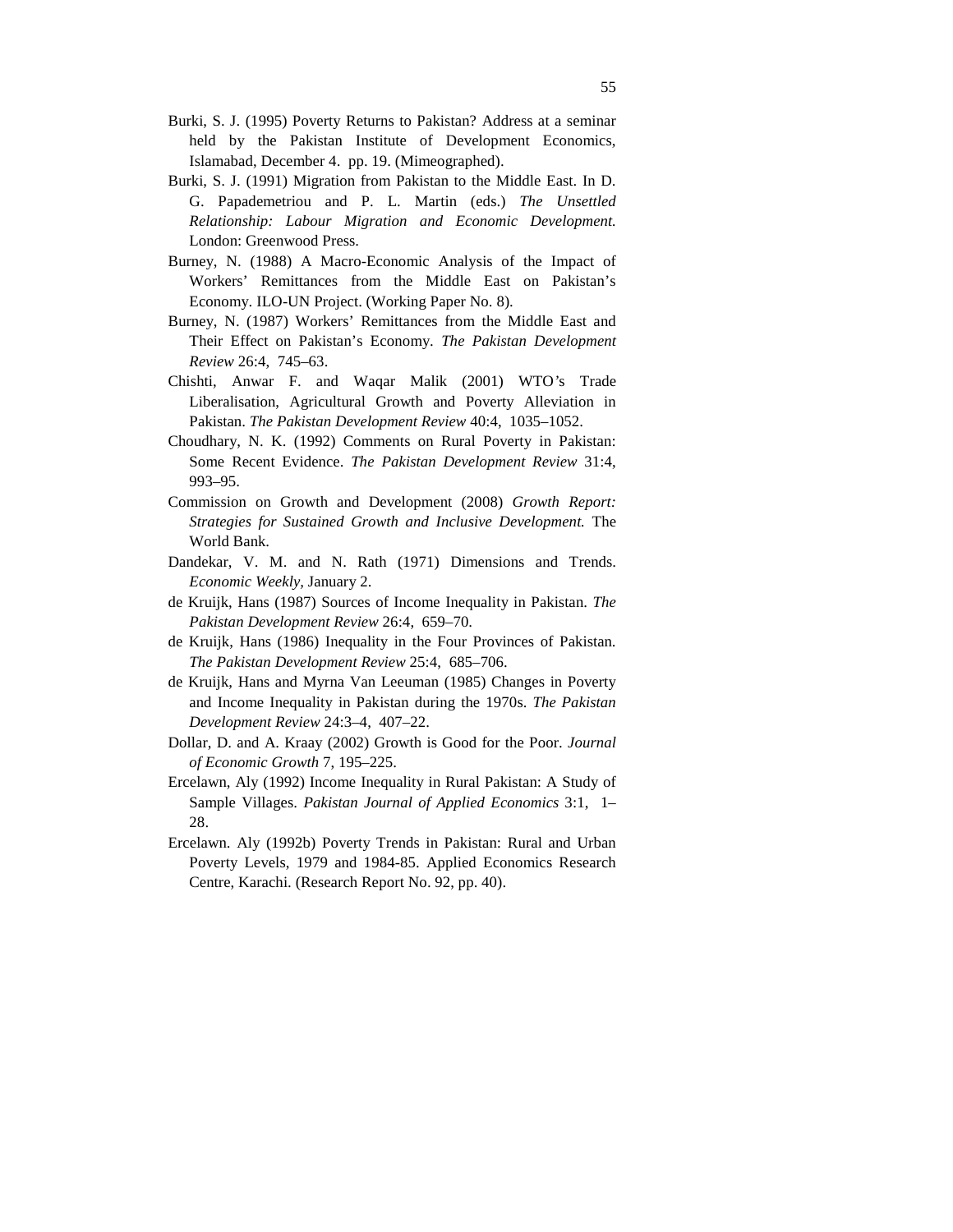Burki, S. J. (1995) Poverty Returns to Pakistan? Address at a seminar held by the Pakistan Institute of Development Economics, Islamabad, December 4. pp. 19. (Mimeographed).

Burki, S. J. (1991) Migration from Pakistan to the Middle East. In D. G. Papademetriou and P. L. Martin (eds.) *The Unsettled Relationship: Labour Migration and Economic Development.* London: Greenwood Press.

Burney, N. (1988) A Macro-Economic Analysis of the Impact of Workers' Remittances from the Middle East on Pakistan's Economy. ILO-UN Project. (Working Paper No. 8).

Burney, N. (1987) Workers' Remittances from the Middle East and Their Effect on Pakistan's Economy. *The Pakistan Development Review* 26:4, 745–63.

Chishti, Anwar F. and Waqar Malik (2001) WTO's Trade Liberalisation, Agricultural Growth and Poverty Alleviation in Pakistan. *The Pakistan Development Review* 40:4, 1035–1052.

Choudhary, N. K. (1992) Comments on Rural Poverty in Pakistan: Some Recent Evidence. *The Pakistan Development Review* 31:4, 993–95.

Commission on Growth and Development (2008) *Growth Report: Strategies for Sustained Growth and Inclusive Development.* The World Bank.

Dandekar, V. M. and N. Rath (1971) Dimensions and Trends. *Economic Weekly*, January 2.

de Kruijk, Hans (1987) Sources of Income Inequality in Pakistan. *The Pakistan Development Review* 26:4, 659–70.

de Kruijk, Hans (1986) Inequality in the Four Provinces of Pakistan. *The Pakistan Development Review* 25:4, 685–706.

de Kruijk, Hans and Myrna Van Leeuman (1985) Changes in Poverty and Income Inequality in Pakistan during the 1970s. *The Pakistan Development Review* 24:3–4, 407–22.

Dollar, D. and A. Kraay (2002) Growth is Good for the Poor. *Journal of Economic Growth* 7, 195–225.

Ercelawn, Aly (1992) Income Inequality in Rural Pakistan: A Study of Sample Villages. *Pakistan Journal of Applied Economics* 3:1, 1–28.

Ercelawn. Aly (1992b) Poverty Trends in Pakistan: Rural and Urban Poverty Levels, 1979 and 1984-85. Applied Economics Research Centre, Karachi. (Research Report No. 92, pp. 40).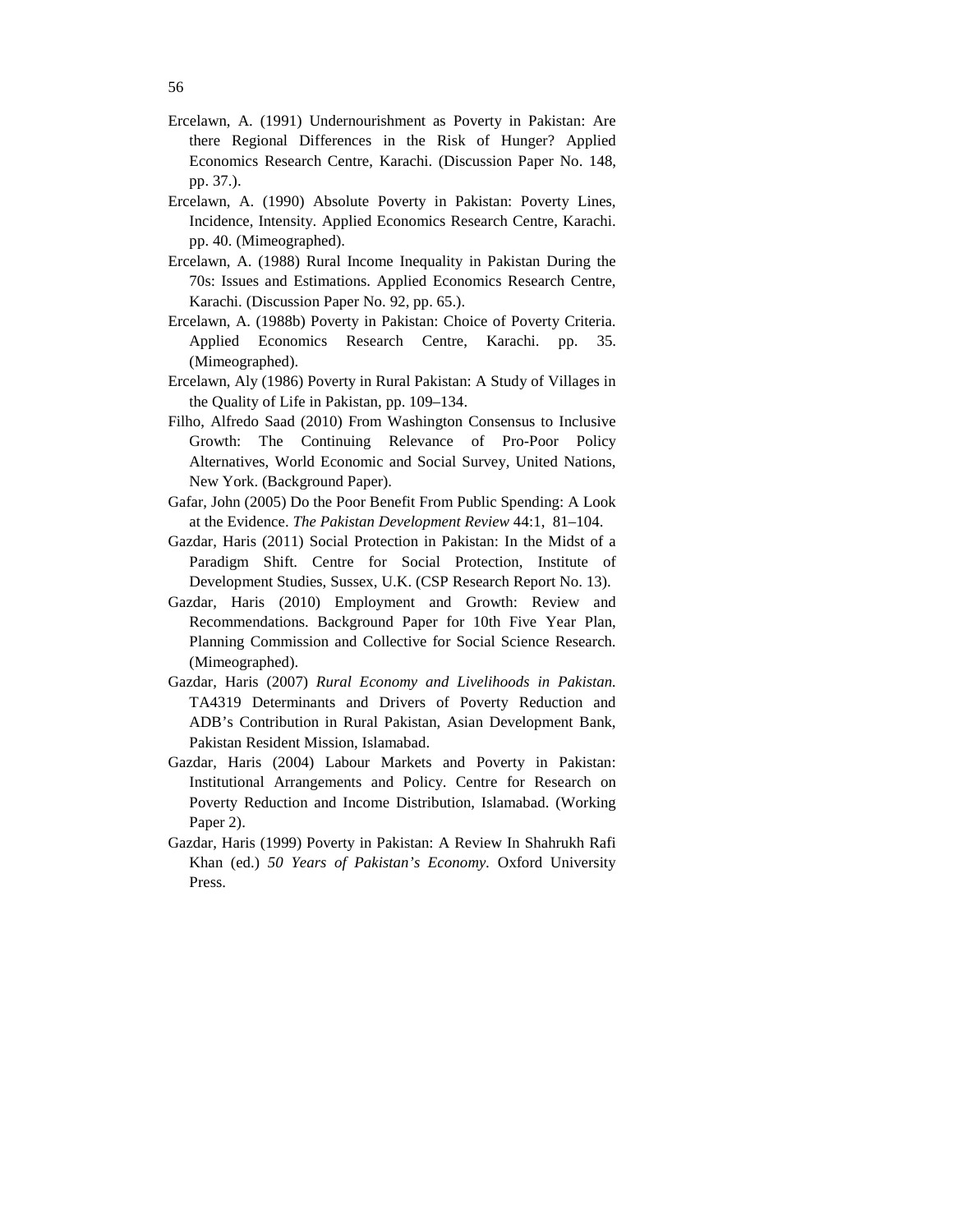Ercelawn, A. (1991) Undernourishment as Poverty in Pakistan: Are there Regional Differences in the Risk of Hunger? Applied Economics Research Centre, Karachi. (Discussion Paper No. 148, pp. 37.).

Ercelawn, A. (1990) Absolute Poverty in Pakistan: Poverty Lines, Incidence, Intensity. Applied Economics Research Centre, Karachi. pp. 40. (Mimeographed).

Ercelawn, A. (1988) Rural Income Inequality in Pakistan During the 70s: Issues and Estimations. Applied Economics Research Centre, Karachi. (Discussion Paper No. 92, pp. 65.).

Ercelawn, A. (1988b) Poverty in Pakistan: Choice of Poverty Criteria. Applied Economics Research Centre, Karachi. pp. 35. (Mimeographed).

Ercelawn, Aly (1986) Poverty in Rural Pakistan: A Study of Villages in the Quality of Life in Pakistan, pp. 109–134.

Filho, Alfredo Saad (2010) From Washington Consensus to Inclusive Growth: The Continuing Relevance of Pro-Poor Policy Alternatives, World Economic and Social Survey, United Nations, New York. (Background Paper).

Gafar, John (2005) Do the Poor Benefit From Public Spending: A Look at the Evidence. *The Pakistan Development Review* 44:1, 81–104.

Gazdar, Haris (2011) Social Protection in Pakistan: In the Midst of a Paradigm Shift. Centre for Social Protection, Institute of Development Studies, Sussex, U.K. (CSP Research Report No. 13).

Gazdar, Haris (2010) Employment and Growth: Review and Recommendations. Background Paper for 10th Five Year Plan, Planning Commission and Collective for Social Science Research. (Mimeographed).

Gazdar, Haris (2007) *Rural Economy and Livelihoods in Pakistan.* TA4319 Determinants and Drivers of Poverty Reduction and ADB's Contribution in Rural Pakistan, Asian Development Bank, Pakistan Resident Mission, Islamabad.

Gazdar, Haris (2004) Labour Markets and Poverty in Pakistan: Institutional Arrangements and Policy. Centre for Research on Poverty Reduction and Income Distribution, Islamabad. (Working Paper 2).

Gazdar, Haris (1999) Poverty in Pakistan: A Review In Shahrukh Rafi Khan (ed.) *50 Years of Pakistan's Economy.* Oxford University Press.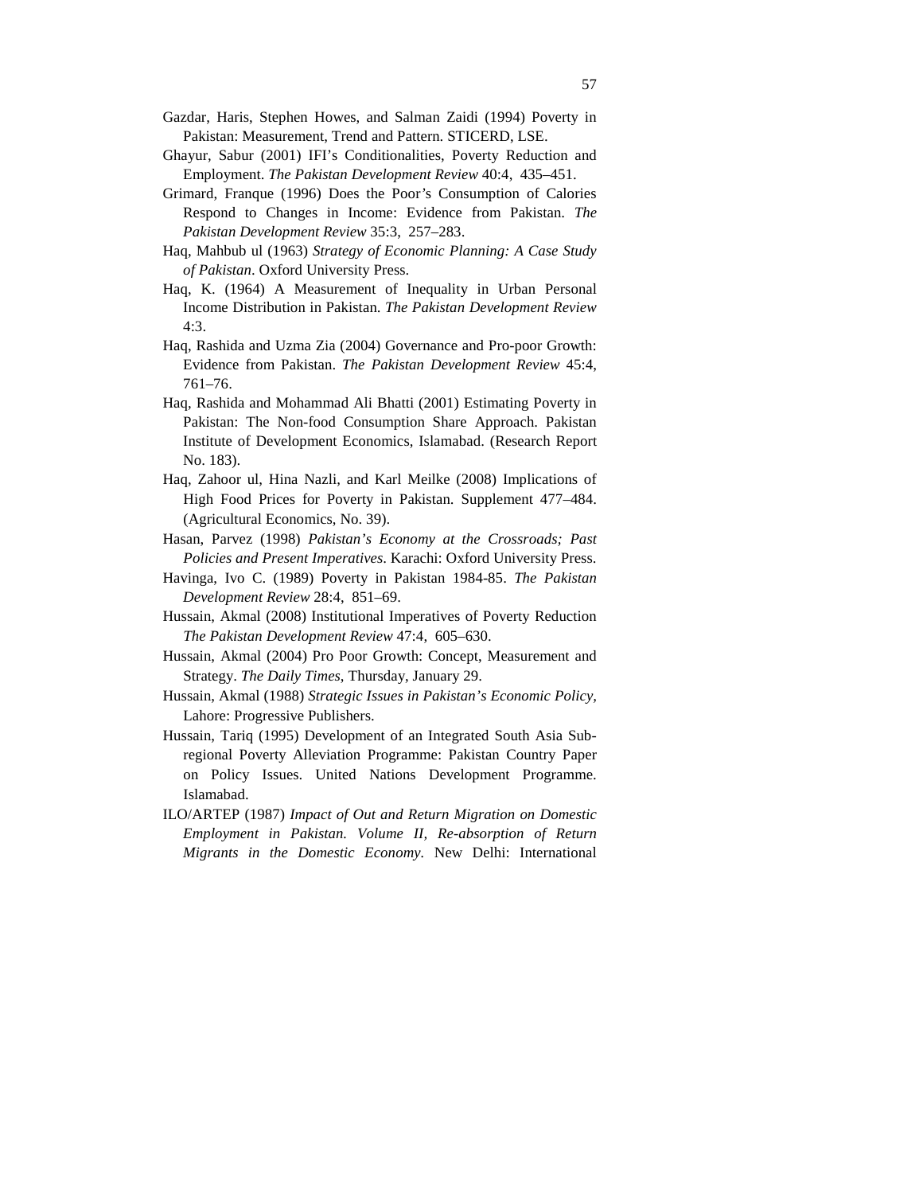Gazdar, Haris, Stephen Howes, and Salman Zaidi (1994) Poverty in Pakistan: Measurement, Trend and Pattern. STICERD, LSE.

Ghayur, Sabur (2001) IFI's Conditionalities, Poverty Reduction and Employment. *The Pakistan Development Review* 40:4, 435–451.

Grimard, Franque (1996) Does the Poor's Consumption of Calories Respond to Changes in Income: Evidence from Pakistan. *The Pakistan Development Review* 35:3, 257–283.

Haq, Mahbub ul (1963) *Strategy of Economic Planning: A Case Study of Pakistan*. Oxford University Press.

Haq, K. (1964) A Measurement of Inequality in Urban Personal Income Distribution in Pakistan. *The Pakistan Development Review* 4:3.

Haq, Rashida and Uzma Zia (2004) Governance and Pro-poor Growth: Evidence from Pakistan. *The Pakistan Development Review* 45:4, 761–76.

Haq, Rashida and Mohammad Ali Bhatti (2001) Estimating Poverty in Pakistan: The Non-food Consumption Share Approach. Pakistan Institute of Development Economics, Islamabad. (Research Report No. 183).

Haq, Zahoor ul, Hina Nazli, and Karl Meilke (2008) Implications of High Food Prices for Poverty in Pakistan. Supplement 477–484. (Agricultural Economics, No. 39).

Hasan, Parvez (1998) *Pakistan's Economy at the Crossroads; Past Policies and Present Imperatives*. Karachi: Oxford University Press.

Havinga, Ivo C. (1989) Poverty in Pakistan 1984-85. *The Pakistan Development Review* 28:4, 851–69.

Hussain, Akmal (2008) Institutional Imperatives of Poverty Reduction *The Pakistan Development Review* 47:4, 605–630.

Hussain, Akmal (2004) Pro Poor Growth: Concept, Measurement and Strategy. *The Daily Times*, Thursday, January 29.

Hussain, Akmal (1988) *Strategic Issues in Pakistan's Economic Policy*, Lahore: Progressive Publishers.

Hussain, Tariq (1995) Development of an Integrated South Asia Sub-regional Poverty Alleviation Programme: Pakistan Country Paper on Policy Issues. United Nations Development Programme. Islamabad.

ILO/ARTEP (1987) *Impact of Out and Return Migration on Domestic Employment in Pakistan. Volume II, Re-absorption of Return Migrants in the Domestic Economy*. New Delhi: International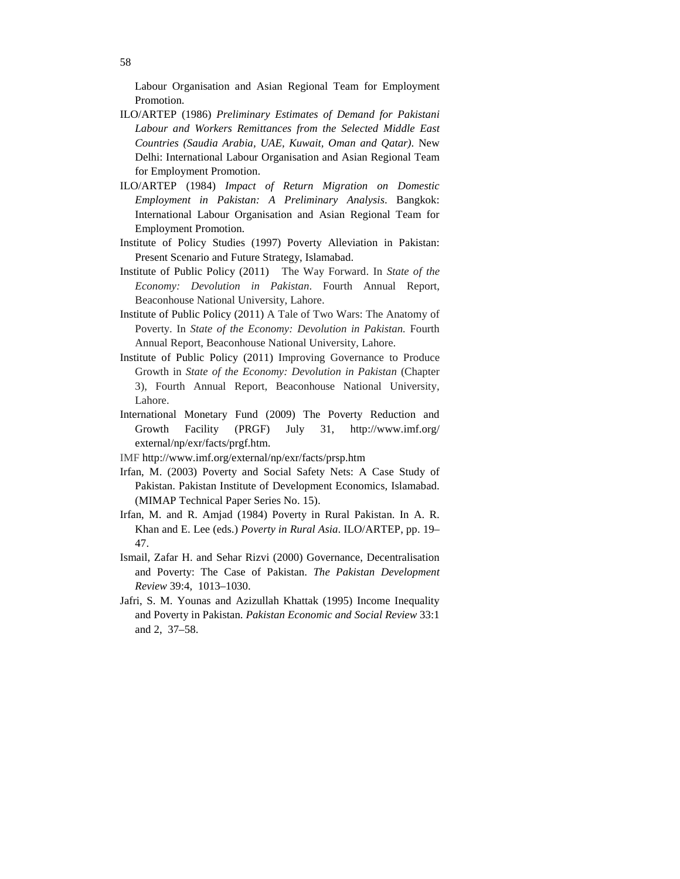Labour Organisation and Asian Regional Team for Employment Promotion.

ILO/ARTEP (1986) *Preliminary Estimates of Demand for Pakistani Labour and Workers Remittances from the Selected Middle East Countries (Saudia Arabia, UAE, Kuwait, Oman and Qatar)*. New Delhi: International Labour Organisation and Asian Regional Team for Employment Promotion.

ILO/ARTEP (1984) *Impact of Return Migration on Domestic Employment in Pakistan: A Preliminary Analysis*. Bangkok: International Labour Organisation and Asian Regional Team for Employment Promotion.

Institute of Policy Studies (1997) Poverty Alleviation in Pakistan: Present Scenario and Future Strategy, Islamabad.

Institute of Public Policy (2011) The Way Forward. In *State of the Economy: Devolution in Pakistan*. Fourth Annual Report, Beaconhouse National University, Lahore.

Institute of Public Policy (2011) A Tale of Two Wars: The Anatomy of Poverty. In *State of the Economy: Devolution in Pakistan.* Fourth Annual Report, Beaconhouse National University, Lahore.

Institute of Public Policy (2011) Improving Governance to Produce Growth in *State of the Economy: Devolution in Pakistan* (Chapter 3), Fourth Annual Report, Beaconhouse National University, Lahore.

International Monetary Fund (2009) The Poverty Reduction and Growth Facility (PRGF) July 31, http://www.imf.org/external/np/exr/facts/prgf.htm.

IMF http://www.imf.org/external/np/exr/facts/prsp.htm

Irfan, M. (2003) Poverty and Social Safety Nets: A Case Study of Pakistan. Pakistan Institute of Development Economics, Islamabad. (MIMAP Technical Paper Series No. 15).

Irfan, M. and R. Amjad (1984) Poverty in Rural Pakistan. In A. R. Khan and E. Lee (eds.) *Poverty in Rural Asia*. ILO/ARTEP, pp. 19–47.

Ismail, Zafar H. and Sehar Rizvi (2000) Governance, Decentralisation and Poverty: The Case of Pakistan. *The Pakistan Development Review* 39:4, 1013–1030.

Jafri, S. M. Younas and Azizullah Khattak (1995) Income Inequality and Poverty in Pakistan. *Pakistan Economic and Social Review* 33:1 and 2, 37–58.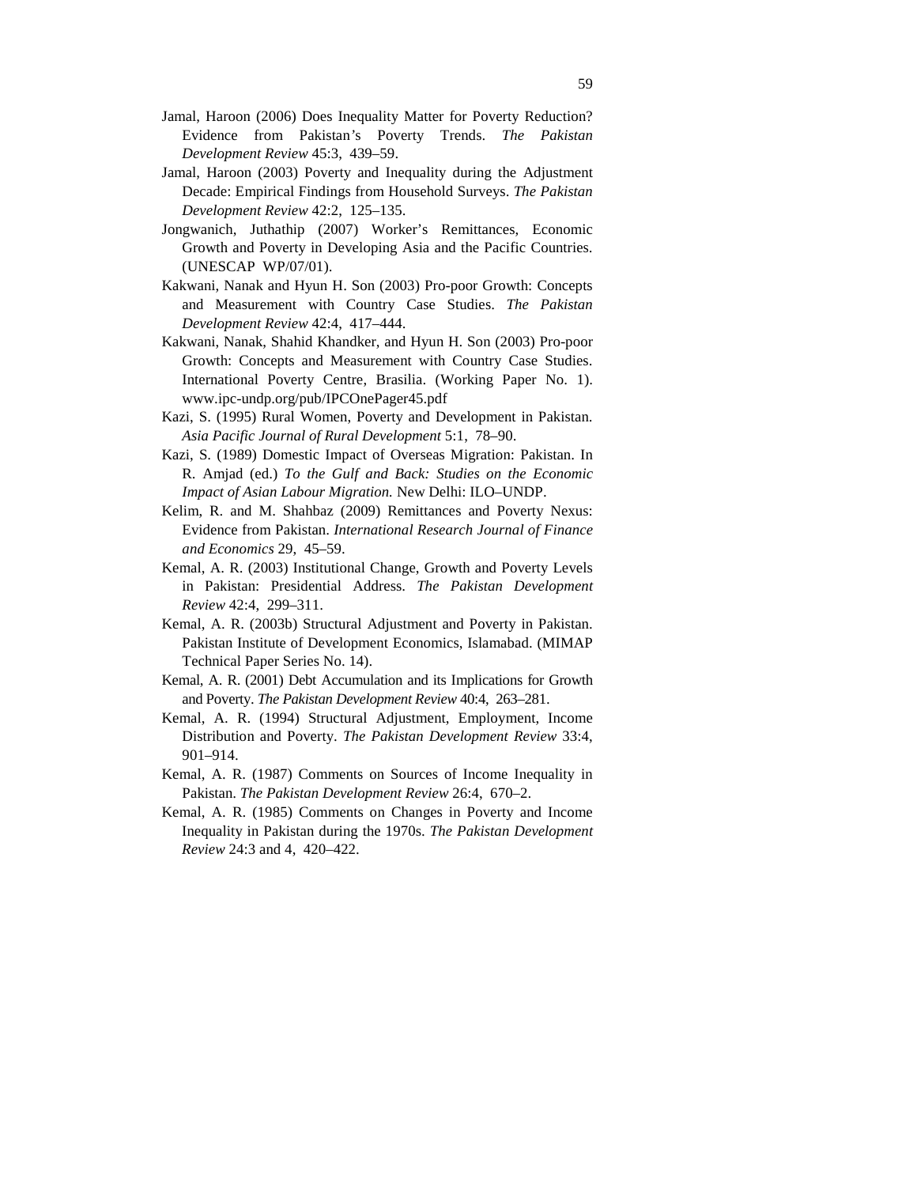Jamal, Haroon (2006) Does Inequality Matter for Poverty Reduction? Evidence from Pakistan's Poverty Trends. *The Pakistan Development Review* 45:3, 439–59.

Jamal, Haroon (2003) Poverty and Inequality during the Adjustment Decade: Empirical Findings from Household Surveys. *The Pakistan Development Review* 42:2, 125–135.

Jongwanich, Juthathip (2007) Worker's Remittances, Economic Growth and Poverty in Developing Asia and the Pacific Countries. (UNESCAP WP/07/01).

Kakwani, Nanak and Hyun H. Son (2003) Pro-poor Growth: Concepts and Measurement with Country Case Studies. *The Pakistan Development Review* 42:4, 417–444.

Kakwani, Nanak, Shahid Khandker, and Hyun H. Son (2003) Pro-poor Growth: Concepts and Measurement with Country Case Studies. International Poverty Centre, Brasilia. (Working Paper No. 1). www.ipc-undp.org/pub/IPCOnePager45.pdf

Kazi, S. (1995) Rural Women, Poverty and Development in Pakistan. *Asia Pacific Journal of Rural Development* 5:1, 78–90.

Kazi, S. (1989) Domestic Impact of Overseas Migration: Pakistan. In R. Amjad (ed.) *To the Gulf and Back: Studies on the Economic Impact of Asian Labour Migration.* New Delhi: ILO–UNDP.

Kelim, R. and M. Shahbaz (2009) Remittances and Poverty Nexus: Evidence from Pakistan. *International Research Journal of Finance and Economics* 29, 45–59.

Kemal, A. R. (2003) Institutional Change, Growth and Poverty Levels in Pakistan: Presidential Address. *The Pakistan Development Review* 42:4, 299–311.

Kemal, A. R. (2003b) Structural Adjustment and Poverty in Pakistan. Pakistan Institute of Development Economics, Islamabad. (MIMAP Technical Paper Series No. 14).

Kemal, A. R. (2001) Debt Accumulation and its Implications for Growth and Poverty. *The Pakistan Development Review* 40:4, 263–281.

Kemal, A. R. (1994) Structural Adjustment, Employment, Income Distribution and Poverty. *The Pakistan Development Review* 33:4, 901–914.

Kemal, A. R. (1987) Comments on Sources of Income Inequality in Pakistan. *The Pakistan Development Review* 26:4, 670–2.

Kemal, A. R. (1985) Comments on Changes in Poverty and Income Inequality in Pakistan during the 1970s. *The Pakistan Development Review* 24:3 and 4, 420–422.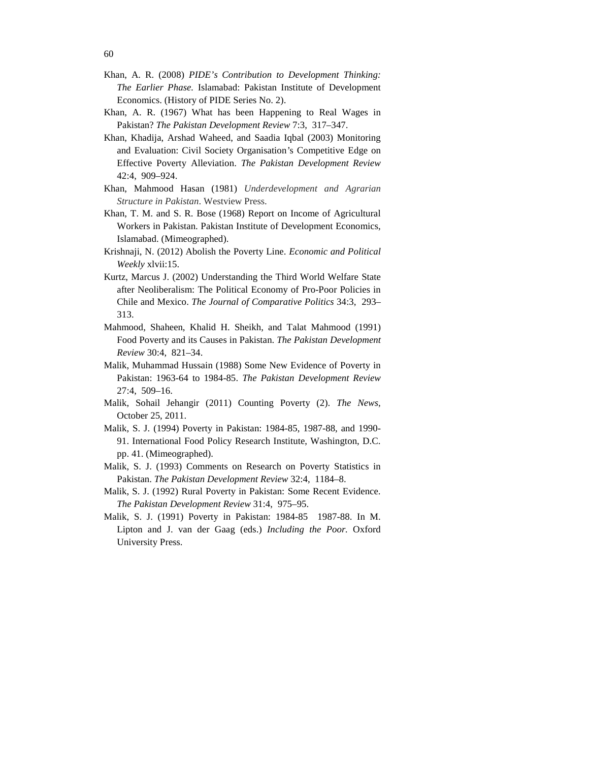Khan, A. R. (2008) *PIDE's Contribution to Development Thinking: The Earlier Phase*. Islamabad: Pakistan Institute of Development Economics. (History of PIDE Series No. 2).

Khan, A. R. (1967) What has been Happening to Real Wages in Pakistan? *The Pakistan Development Review* 7:3, 317–347.

Khan, Khadija, Arshad Waheed, and Saadia Iqbal (2003) Monitoring and Evaluation: Civil Society Organisation's Competitive Edge on Effective Poverty Alleviation. *The Pakistan Development Review* 42:4, 909–924.

Khan, Mahmood Hasan (1981) *Underdevelopment and Agrarian Structure in Pakistan*. Westview Press.

Khan, T. M. and S. R. Bose (1968) Report on Income of Agricultural Workers in Pakistan. Pakistan Institute of Development Economics, Islamabad. (Mimeographed).

Krishnaji, N. (2012) Abolish the Poverty Line. *Economic and Political Weekly* xlvii:15.

Kurtz, Marcus J. (2002) Understanding the Third World Welfare State after Neoliberalism: The Political Economy of Pro-Poor Policies in Chile and Mexico. *The Journal of Comparative Politics* 34:3, 293–313.

Mahmood, Shaheen, Khalid H. Sheikh, and Talat Mahmood (1991) Food Poverty and its Causes in Pakistan. *The Pakistan Development Review* 30:4, 821–34.

Malik, Muhammad Hussain (1988) Some New Evidence of Poverty in Pakistan: 1963-64 to 1984-85. *The Pakistan Development Review* 27:4, 509–16.

Malik, Sohail Jehangir (2011) Counting Poverty (2). *The News*, October 25, 2011.

Malik, S. J. (1994) Poverty in Pakistan: 1984-85, 1987-88, and 1990-91. International Food Policy Research Institute, Washington, D.C. pp. 41. (Mimeographed).

Malik, S. J. (1993) Comments on Research on Poverty Statistics in Pakistan. *The Pakistan Development Review* 32:4, 1184–8.

Malik, S. J. (1992) Rural Poverty in Pakistan: Some Recent Evidence. *The Pakistan Development Review* 31:4, 975–95.

Malik, S. J. (1991) Poverty in Pakistan: 1984-85 1987-88. In M. Lipton and J. van der Gaag (eds.) *Including the Poor*. Oxford University Press.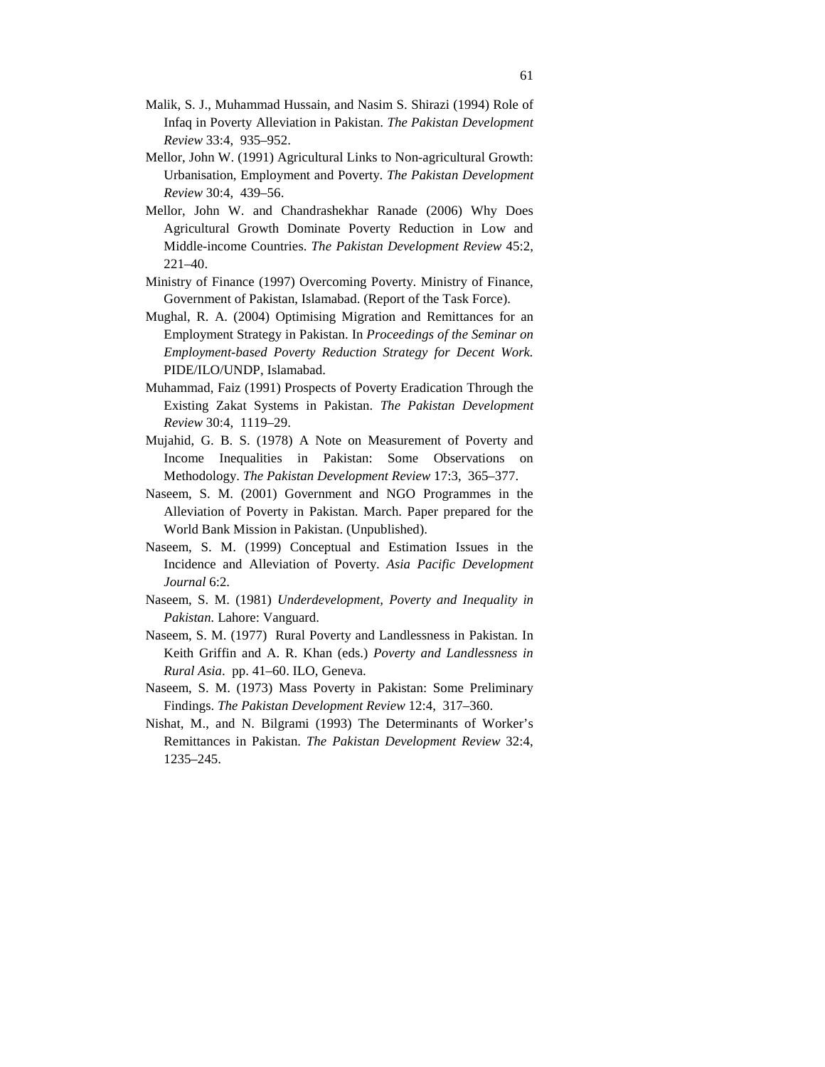Malik, S. J., Muhammad Hussain, and Nasim S. Shirazi (1994) Role of Infaq in Poverty Alleviation in Pakistan. *The Pakistan Development Review* 33:4, 935–952.

Mellor, John W. (1991) Agricultural Links to Non-agricultural Growth: Urbanisation, Employment and Poverty. *The Pakistan Development Review* 30:4, 439–56.

Mellor, John W. and Chandrashekhar Ranade (2006) Why Does Agricultural Growth Dominate Poverty Reduction in Low and Middle-income Countries. *The Pakistan Development Review* 45:2, 221–40.

Ministry of Finance (1997) Overcoming Poverty. Ministry of Finance, Government of Pakistan, Islamabad. (Report of the Task Force).

Mughal, R. A. (2004) Optimising Migration and Remittances for an Employment Strategy in Pakistan. In *Proceedings of the Seminar on Employment-based Poverty Reduction Strategy for Decent Work.* PIDE/ILO/UNDP, Islamabad.

Muhammad, Faiz (1991) Prospects of Poverty Eradication Through the Existing Zakat Systems in Pakistan. *The Pakistan Development Review* 30:4, 1119–29.

Mujahid, G. B. S. (1978) A Note on Measurement of Poverty and Income Inequalities in Pakistan: Some Observations on Methodology. *The Pakistan Development Review* 17:3, 365–377.

Naseem, S. M. (2001) Government and NGO Programmes in the Alleviation of Poverty in Pakistan. March. Paper prepared for the World Bank Mission in Pakistan. (Unpublished).

Naseem, S. M. (1999) Conceptual and Estimation Issues in the Incidence and Alleviation of Poverty. *Asia Pacific Development Journal* 6:2.

Naseem, S. M. (1981) *Underdevelopment, Poverty and Inequality in Pakistan.* Lahore: Vanguard.

Naseem, S. M. (1977) Rural Poverty and Landlessness in Pakistan. In Keith Griffin and A. R. Khan (eds.) *Poverty and Landlessness in Rural Asia*. pp. 41–60. ILO, Geneva.

Naseem, S. M. (1973) Mass Poverty in Pakistan: Some Preliminary Findings. *The Pakistan Development Review* 12:4, 317–360.

Nishat, M., and N. Bilgrami (1993) The Determinants of Worker's Remittances in Pakistan. *The Pakistan Development Review* 32:4, 1235–245.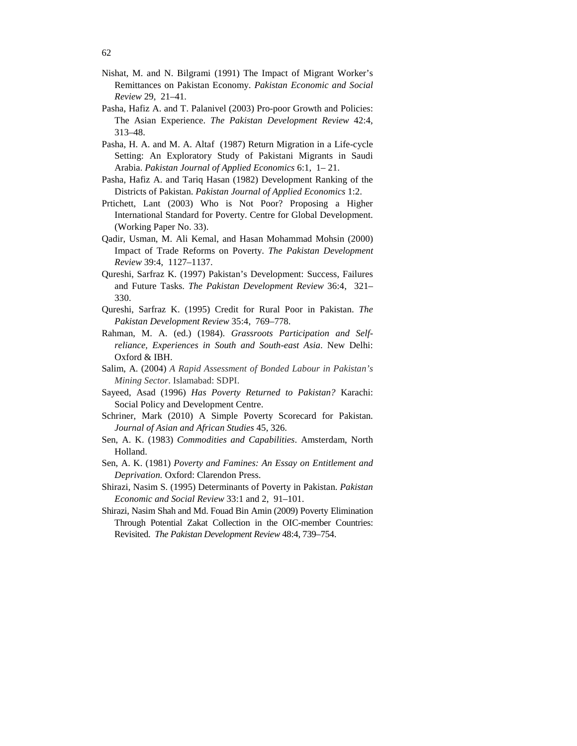Nishat, M. and N. Bilgrami (1991) The Impact of Migrant Worker's Remittances on Pakistan Economy. *Pakistan Economic and Social Review* 29, 21–41.

Pasha, Hafiz A. and T. Palanivel (2003) Pro-poor Growth and Policies: The Asian Experience. *The Pakistan Development Review* 42:4, 313–48.

Pasha, H. A. and M. A. Altaf (1987) Return Migration in a Life-cycle Setting: An Exploratory Study of Pakistani Migrants in Saudi Arabia. *Pakistan Journal of Applied Economics* 6:1, 1– 21.

Pasha, Hafiz A. and Tariq Hasan (1982) Development Ranking of the Districts of Pakistan. *Pakistan Journal of Applied Economics* 1:2.

Prtichett, Lant (2003) Who is Not Poor? Proposing a Higher International Standard for Poverty. Centre for Global Development. (Working Paper No. 33).

Qadir, Usman, M. Ali Kemal, and Hasan Mohammad Mohsin (2000) Impact of Trade Reforms on Poverty. *The Pakistan Development Review* 39:4, 1127–1137.

Qureshi, Sarfraz K. (1997) Pakistan's Development: Success, Failures and Future Tasks. *The Pakistan Development Review* 36:4, 321–330.

Qureshi, Sarfraz K. (1995) Credit for Rural Poor in Pakistan. *The Pakistan Development Review* 35:4, 769–778.

Rahman, M. A. (ed.) (1984). *Grassroots Participation and Self-reliance, Experiences in South and South-east Asia*. New Delhi: Oxford & IBH.

Salim, A. (2004) *A Rapid Assessment of Bonded Labour in Pakistan's Mining Sector*. Islamabad: SDPI.

Sayeed, Asad (1996) *Has Poverty Returned to Pakistan?* Karachi: Social Policy and Development Centre.

Schriner, Mark (2010) A Simple Poverty Scorecard for Pakistan. *Journal of Asian and African Studies* 45, 326.

Sen, A. K. (1983) *Commodities and Capabilities*. Amsterdam, North Holland.

Sen, A. K. (1981) *Poverty and Famines: An Essay on Entitlement and Deprivation.* Oxford: Clarendon Press.

Shirazi, Nasim S. (1995) Determinants of Poverty in Pakistan. *Pakistan Economic and Social Review* 33:1 and 2, 91–101.

Shirazi, Nasim Shah and Md. Fouad Bin Amin (2009) Poverty Elimination Through Potential Zakat Collection in the OIC-member Countries: Revisited. *The Pakistan Development Review* 48:4, 739–754.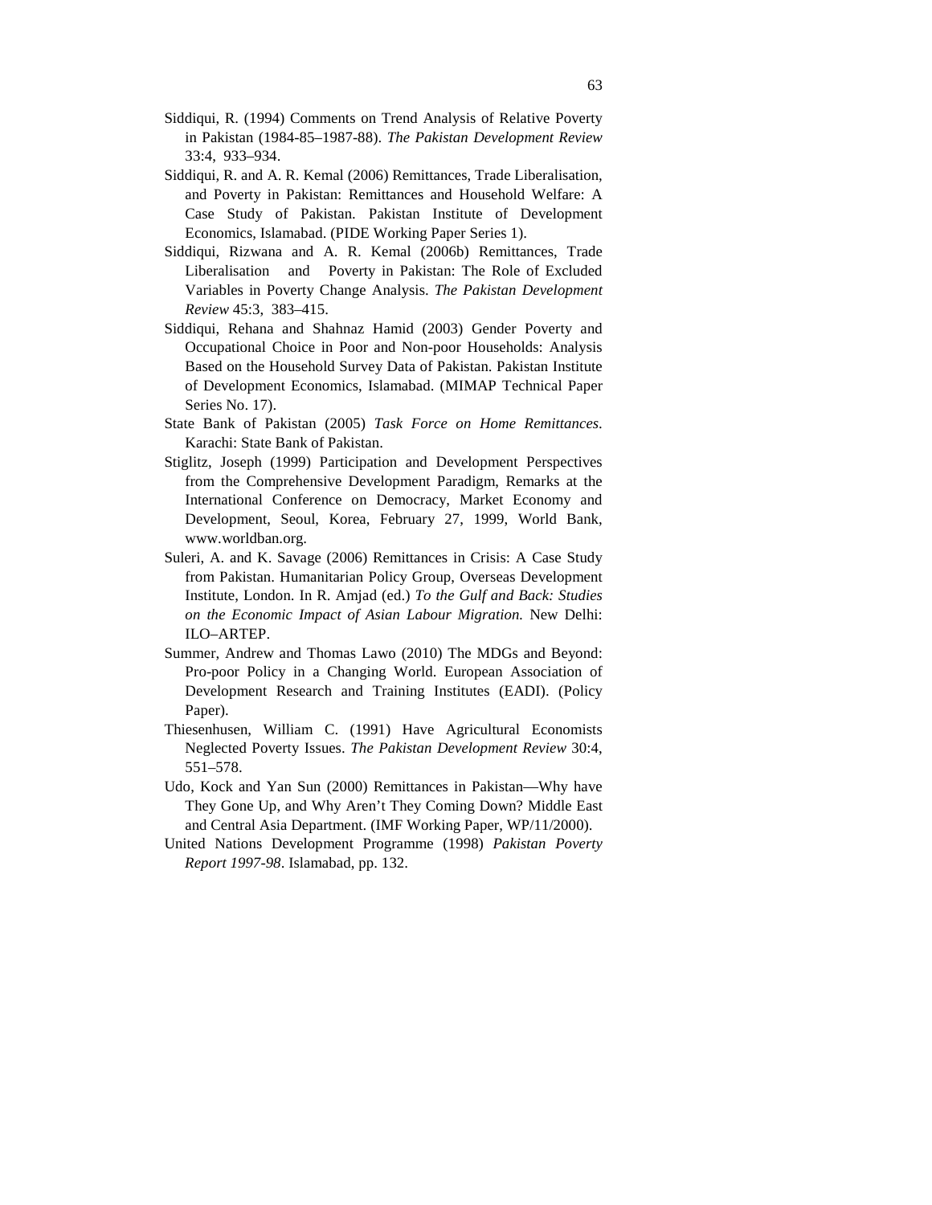Siddiqui, R. (1994) Comments on Trend Analysis of Relative Poverty in Pakistan (1984-85–1987-88). *The Pakistan Development Review* 33:4, 933–934.

Siddiqui, R. and A. R. Kemal (2006) Remittances, Trade Liberalisation, and Poverty in Pakistan: Remittances and Household Welfare: A Case Study of Pakistan. Pakistan Institute of Development Economics, Islamabad. (PIDE Working Paper Series 1).

Siddiqui, Rizwana and A. R. Kemal (2006b) Remittances, Trade Liberalisation and Poverty in Pakistan: The Role of Excluded Variables in Poverty Change Analysis. *The Pakistan Development Review* 45:3, 383–415.

Siddiqui, Rehana and Shahnaz Hamid (2003) Gender Poverty and Occupational Choice in Poor and Non-poor Households: Analysis Based on the Household Survey Data of Pakistan. Pakistan Institute of Development Economics, Islamabad. (MIMAP Technical Paper Series No. 17).

State Bank of Pakistan (2005) *Task Force on Home Remittances*. Karachi: State Bank of Pakistan.

Stiglitz, Joseph (1999) Participation and Development Perspectives from the Comprehensive Development Paradigm, Remarks at the International Conference on Democracy, Market Economy and Development, Seoul, Korea, February 27, 1999, World Bank, www.worldban.org.

Suleri, A. and K. Savage (2006) Remittances in Crisis: A Case Study from Pakistan. Humanitarian Policy Group, Overseas Development Institute, London. In R. Amjad (ed.) *To the Gulf and Back: Studies on the Economic Impact of Asian Labour Migration.* New Delhi: ILO–ARTEP.

Summer, Andrew and Thomas Lawo (2010) The MDGs and Beyond: Pro-poor Policy in a Changing World. European Association of Development Research and Training Institutes (EADI). (Policy Paper).

Thiesenhusen, William C. (1991) Have Agricultural Economists Neglected Poverty Issues. *The Pakistan Development Review* 30:4, 551–578.

Udo, Kock and Yan Sun (2000) Remittances in Pakistan—Why have They Gone Up, and Why Aren't They Coming Down? Middle East and Central Asia Department. (IMF Working Paper, WP/11/2000).

United Nations Development Programme (1998) *Pakistan Poverty Report 1997-98*. Islamabad, pp. 132.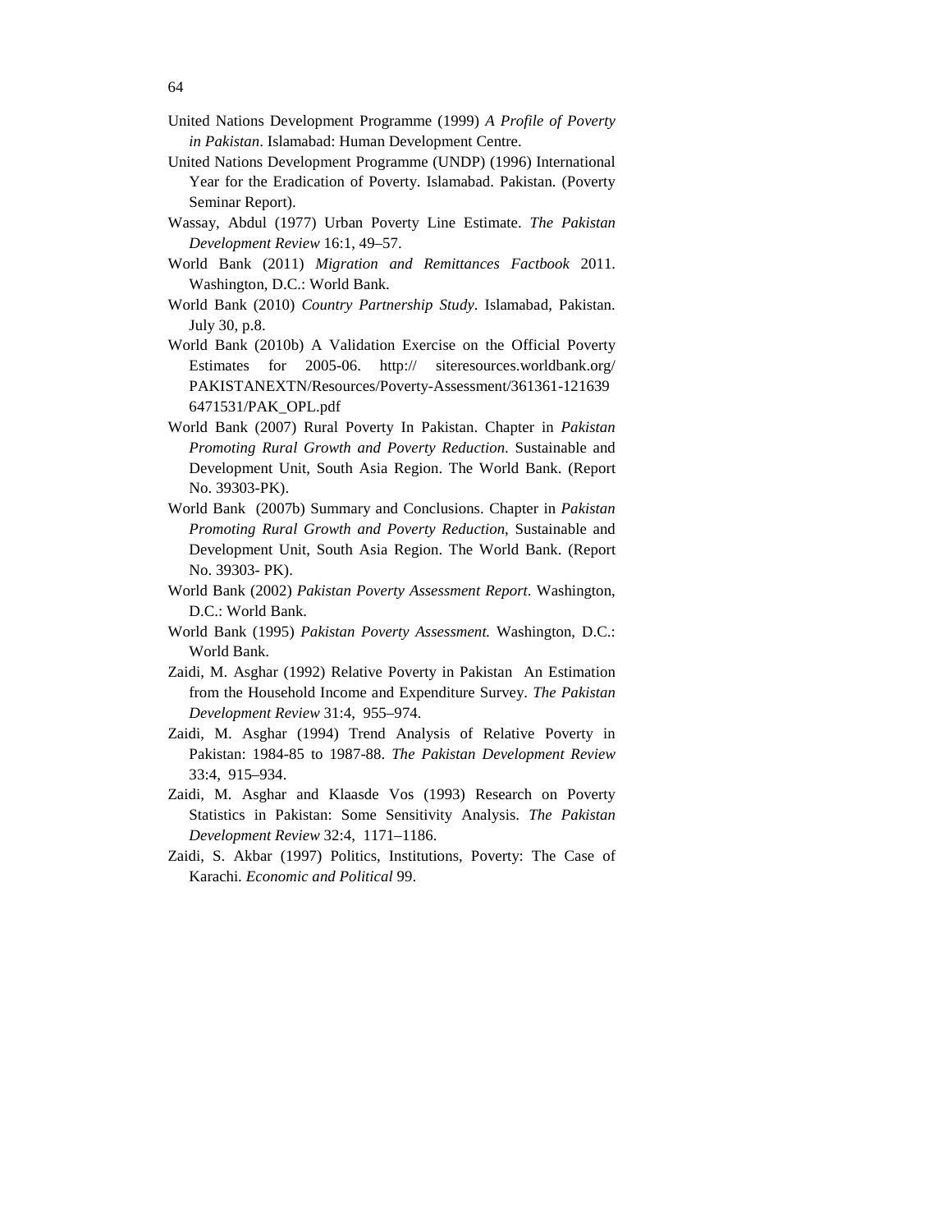United Nations Development Programme (1999) *A Profile of Poverty in Pakistan*. Islamabad: Human Development Centre.

United Nations Development Programme (UNDP) (1996) International Year for the Eradication of Poverty. Islamabad. Pakistan. (Poverty Seminar Report).

Wassay, Abdul (1977) Urban Poverty Line Estimate. *The Pakistan Development Review* 16:1, 49–57.

World Bank (2011) *Migration and Remittances Factbook* 2011. Washington, D.C.: World Bank.

World Bank (2010) *Country Partnership Study*. Islamabad, Pakistan. July 30, p.8.

World Bank (2010b) A Validation Exercise on the Official Poverty Estimates for 2005-06. http:// siteresources.worldbank.org/ PAKISTANEXTN/Resources/Poverty-Assessment/361361-1216396471531/PAK_OPL.pdf

World Bank (2007) Rural Poverty In Pakistan. Chapter in *Pakistan Promoting Rural Growth and Poverty Reduction.* Sustainable and Development Unit, South Asia Region. The World Bank. (Report No. 39303-PK).

World Bank (2007b) Summary and Conclusions. Chapter in *Pakistan Promoting Rural Growth and Poverty Reduction*, Sustainable and Development Unit, South Asia Region. The World Bank. (Report No. 39303- PK).

World Bank (2002) *Pakistan Poverty Assessment Report*. Washington, D.C.: World Bank.

World Bank (1995) *Pakistan Poverty Assessment.* Washington, D.C.: World Bank.

Zaidi, M. Asghar (1992) Relative Poverty in Pakistan An Estimation from the Household Income and Expenditure Survey. *The Pakistan Development Review* 31:4, 955–974.

Zaidi, M. Asghar (1994) Trend Analysis of Relative Poverty in Pakistan: 1984-85 to 1987-88. *The Pakistan Development Review* 33:4, 915–934.

Zaidi, M. Asghar and Klaasde Vos (1993) Research on Poverty Statistics in Pakistan: Some Sensitivity Analysis. *The Pakistan Development Review* 32:4, 1171–1186.

Zaidi, S. Akbar (1997) Politics, Institutions, Poverty: The Case of Karachi. *Economic and Political* 99.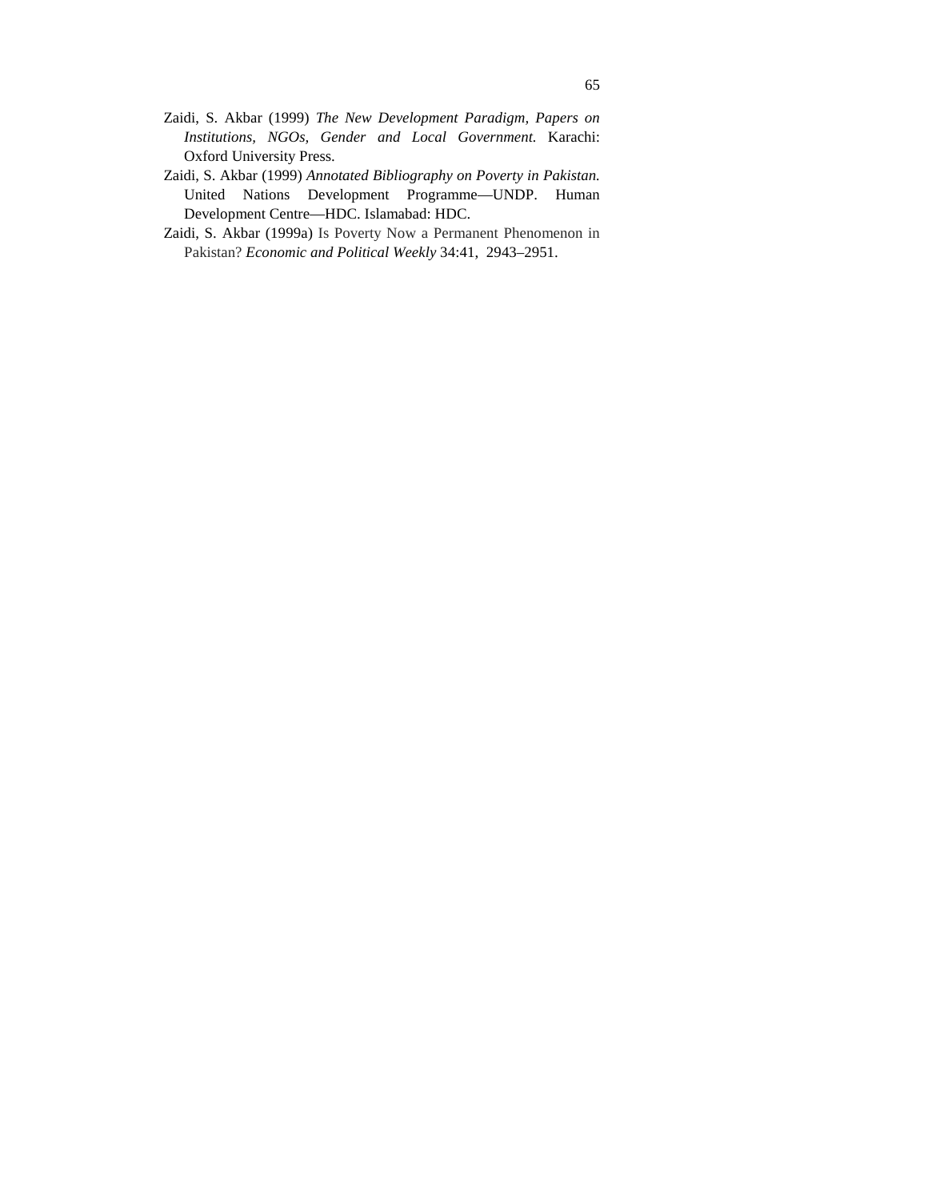Zaidi, S. Akbar (1999) *The New Development Paradigm, Papers on Institutions, NGOs, Gender and Local Government.* Karachi: Oxford University Press.

Zaidi, S. Akbar (1999) *Annotated Bibliography on Poverty in Pakistan.* United Nations Development Programme—UNDP. Human Development Centre—HDC. Islamabad: HDC.

Zaidi, S. Akbar (1999a) Is Poverty Now a Permanent Phenomenon in Pakistan? *Economic and Political Weekly* 34:41, 2943–2951.